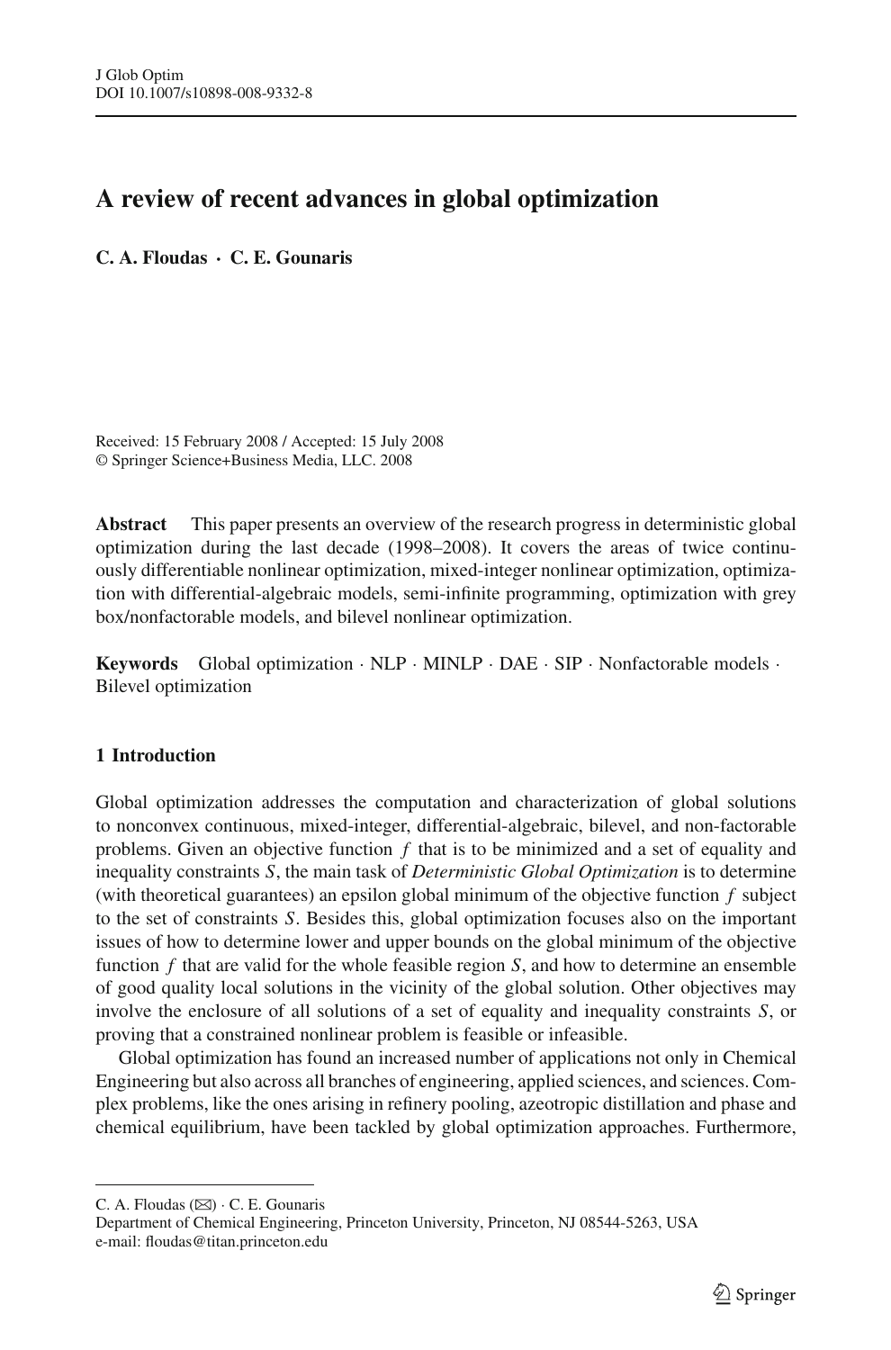# A review of recent advances in global optimization

**C. A. Floudas · C. E. Gounaris**

Received: 15 February 2008 / Accepted: 15 July 2008
© Springer Science+Business Media, LLC. 2008

**Abstract** This paper presents an overview of the research progress in deterministic global optimization during the last decade (1998–2008). It covers the areas of twice continuously differentiable nonlinear optimization, mixed-integer nonlinear optimization, optimization with differential-algebraic models, semi-infinite programming, optimization with grey box/nonfactorable models, and bilevel nonlinear optimization.

**Keywords** Global optimization · NLP · MINLP · DAE · SIP · Nonfactorable models · Bilevel optimization

## 1 Introduction

Global optimization addresses the computation and characterization of global solutions to nonconvex continuous, mixed-integer, differential-algebraic, bilevel, and non-factorable problems. Given an objective function $f$ that is to be minimized and a set of equality and inequality constraints $S$, the main task of *Deterministic Global Optimization* is to determine (with theoretical guarantees) an epsilon global minimum of the objective function $f$ subject to the set of constraints $S$. Besides this, global optimization focuses also on the important issues of how to determine lower and upper bounds on the global minimum of the objective function $f$ that are valid for the whole feasible region $S$, and how to determine an ensemble of good quality local solutions in the vicinity of the global solution. Other objectives may involve the enclosure of all solutions of a set of equality and inequality constraints $S$, or proving that a constrained nonlinear problem is feasible or infeasible.

Global optimization has found an increased number of applications not only in Chemical Engineering but also across all branches of engineering, applied sciences, and sciences. Complex problems, like the ones arising in refinery pooling, azeotropic distillation and phase and chemical equilibrium, have been tackled by global optimization approaches. Furthermore,

---

C. A. Floudas (✉) · C. E. Gounaris
Department of Chemical Engineering, Princeton University, Princeton, NJ 08544-5263, USA
e-mail: floudas@titan.princeton.edu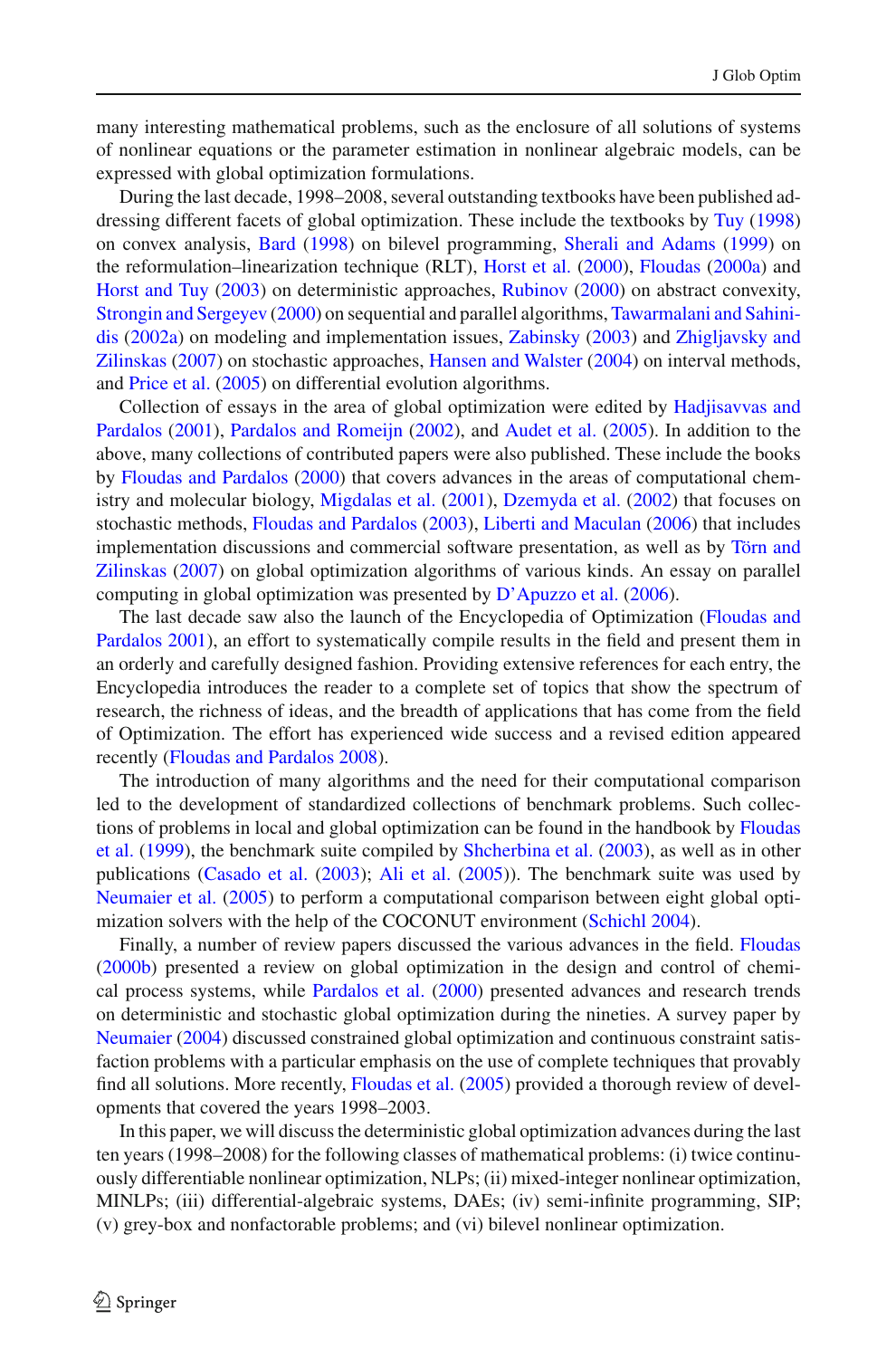many interesting mathematical problems, such as the enclosure of all solutions of systems of nonlinear equations or the parameter estimation in nonlinear algebraic models, can be expressed with global optimization formulations.

During the last decade, 1998–2008, several outstanding textbooks have been published addressing different facets of global optimization. These include the textbooks by Tuy (1998) on convex analysis, Bard (1998) on bilevel programming, Sherali and Adams (1999) on the reformulation–linearization technique (RLT), Horst et al. (2000), Floudas (2000a) and Horst and Tuy (2003) on deterministic approaches, Rubinov (2000) on abstract convexity, Strongin and Sergeyev (2000) on sequential and parallel algorithms, Tawarmalani and Sahinidis (2002a) on modeling and implementation issues, Zabinsky (2003) and Zhigljavsky and Zilinskas (2007) on stochastic approaches, Hansen and Walster (2004) on interval methods, and Price et al. (2005) on differential evolution algorithms.

Collection of essays in the area of global optimization were edited by Hadjisavvas and Pardalos (2001), Pardalos and Romeijn (2002), and Audet et al. (2005). In addition to the above, many collections of contributed papers were also published. These include the books by Floudas and Pardalos (2000) that covers advances in the areas of computational chemistry and molecular biology, Migdalas et al. (2001), Dzemyda et al. (2002) that focuses on stochastic methods, Floudas and Pardalos (2003), Liberti and Maculan (2006) that includes implementation discussions and commercial software presentation, as well as by Törn and Zilinskas (2007) on global optimization algorithms of various kinds. An essay on parallel computing in global optimization was presented by D'Apuzzo et al. (2006).

The last decade saw also the launch of the Encyclopedia of Optimization (Floudas and Pardalos 2001), an effort to systematically compile results in the field and present them in an orderly and carefully designed fashion. Providing extensive references for each entry, the Encyclopedia introduces the reader to a complete set of topics that show the spectrum of research, the richness of ideas, and the breadth of applications that has come from the field of Optimization. The effort has experienced wide success and a revised edition appeared recently (Floudas and Pardalos 2008).

The introduction of many algorithms and the need for their computational comparison led to the development of standardized collections of benchmark problems. Such collections of problems in local and global optimization can be found in the handbook by Floudas et al. (1999), the benchmark suite compiled by Shcherbina et al. (2003), as well as in other publications (Casado et al. (2003); Ali et al. (2005)). The benchmark suite was used by Neumaier et al. (2005) to perform a computational comparison between eight global optimization solvers with the help of the COCONUT environment (Schichl 2004).

Finally, a number of review papers discussed the various advances in the field. Floudas (2000b) presented a review on global optimization in the design and control of chemical process systems, while Pardalos et al. (2000) presented advances and research trends on deterministic and stochastic global optimization during the nineties. A survey paper by Neumaier (2004) discussed constrained global optimization and continuous constraint satisfaction problems with a particular emphasis on the use of complete techniques that provably find all solutions. More recently, Floudas et al. (2005) provided a thorough review of developments that covered the years 1998–2003.

In this paper, we will discuss the deterministic global optimization advances during the last ten years (1998–2008) for the following classes of mathematical problems: (i) twice continuously differentiable nonlinear optimization, NLPs; (ii) mixed-integer nonlinear optimization, MINLPs; (iii) differential-algebraic systems, DAEs; (iv) semi-infinite programming, SIP; (v) grey-box and nonfactorable problems; and (vi) bilevel nonlinear optimization.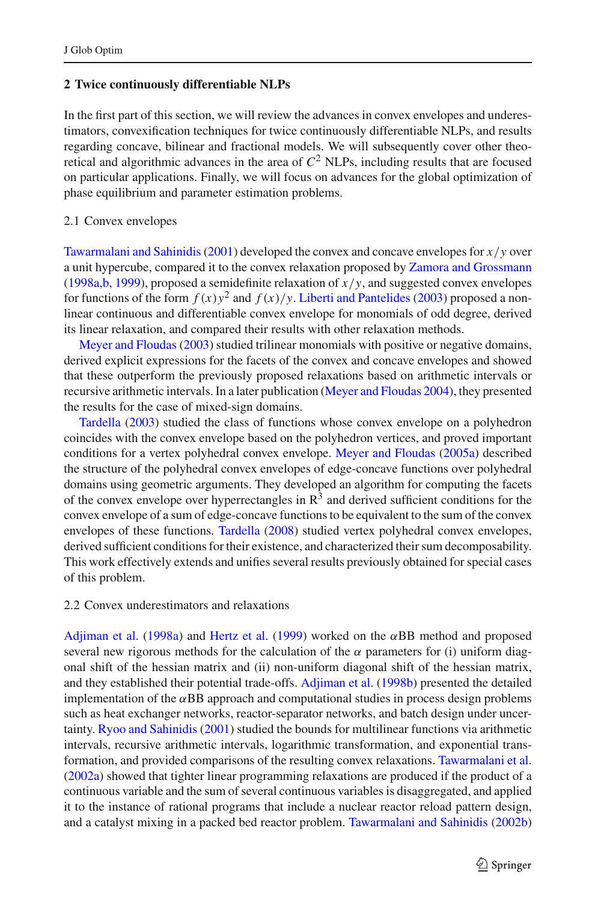## 2 Twice continuously differentiable NLPs

In the first part of this section, we will review the advances in convex envelopes and underestimators, convexification techniques for twice continuously differentiable NLPs, and results regarding concave, bilinear and fractional models. We will subsequently cover other theoretical and algorithmic advances in the area of $C^2$ NLPs, including results that are focused on particular applications. Finally, we will focus on advances for the global optimization of phase equilibrium and parameter estimation problems.

### 2.1 Convex envelopes

Tawarmalani and Sahinidis (2001) developed the convex and concave envelopes for $x/y$ over a unit hypercube, compared it to the convex relaxation proposed by Zamora and Grossmann (1998a,b, 1999), proposed a semidefinite relaxation of $x/y$, and suggested convex envelopes for functions of the form $f(x)y^2$ and $f(x)/y$. Liberti and Pantelides (2003) proposed a nonlinear continuous and differentiable convex envelope for monomials of odd degree, derived its linear relaxation, and compared their results with other relaxation methods.

Meyer and Floudas (2003) studied trilinear monomials with positive or negative domains, derived explicit expressions for the facets of the convex and concave envelopes and showed that these outperform the previously proposed relaxations based on arithmetic intervals or recursive arithmetic intervals. In a later publication (Meyer and Floudas 2004), they presented the results for the case of mixed-sign domains.

Tardella (2003) studied the class of functions whose convex envelope on a polyhedron coincides with the convex envelope based on the polyhedron vertices, and proved important conditions for a vertex polyhedral convex envelope. Meyer and Floudas (2005a) described the structure of the polyhedral convex envelopes of edge-concave functions over polyhedral domains using geometric arguments. They developed an algorithm for computing the facets of the convex envelope over hyperrectangles in $\mathrm{R}^3$ and derived sufficient conditions for the convex envelope of a sum of edge-concave functions to be equivalent to the sum of the convex envelopes of these functions. Tardella (2008) studied vertex polyhedral convex envelopes, derived sufficient conditions for their existence, and characterized their sum decomposability. This work effectively extends and unifies several results previously obtained for special cases of this problem.

### 2.2 Convex underestimators and relaxations

Adjiman et al. (1998a) and Hertz et al. (1999) worked on the $\alpha$BB method and proposed several new rigorous methods for the calculation of the $\alpha$ parameters for (i) uniform diagonal shift of the hessian matrix and (ii) non-uniform diagonal shift of the hessian matrix, and they established their potential trade-offs. Adjiman et al. (1998b) presented the detailed implementation of the $\alpha$BB approach and computational studies in process design problems such as heat exchanger networks, reactor-separator networks, and batch design under uncertainty. Ryoo and Sahinidis (2001) studied the bounds for multilinear functions via arithmetic intervals, recursive arithmetic intervals, logarithmic transformation, and exponential transformation, and provided comparisons of the resulting convex relaxations. Tawarmalani et al. (2002a) showed that tighter linear programming relaxations are produced if the product of a continuous variable and the sum of several continuous variables is disaggregated, and applied it to the instance of rational programs that include a nuclear reactor reload pattern design, and a catalyst mixing in a packed bed reactor problem. Tawarmalani and Sahinidis (2002b)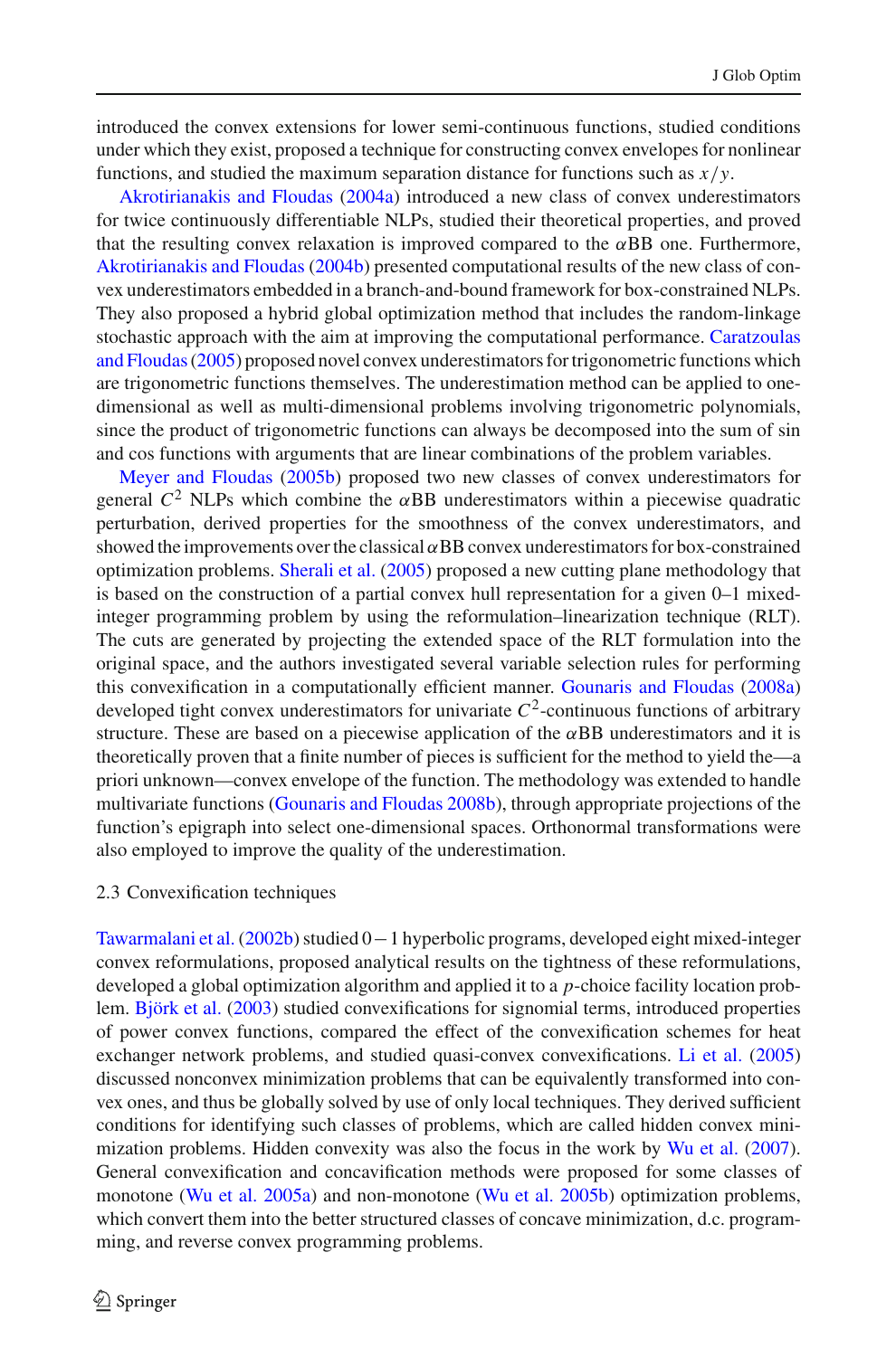introduced the convex extensions for lower semi-continuous functions, studied conditions under which they exist, proposed a technique for constructing convex envelopes for nonlinear functions, and studied the maximum separation distance for functions such as $x/y$.

Akrotirianakis and Floudas (2004a) introduced a new class of convex underestimators for twice continuously differentiable NLPs, studied their theoretical properties, and proved that the resulting convex relaxation is improved compared to the $\alpha$BB one. Furthermore, Akrotirianakis and Floudas (2004b) presented computational results of the new class of convex underestimators embedded in a branch-and-bound framework for box-constrained NLPs. They also proposed a hybrid global optimization method that includes the random-linkage stochastic approach with the aim at improving the computational performance. Caratzoulas and Floudas (2005) proposed novel convex underestimators for trigonometric functions which are trigonometric functions themselves. The underestimation method can be applied to one-dimensional as well as multi-dimensional problems involving trigonometric polynomials, since the product of trigonometric functions can always be decomposed into the sum of sin and cos functions with arguments that are linear combinations of the problem variables.

Meyer and Floudas (2005b) proposed two new classes of convex underestimators for general $C^2$ NLPs which combine the $\alpha$BB underestimators within a piecewise quadratic perturbation, derived properties for the smoothness of the convex underestimators, and showed the improvements over the classical $\alpha$BB convex underestimators for box-constrained optimization problems. Sherali et al. (2005) proposed a new cutting plane methodology that is based on the construction of a partial convex hull representation for a given 0–1 mixed-integer programming problem by using the reformulation–linearization technique (RLT). The cuts are generated by projecting the extended space of the RLT formulation into the original space, and the authors investigated several variable selection rules for performing this convexification in a computationally efficient manner. Gounaris and Floudas (2008a) developed tight convex underestimators for univariate $C^2$-continuous functions of arbitrary structure. These are based on a piecewise application of the $\alpha$BB underestimators and it is theoretically proven that a finite number of pieces is sufficient for the method to yield the—a priori unknown—convex envelope of the function. The methodology was extended to handle multivariate functions (Gounaris and Floudas 2008b), through appropriate projections of the function's epigraph into select one-dimensional spaces. Orthonormal transformations were also employed to improve the quality of the underestimation.

### 2.3 Convexification techniques

Tawarmalani et al. (2002b) studied $0-1$ hyperbolic programs, developed eight mixed-integer convex reformulations, proposed analytical results on the tightness of these reformulations, developed a global optimization algorithm and applied it to a $p$-choice facility location problem. Björk et al. (2003) studied convexifications for signomial terms, introduced properties of power convex functions, compared the effect of the convexification schemes for heat exchanger network problems, and studied quasi-convex convexifications. Li et al. (2005) discussed nonconvex minimization problems that can be equivalently transformed into convex ones, and thus be globally solved by use of only local techniques. They derived sufficient conditions for identifying such classes of problems, which are called hidden convex minimization problems. Hidden convexity was also the focus in the work by Wu et al. (2007). General convexification and concavification methods were proposed for some classes of monotone (Wu et al. 2005a) and non-monotone (Wu et al. 2005b) optimization problems, which convert them into the better structured classes of concave minimization, d.c. programming, and reverse convex programming problems.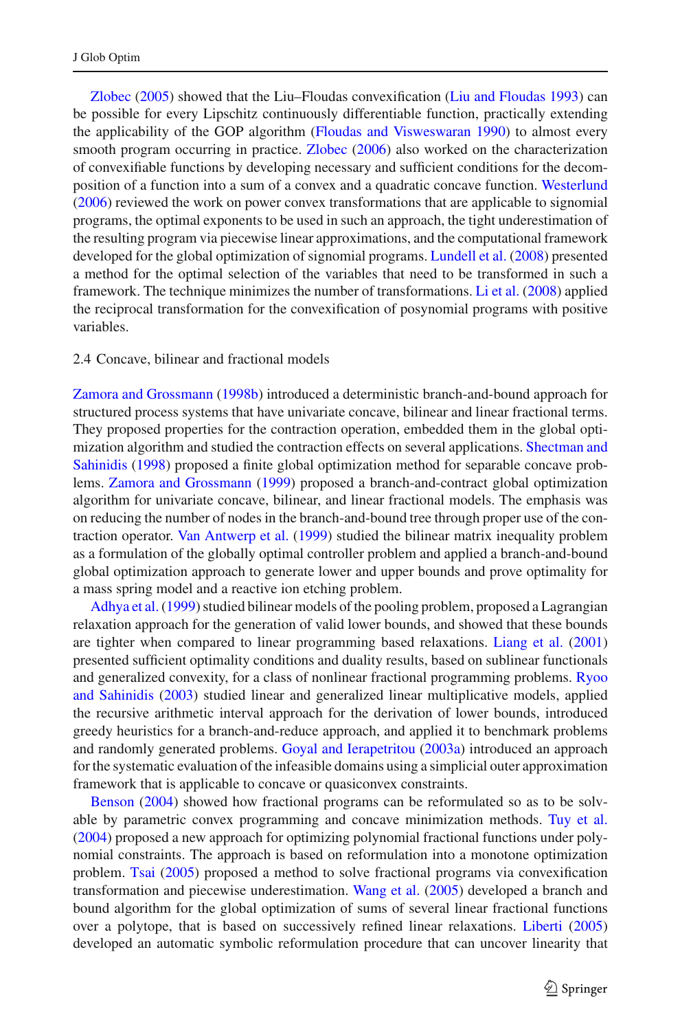Zlobec (2005) showed that the Liu–Floudas convexification (Liu and Floudas 1993) can be possible for every Lipschitz continuously differentiable function, practically extending the applicability of the GOP algorithm (Floudas and Visweswaran 1990) to almost every smooth program occurring in practice. Zlobec (2006) also worked on the characterization of convexifiable functions by developing necessary and sufficient conditions for the decomposition of a function into a sum of a convex and a quadratic concave function. Westerlund (2006) reviewed the work on power convex transformations that are applicable to signomial programs, the optimal exponents to be used in such an approach, the tight underestimation of the resulting program via piecewise linear approximations, and the computational framework developed for the global optimization of signomial programs. Lundell et al. (2008) presented a method for the optimal selection of the variables that need to be transformed in such a framework. The technique minimizes the number of transformations. Li et al. (2008) applied the reciprocal transformation for the convexification of posynomial programs with positive variables.

### 2.4 Concave, bilinear and fractional models

Zamora and Grossmann (1998b) introduced a deterministic branch-and-bound approach for structured process systems that have univariate concave, bilinear and linear fractional terms. They proposed properties for the contraction operation, embedded them in the global optimization algorithm and studied the contraction effects on several applications. Shectman and Sahinidis (1998) proposed a finite global optimization method for separable concave problems. Zamora and Grossmann (1999) proposed a branch-and-contract global optimization algorithm for univariate concave, bilinear, and linear fractional models. The emphasis was on reducing the number of nodes in the branch-and-bound tree through proper use of the contraction operator. Van Antwerp et al. (1999) studied the bilinear matrix inequality problem as a formulation of the globally optimal controller problem and applied a branch-and-bound global optimization approach to generate lower and upper bounds and prove optimality for a mass spring model and a reactive ion etching problem.

Adhya et al. (1999) studied bilinear models of the pooling problem, proposed a Lagrangian relaxation approach for the generation of valid lower bounds, and showed that these bounds are tighter when compared to linear programming based relaxations. Liang et al. (2001) presented sufficient optimality conditions and duality results, based on sublinear functionals and generalized convexity, for a class of nonlinear fractional programming problems. Ryoo and Sahinidis (2003) studied linear and generalized linear multiplicative models, applied the recursive arithmetic interval approach for the derivation of lower bounds, introduced greedy heuristics for a branch-and-reduce approach, and applied it to benchmark problems and randomly generated problems. Goyal and Ierapetritou (2003a) introduced an approach for the systematic evaluation of the infeasible domains using a simplicial outer approximation framework that is applicable to concave or quasiconvex constraints.

Benson (2004) showed how fractional programs can be reformulated so as to be solvable by parametric convex programming and concave minimization methods. Tuy et al. (2004) proposed a new approach for optimizing polynomial fractional functions under polynomial constraints. The approach is based on reformulation into a monotone optimization problem. Tsai (2005) proposed a method to solve fractional programs via convexification transformation and piecewise underestimation. Wang et al. (2005) developed a branch and bound algorithm for the global optimization of sums of several linear fractional functions over a polytope, that is based on successively refined linear relaxations. Liberti (2005) developed an automatic symbolic reformulation procedure that can uncover linearity that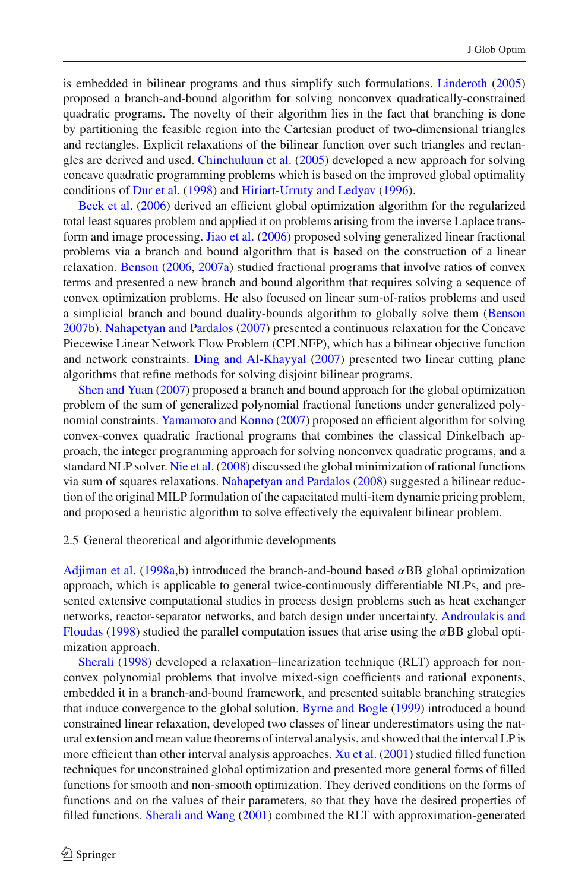is embedded in bilinear programs and thus simplify such formulations. Linderoth (2005) proposed a branch-and-bound algorithm for solving nonconvex quadratically-constrained quadratic programs. The novelty of their algorithm lies in the fact that branching is done by partitioning the feasible region into the Cartesian product of two-dimensional triangles and rectangles. Explicit relaxations of the bilinear function over such triangles and rectangles are derived and used. Chinchuluun et al. (2005) developed a new approach for solving concave quadratic programming problems which is based on the improved global optimality conditions of Dur et al. (1998) and Hiriart-Urruty and Ledyav (1996).

Beck et al. (2006) derived an efficient global optimization algorithm for the regularized total least squares problem and applied it on problems arising from the inverse Laplace transform and image processing. Jiao et al. (2006) proposed solving generalized linear fractional problems via a branch and bound algorithm that is based on the construction of a linear relaxation. Benson (2006, 2007a) studied fractional programs that involve ratios of convex terms and presented a new branch and bound algorithm that requires solving a sequence of convex optimization problems. He also focused on linear sum-of-ratios problems and used a simplicial branch and bound duality-bounds algorithm to globally solve them (Benson 2007b). Nahapetyan and Pardalos (2007) presented a continuous relaxation for the Concave Piecewise Linear Network Flow Problem (CPLNFP), which has a bilinear objective function and network constraints. Ding and Al-Khayyal (2007) presented two linear cutting plane algorithms that refine methods for solving disjoint bilinear programs.

Shen and Yuan (2007) proposed a branch and bound approach for the global optimization problem of the sum of generalized polynomial fractional functions under generalized polynomial constraints. Yamamoto and Konno (2007) proposed an efficient algorithm for solving convex-convex quadratic fractional programs that combines the classical Dinkelbach approach, the integer programming approach for solving nonconvex quadratic programs, and a standard NLP solver. Nie et al. (2008) discussed the global minimization of rational functions via sum of squares relaxations. Nahapetyan and Pardalos (2008) suggested a bilinear reduction of the original MILP formulation of the capacitated multi-item dynamic pricing problem, and proposed a heuristic algorithm to solve effectively the equivalent bilinear problem.

### 2.5 General theoretical and algorithmic developments

Adjiman et al. (1998a,b) introduced the branch-and-bound based $\alpha$BB global optimization approach, which is applicable to general twice-continuously differentiable NLPs, and presented extensive computational studies in process design problems such as heat exchanger networks, reactor-separator networks, and batch design under uncertainty. Androulakis and Floudas (1998) studied the parallel computation issues that arise using the $\alpha$BB global optimization approach.

Sherali (1998) developed a relaxation–linearization technique (RLT) approach for nonconvex polynomial problems that involve mixed-sign coefficients and rational exponents, embedded it in a branch-and-bound framework, and presented suitable branching strategies that induce convergence to the global solution. Byrne and Bogle (1999) introduced a bound constrained linear relaxation, developed two classes of linear underestimators using the natural extension and mean value theorems of interval analysis, and showed that the interval LP is more efficient than other interval analysis approaches. Xu et al. (2001) studied filled function techniques for unconstrained global optimization and presented more general forms of filled functions for smooth and non-smooth optimization. They derived conditions on the forms of functions and on the values of their parameters, so that they have the desired properties of filled functions. Sherali and Wang (2001) combined the RLT with approximation-generated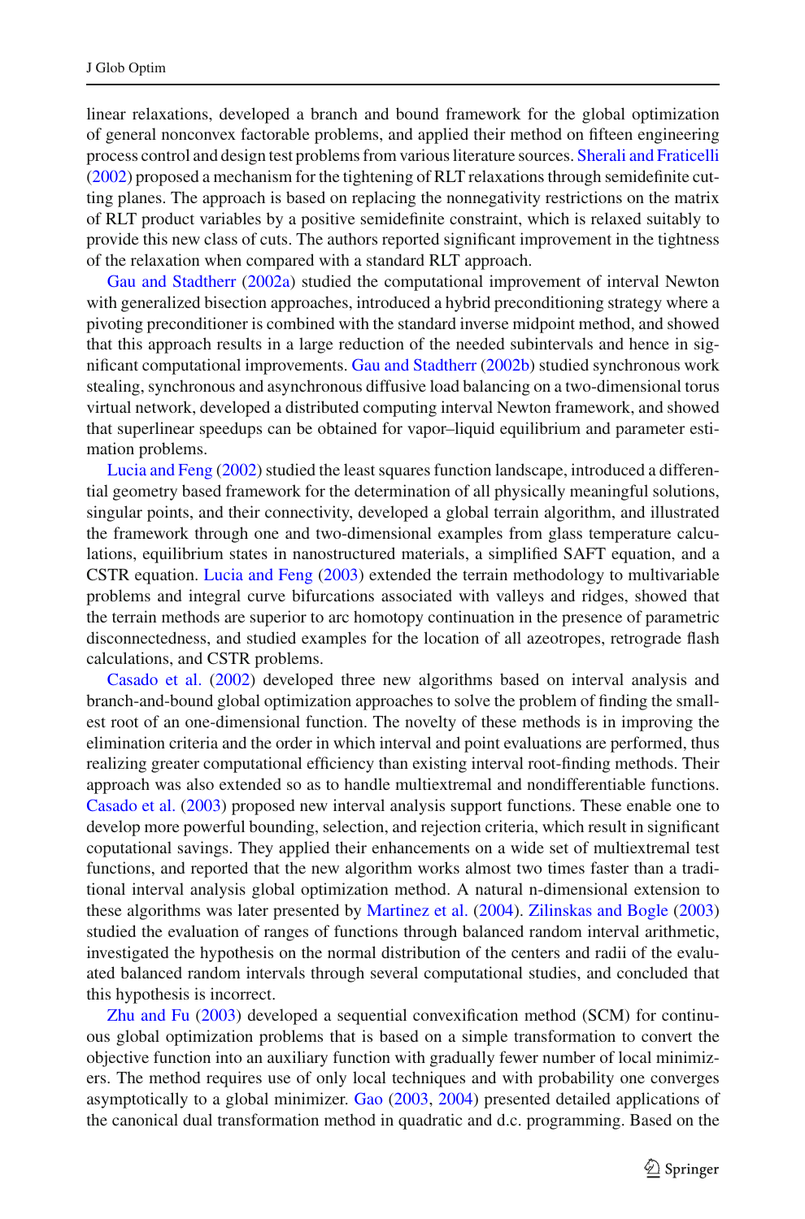linear relaxations, developed a branch and bound framework for the global optimization of general nonconvex factorable problems, and applied their method on fifteen engineering process control and design test problems from various literature sources. Sherali and Fraticelli (2002) proposed a mechanism for the tightening of RLT relaxations through semidefinite cutting planes. The approach is based on replacing the nonnegativity restrictions on the matrix of RLT product variables by a positive semidefinite constraint, which is relaxed suitably to provide this new class of cuts. The authors reported significant improvement in the tightness of the relaxation when compared with a standard RLT approach.

Gau and Stadtherr (2002a) studied the computational improvement of interval Newton with generalized bisection approaches, introduced a hybrid preconditioning strategy where a pivoting preconditioner is combined with the standard inverse midpoint method, and showed that this approach results in a large reduction of the needed subintervals and hence in significant computational improvements. Gau and Stadtherr (2002b) studied synchronous work stealing, synchronous and asynchronous diffusive load balancing on a two-dimensional torus virtual network, developed a distributed computing interval Newton framework, and showed that superlinear speedups can be obtained for vapor–liquid equilibrium and parameter estimation problems.

Lucia and Feng (2002) studied the least squares function landscape, introduced a differential geometry based framework for the determination of all physically meaningful solutions, singular points, and their connectivity, developed a global terrain algorithm, and illustrated the framework through one and two-dimensional examples from glass temperature calculations, equilibrium states in nanostructured materials, a simplified SAFT equation, and a CSTR equation. Lucia and Feng (2003) extended the terrain methodology to multivariable problems and integral curve bifurcations associated with valleys and ridges, showed that the terrain methods are superior to arc homotopy continuation in the presence of parametric disconnectedness, and studied examples for the location of all azeotropes, retrograde flash calculations, and CSTR problems.

Casado et al. (2002) developed three new algorithms based on interval analysis and branch-and-bound global optimization approaches to solve the problem of finding the smallest root of an one-dimensional function. The novelty of these methods is in improving the elimination criteria and the order in which interval and point evaluations are performed, thus realizing greater computational efficiency than existing interval root-finding methods. Their approach was also extended so as to handle multiextremal and nondifferentiable functions. Casado et al. (2003) proposed new interval analysis support functions. These enable one to develop more powerful bounding, selection, and rejection criteria, which result in significant coputational savings. They applied their enhancements on a wide set of multiextremal test functions, and reported that the new algorithm works almost two times faster than a traditional interval analysis global optimization method. A natural n-dimensional extension to these algorithms was later presented by Martinez et al. (2004). Zilinskas and Bogle (2003) studied the evaluation of ranges of functions through balanced random interval arithmetic, investigated the hypothesis on the normal distribution of the centers and radii of the evaluated balanced random intervals through several computational studies, and concluded that this hypothesis is incorrect.

Zhu and Fu (2003) developed a sequential convexification method (SCM) for continuous global optimization problems that is based on a simple transformation to convert the objective function into an auxiliary function with gradually fewer number of local minimizers. The method requires use of only local techniques and with probability one converges asymptotically to a global minimizer. Gao (2003, 2004) presented detailed applications of the canonical dual transformation method in quadratic and d.c. programming. Based on the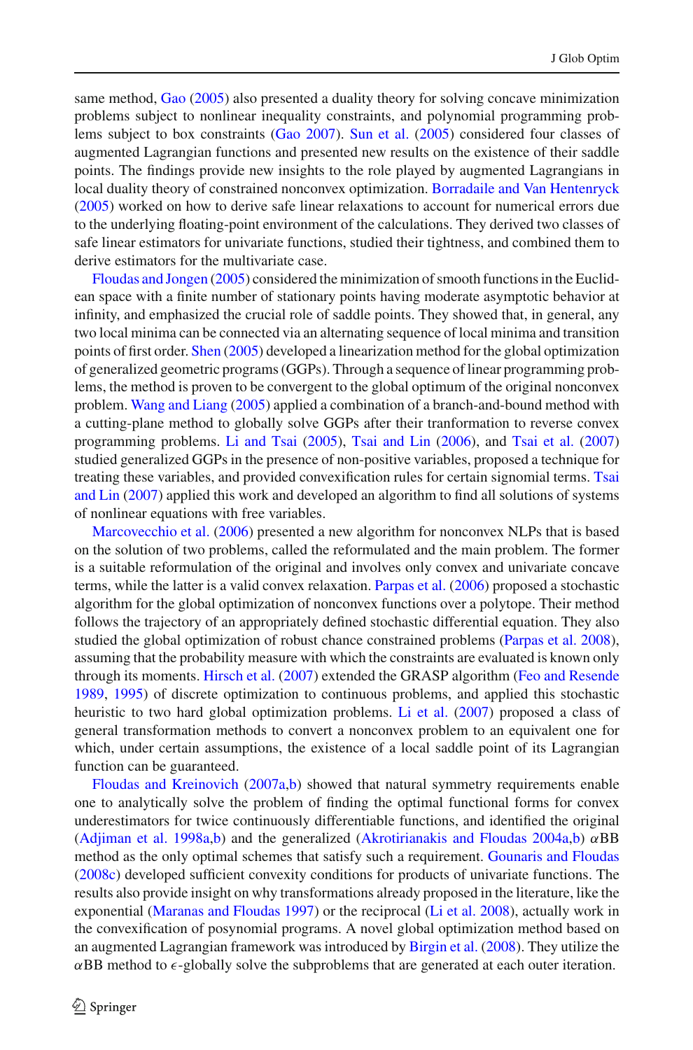same method, Gao (2005) also presented a duality theory for solving concave minimization problems subject to nonlinear inequality constraints, and polynomial programming problems subject to box constraints (Gao 2007). Sun et al. (2005) considered four classes of augmented Lagrangian functions and presented new results on the existence of their saddle points. The findings provide new insights to the role played by augmented Lagrangians in local duality theory of constrained nonconvex optimization. Borradaile and Van Hentenryck (2005) worked on how to derive safe linear relaxations to account for numerical errors due to the underlying floating-point environment of the calculations. They derived two classes of safe linear estimators for univariate functions, studied their tightness, and combined them to derive estimators for the multivariate case.

Floudas and Jongen (2005) considered the minimization of smooth functions in the Euclidean space with a finite number of stationary points having moderate asymptotic behavior at infinity, and emphasized the crucial role of saddle points. They showed that, in general, any two local minima can be connected via an alternating sequence of local minima and transition points of first order. Shen (2005) developed a linearization method for the global optimization of generalized geometric programs (GGPs). Through a sequence of linear programming problems, the method is proven to be convergent to the global optimum of the original nonconvex problem. Wang and Liang (2005) applied a combination of a branch-and-bound method with a cutting-plane method to globally solve GGPs after their tranformation to reverse convex programming problems. Li and Tsai (2005), Tsai and Lin (2006), and Tsai et al. (2007) studied generalized GGPs in the presence of non-positive variables, proposed a technique for treating these variables, and provided convexification rules for certain signomial terms. Tsai and Lin (2007) applied this work and developed an algorithm to find all solutions of systems of nonlinear equations with free variables.

Marcovecchio et al. (2006) presented a new algorithm for nonconvex NLPs that is based on the solution of two problems, called the reformulated and the main problem. The former is a suitable reformulation of the original and involves only convex and univariate concave terms, while the latter is a valid convex relaxation. Parpas et al. (2006) proposed a stochastic algorithm for the global optimization of nonconvex functions over a polytope. Their method follows the trajectory of an appropriately defined stochastic differential equation. They also studied the global optimization of robust chance constrained problems (Parpas et al. 2008), assuming that the probability measure with which the constraints are evaluated is known only through its moments. Hirsch et al. (2007) extended the GRASP algorithm (Feo and Resende 1989, 1995) of discrete optimization to continuous problems, and applied this stochastic heuristic to two hard global optimization problems. Li et al. (2007) proposed a class of general transformation methods to convert a nonconvex problem to an equivalent one for which, under certain assumptions, the existence of a local saddle point of its Lagrangian function can be guaranteed.

Floudas and Kreinovich (2007a,b) showed that natural symmetry requirements enable one to analytically solve the problem of finding the optimal functional forms for convex underestimators for twice continuously differentiable functions, and identified the original (Adjiman et al. 1998a,b) and the generalized (Akrotirianakis and Floudas 2004a,b) $\alpha$BB method as the only optimal schemes that satisfy such a requirement. Gounaris and Floudas (2008c) developed sufficient convexity conditions for products of univariate functions. The results also provide insight on why transformations already proposed in the literature, like the exponential (Maranas and Floudas 1997) or the reciprocal (Li et al. 2008), actually work in the convexification of posynomial programs. A novel global optimization method based on an augmented Lagrangian framework was introduced by Birgin et al. (2008). They utilize the $\alpha$BB method to $\epsilon$-globally solve the subproblems that are generated at each outer iteration.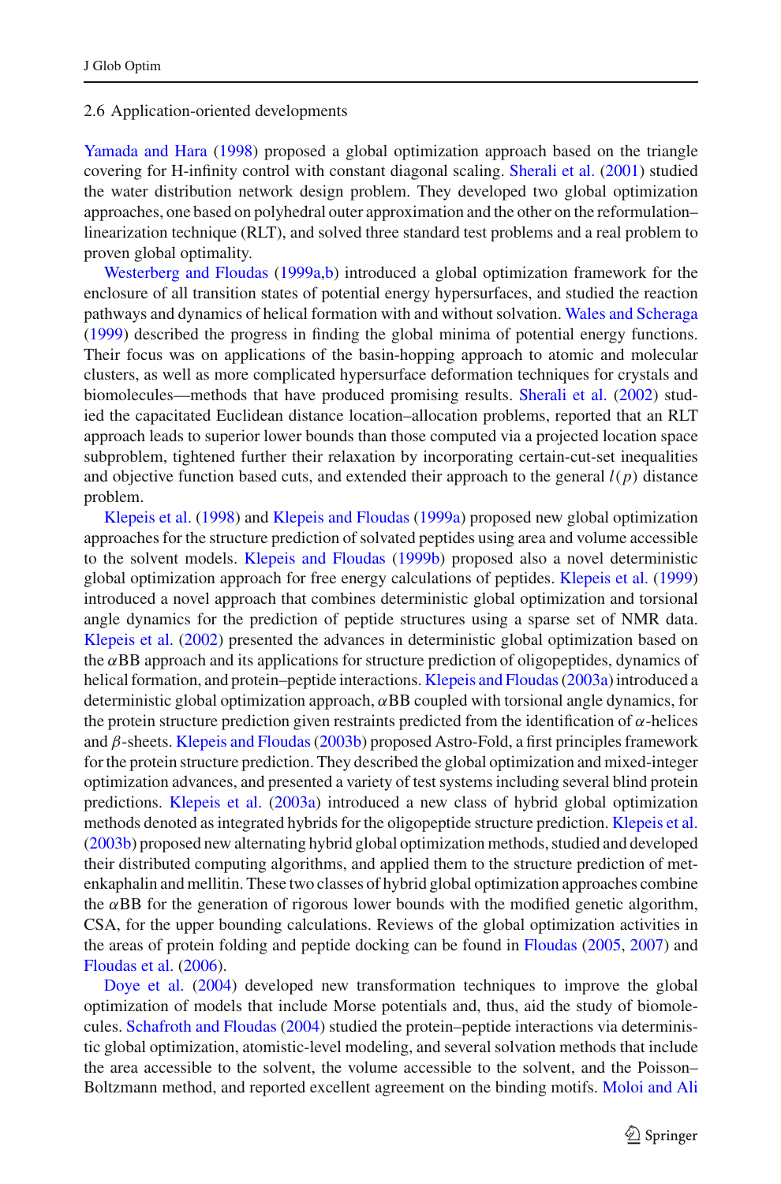### 2.6 Application-oriented developments

Yamada and Hara (1998) proposed a global optimization approach based on the triangle covering for H-infinity control with constant diagonal scaling. Sherali et al. (2001) studied the water distribution network design problem. They developed two global optimization approaches, one based on polyhedral outer approximation and the other on the reformulation–linearization technique (RLT), and solved three standard test problems and a real problem to proven global optimality.

Westerberg and Floudas (1999a,b) introduced a global optimization framework for the enclosure of all transition states of potential energy hypersurfaces, and studied the reaction pathways and dynamics of helical formation with and without solvation. Wales and Scheraga (1999) described the progress in finding the global minima of potential energy functions. Their focus was on applications of the basin-hopping approach to atomic and molecular clusters, as well as more complicated hypersurface deformation techniques for crystals and biomolecules—methods that have produced promising results. Sherali et al. (2002) studied the capacitated Euclidean distance location–allocation problems, reported that an RLT approach leads to superior lower bounds than those computed via a projected location space subproblem, tightened further their relaxation by incorporating certain-cut-set inequalities and objective function based cuts, and extended their approach to the general $l(p)$ distance problem.

Klepeis et al. (1998) and Klepeis and Floudas (1999a) proposed new global optimization approaches for the structure prediction of solvated peptides using area and volume accessible to the solvent models. Klepeis and Floudas (1999b) proposed also a novel deterministic global optimization approach for free energy calculations of peptides. Klepeis et al. (1999) introduced a novel approach that combines deterministic global optimization and torsional angle dynamics for the prediction of peptide structures using a sparse set of NMR data. Klepeis et al. (2002) presented the advances in deterministic global optimization based on the $\alpha$BB approach and its applications for structure prediction of oligopeptides, dynamics of helical formation, and protein–peptide interactions. Klepeis and Floudas (2003a) introduced a deterministic global optimization approach, $\alpha$BB coupled with torsional angle dynamics, for the protein structure prediction given restraints predicted from the identification of $\alpha$-helices and $\beta$-sheets. Klepeis and Floudas (2003b) proposed Astro-Fold, a first principles framework for the protein structure prediction. They described the global optimization and mixed-integer optimization advances, and presented a variety of test systems including several blind protein predictions. Klepeis et al. (2003a) introduced a new class of hybrid global optimization methods denoted as integrated hybrids for the oligopeptide structure prediction. Klepeis et al. (2003b) proposed new alternating hybrid global optimization methods, studied and developed their distributed computing algorithms, and applied them to the structure prediction of met-enkaphalin and mellitin. These two classes of hybrid global optimization approaches combine the $\alpha$BB for the generation of rigorous lower bounds with the modified genetic algorithm, CSA, for the upper bounding calculations. Reviews of the global optimization activities in the areas of protein folding and peptide docking can be found in Floudas (2005, 2007) and Floudas et al. (2006).

Doye et al. (2004) developed new transformation techniques to improve the global optimization of models that include Morse potentials and, thus, aid the study of biomolecules. Schafroth and Floudas (2004) studied the protein–peptide interactions via deterministic global optimization, atomistic-level modeling, and several solvation methods that include the area accessible to the solvent, the volume accessible to the solvent, and the Poisson–Boltzmann method, and reported excellent agreement on the binding motifs. Moloi and Ali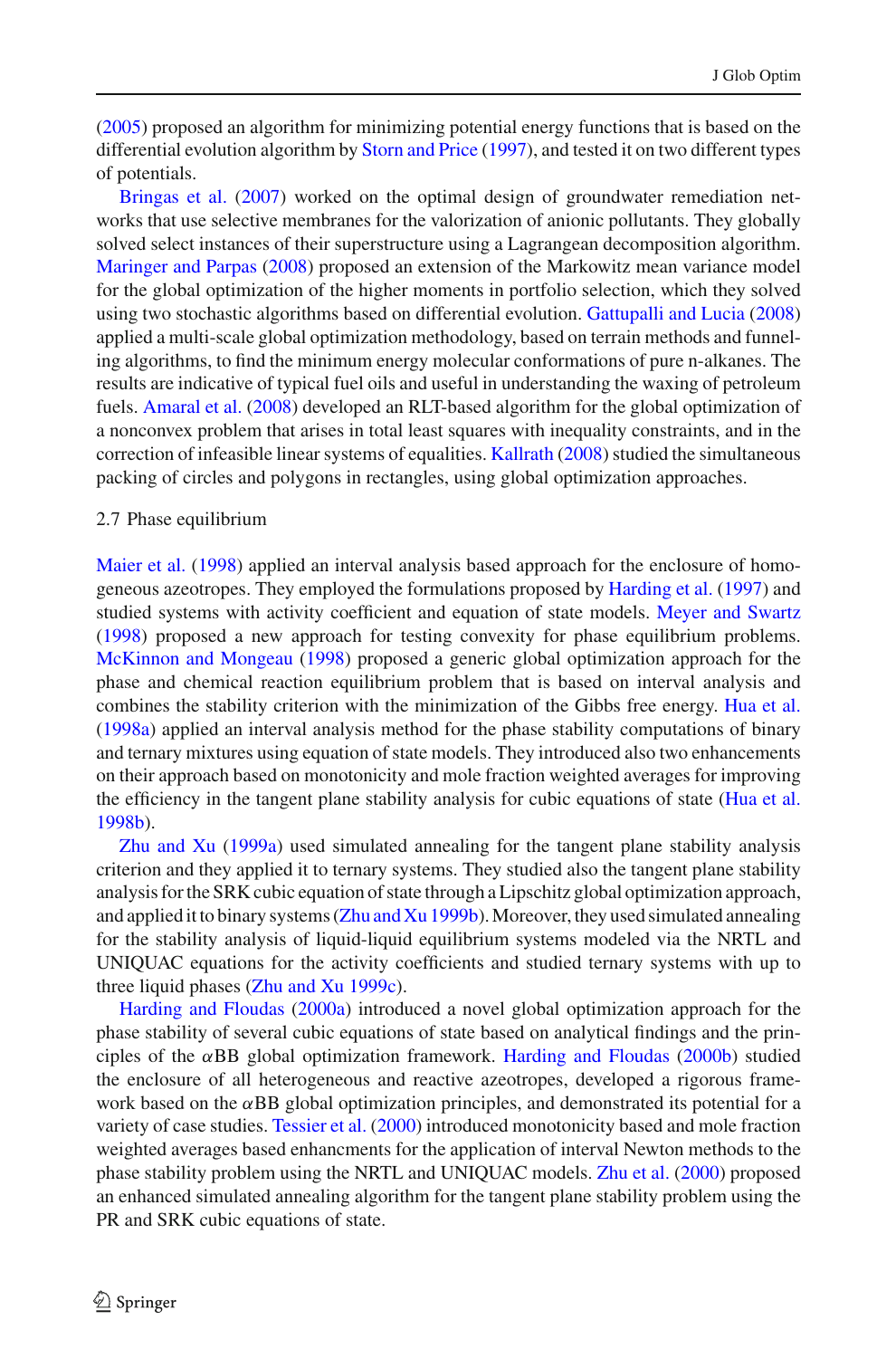(2005) proposed an algorithm for minimizing potential energy functions that is based on the differential evolution algorithm by Storn and Price (1997), and tested it on two different types of potentials.

Bringas et al. (2007) worked on the optimal design of groundwater remediation networks that use selective membranes for the valorization of anionic pollutants. They globally solved select instances of their superstructure using a Lagrangean decomposition algorithm. Maringer and Parpas (2008) proposed an extension of the Markowitz mean variance model for the global optimization of the higher moments in portfolio selection, which they solved using two stochastic algorithms based on differential evolution. Gattupalli and Lucia (2008) applied a multi-scale global optimization methodology, based on terrain methods and funneling algorithms, to find the minimum energy molecular conformations of pure n-alkanes. The results are indicative of typical fuel oils and useful in understanding the waxing of petroleum fuels. Amaral et al. (2008) developed an RLT-based algorithm for the global optimization of a nonconvex problem that arises in total least squares with inequality constraints, and in the correction of infeasible linear systems of equalities. Kallrath (2008) studied the simultaneous packing of circles and polygons in rectangles, using global optimization approaches.

### 2.7 Phase equilibrium

Maier et al. (1998) applied an interval analysis based approach for the enclosure of homogeneous azeotropes. They employed the formulations proposed by Harding et al. (1997) and studied systems with activity coefficient and equation of state models. Meyer and Swartz (1998) proposed a new approach for testing convexity for phase equilibrium problems. McKinnon and Mongeau (1998) proposed a generic global optimization approach for the phase and chemical reaction equilibrium problem that is based on interval analysis and combines the stability criterion with the minimization of the Gibbs free energy. Hua et al. (1998a) applied an interval analysis method for the phase stability computations of binary and ternary mixtures using equation of state models. They introduced also two enhancements on their approach based on monotonicity and mole fraction weighted averages for improving the efficiency in the tangent plane stability analysis for cubic equations of state (Hua et al. 1998b).

Zhu and Xu (1999a) used simulated annealing for the tangent plane stability analysis criterion and they applied it to ternary systems. They studied also the tangent plane stability analysis for the SRK cubic equation of state through a Lipschitz global optimization approach, and applied it to binary systems (Zhu and Xu 1999b). Moreover, they used simulated annealing for the stability analysis of liquid-liquid equilibrium systems modeled via the NRTL and UNIQUAC equations for the activity coefficients and studied ternary systems with up to three liquid phases (Zhu and Xu 1999c).

Harding and Floudas (2000a) introduced a novel global optimization approach for the phase stability of several cubic equations of state based on analytical findings and the principles of the $\alpha$BB global optimization framework. Harding and Floudas (2000b) studied the enclosure of all heterogeneous and reactive azeotropes, developed a rigorous framework based on the $\alpha$BB global optimization principles, and demonstrated its potential for a variety of case studies. Tessier et al. (2000) introduced monotonicity based and mole fraction weighted averages based enhancments for the application of interval Newton methods to the phase stability problem using the NRTL and UNIQUAC models. Zhu et al. (2000) proposed an enhanced simulated annealing algorithm for the tangent plane stability problem using the PR and SRK cubic equations of state.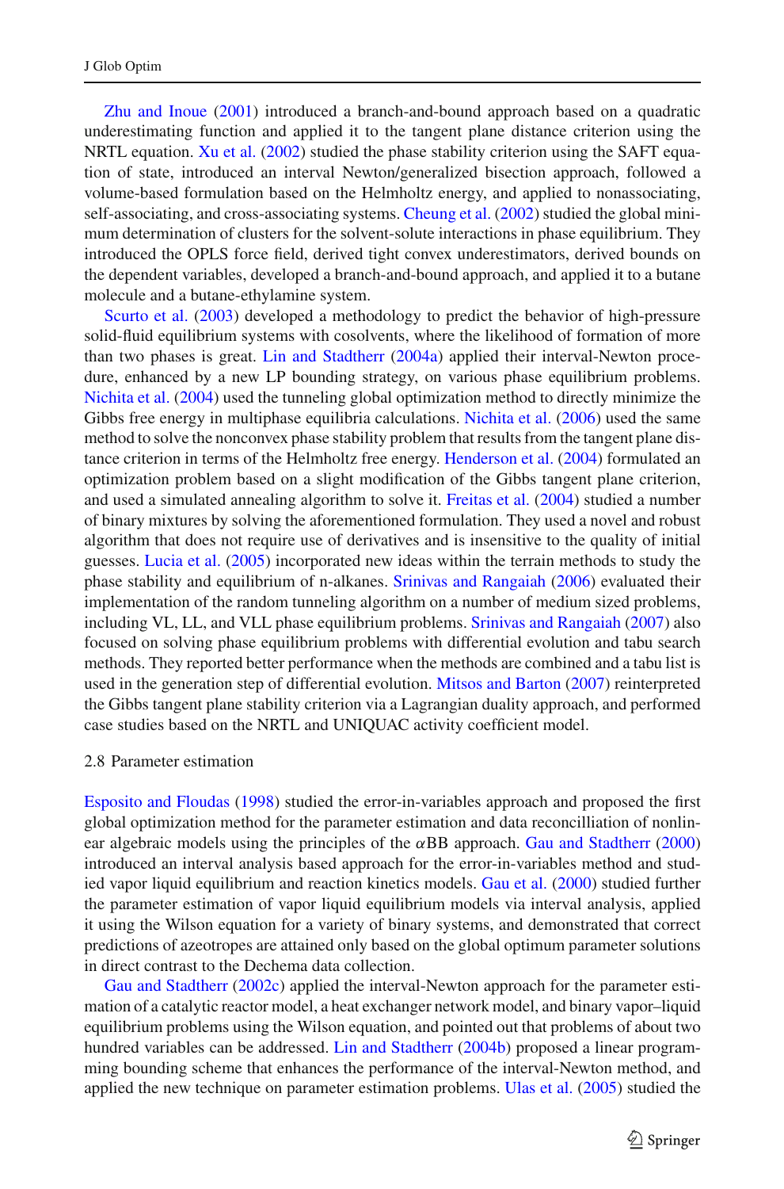Zhu and Inoue (2001) introduced a branch-and-bound approach based on a quadratic underestimating function and applied it to the tangent plane distance criterion using the NRTL equation. Xu et al. (2002) studied the phase stability criterion using the SAFT equation of state, introduced an interval Newton/generalized bisection approach, followed a volume-based formulation based on the Helmholtz energy, and applied to nonassociating, self-associating, and cross-associating systems. Cheung et al. (2002) studied the global minimum determination of clusters for the solvent-solute interactions in phase equilibrium. They introduced the OPLS force field, derived tight convex underestimators, derived bounds on the dependent variables, developed a branch-and-bound approach, and applied it to a butane molecule and a butane-ethylamine system.

Scurto et al. (2003) developed a methodology to predict the behavior of high-pressure solid-fluid equilibrium systems with cosolvents, where the likelihood of formation of more than two phases is great. Lin and Stadtherr (2004a) applied their interval-Newton procedure, enhanced by a new LP bounding strategy, on various phase equilibrium problems. Nichita et al. (2004) used the tunneling global optimization method to directly minimize the Gibbs free energy in multiphase equilibria calculations. Nichita et al. (2006) used the same method to solve the nonconvex phase stability problem that results from the tangent plane distance criterion in terms of the Helmholtz free energy. Henderson et al. (2004) formulated an optimization problem based on a slight modification of the Gibbs tangent plane criterion, and used a simulated annealing algorithm to solve it. Freitas et al. (2004) studied a number of binary mixtures by solving the aforementioned formulation. They used a novel and robust algorithm that does not require use of derivatives and is insensitive to the quality of initial guesses. Lucia et al. (2005) incorporated new ideas within the terrain methods to study the phase stability and equilibrium of n-alkanes. Srinivas and Rangaiah (2006) evaluated their implementation of the random tunneling algorithm on a number of medium sized problems, including VL, LL, and VLL phase equilibrium problems. Srinivas and Rangaiah (2007) also focused on solving phase equilibrium problems with differential evolution and tabu search methods. They reported better performance when the methods are combined and a tabu list is used in the generation step of differential evolution. Mitsos and Barton (2007) reinterpreted the Gibbs tangent plane stability criterion via a Lagrangian duality approach, and performed case studies based on the NRTL and UNIQUAC activity coefficient model.

### 2.8 Parameter estimation

Esposito and Floudas (1998) studied the error-in-variables approach and proposed the first global optimization method for the parameter estimation and data reconcilliation of nonlinear algebraic models using the principles of the $\alpha$BB approach. Gau and Stadtherr (2000) introduced an interval analysis based approach for the error-in-variables method and studied vapor liquid equilibrium and reaction kinetics models. Gau et al. (2000) studied further the parameter estimation of vapor liquid equilibrium models via interval analysis, applied it using the Wilson equation for a variety of binary systems, and demonstrated that correct predictions of azeotropes are attained only based on the global optimum parameter solutions in direct contrast to the Dechema data collection.

Gau and Stadtherr (2002c) applied the interval-Newton approach for the parameter estimation of a catalytic reactor model, a heat exchanger network model, and binary vapor–liquid equilibrium problems using the Wilson equation, and pointed out that problems of about two hundred variables can be addressed. Lin and Stadtherr (2004b) proposed a linear programming bounding scheme that enhances the performance of the interval-Newton method, and applied the new technique on parameter estimation problems. Ulas et al. (2005) studied the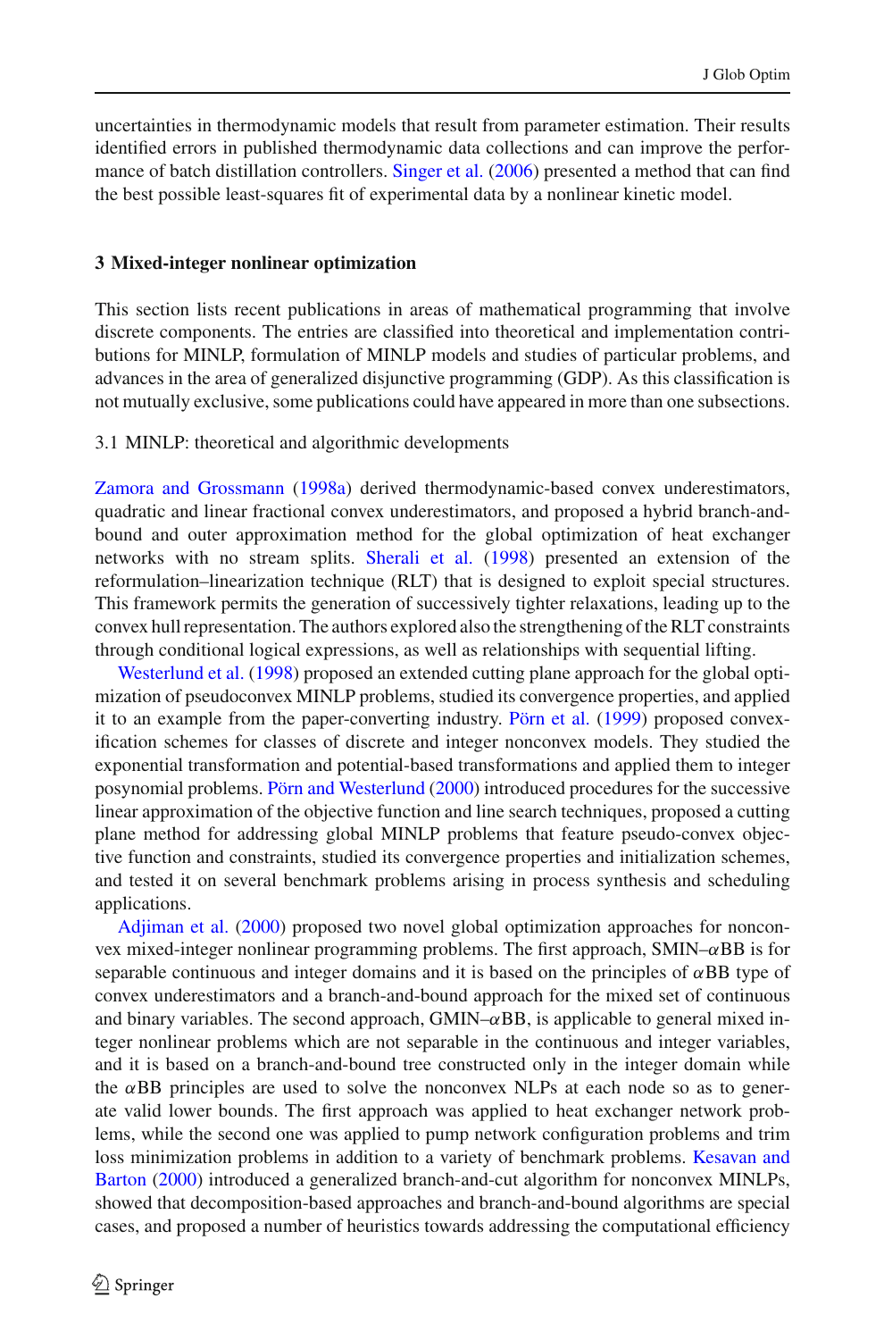uncertainties in thermodynamic models that result from parameter estimation. Their results identified errors in published thermodynamic data collections and can improve the performance of batch distillation controllers. Singer et al. (2006) presented a method that can find the best possible least-squares fit of experimental data by a nonlinear kinetic model.

## 3 Mixed-integer nonlinear optimization

This section lists recent publications in areas of mathematical programming that involve discrete components. The entries are classified into theoretical and implementation contributions for MINLP, formulation of MINLP models and studies of particular problems, and advances in the area of generalized disjunctive programming (GDP). As this classification is not mutually exclusive, some publications could have appeared in more than one subsections.

### 3.1 MINLP: theoretical and algorithmic developments

Zamora and Grossmann (1998a) derived thermodynamic-based convex underestimators, quadratic and linear fractional convex underestimators, and proposed a hybrid branch-and-bound and outer approximation method for the global optimization of heat exchanger networks with no stream splits. Sherali et al. (1998) presented an extension of the reformulation–linearization technique (RLT) that is designed to exploit special structures. This framework permits the generation of successively tighter relaxations, leading up to the convex hull representation. The authors explored also the strengthening of the RLT constraints through conditional logical expressions, as well as relationships with sequential lifting.

Westerlund et al. (1998) proposed an extended cutting plane approach for the global optimization of pseudoconvex MINLP problems, studied its convergence properties, and applied it to an example from the paper-converting industry. Pörn et al. (1999) proposed convexification schemes for classes of discrete and integer nonconvex models. They studied the exponential transformation and potential-based transformations and applied them to integer posynomial problems. Pörn and Westerlund (2000) introduced procedures for the successive linear approximation of the objective function and line search techniques, proposed a cutting plane method for addressing global MINLP problems that feature pseudo-convex objective function and constraints, studied its convergence properties and initialization schemes, and tested it on several benchmark problems arising in process synthesis and scheduling applications.

Adjiman et al. (2000) proposed two novel global optimization approaches for nonconvex mixed-integer nonlinear programming problems. The first approach, SMIN–$\alpha$BB is for separable continuous and integer domains and it is based on the principles of $\alpha$BB type of convex underestimators and a branch-and-bound approach for the mixed set of continuous and binary variables. The second approach, GMIN–$\alpha$BB, is applicable to general mixed integer nonlinear problems which are not separable in the continuous and integer variables, and it is based on a branch-and-bound tree constructed only in the integer domain while the $\alpha$BB principles are used to solve the nonconvex NLPs at each node so as to generate valid lower bounds. The first approach was applied to heat exchanger network problems, while the second one was applied to pump network configuration problems and trim loss minimization problems in addition to a variety of benchmark problems. Kesavan and Barton (2000) introduced a generalized branch-and-cut algorithm for nonconvex MINLPs, showed that decomposition-based approaches and branch-and-bound algorithms are special cases, and proposed a number of heuristics towards addressing the computational efficiency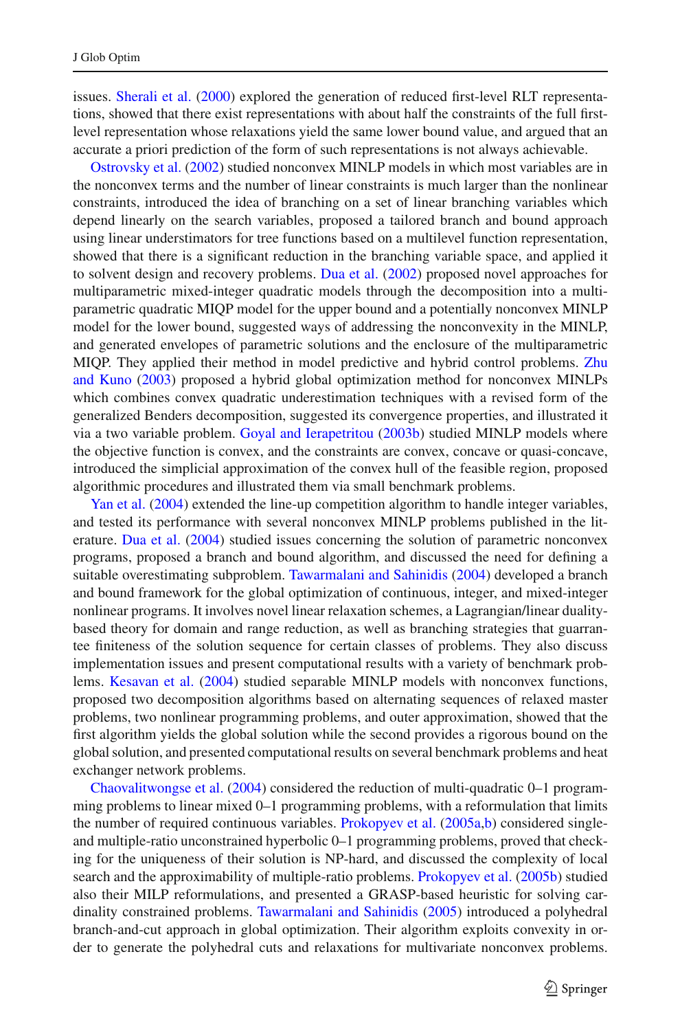issues. Sherali et al. (2000) explored the generation of reduced first-level RLT representations, showed that there exist representations with about half the constraints of the full first-level representation whose relaxations yield the same lower bound value, and argued that an accurate a priori prediction of the form of such representations is not always achievable.

Ostrovsky et al. (2002) studied nonconvex MINLP models in which most variables are in the nonconvex terms and the number of linear constraints is much larger than the nonlinear constraints, introduced the idea of branching on a set of linear branching variables which depend linearly on the search variables, proposed a tailored branch and bound approach using linear understimators for tree functions based on a multilevel function representation, showed that there is a significant reduction in the branching variable space, and applied it to solvent design and recovery problems. Dua et al. (2002) proposed novel approaches for multiparametric mixed-integer quadratic models through the decomposition into a multiparametric quadratic MIQP model for the upper bound and a potentially nonconvex MINLP model for the lower bound, suggested ways of addressing the nonconvexity in the MINLP, and generated envelopes of parametric solutions and the enclosure of the multiparametric MIQP. They applied their method in model predictive and hybrid control problems. Zhu and Kuno (2003) proposed a hybrid global optimization method for nonconvex MINLPs which combines convex quadratic underestimation techniques with a revised form of the generalized Benders decomposition, suggested its convergence properties, and illustrated it via a two variable problem. Goyal and Ierapetritou (2003b) studied MINLP models where the objective function is convex, and the constraints are convex, concave or quasi-concave, introduced the simplicial approximation of the convex hull of the feasible region, proposed algorithmic procedures and illustrated them via small benchmark problems.

Yan et al. (2004) extended the line-up competition algorithm to handle integer variables, and tested its performance with several nonconvex MINLP problems published in the literature. Dua et al. (2004) studied issues concerning the solution of parametric nonconvex programs, proposed a branch and bound algorithm, and discussed the need for defining a suitable overestimating subproblem. Tawarmalani and Sahinidis (2004) developed a branch and bound framework for the global optimization of continuous, integer, and mixed-integer nonlinear programs. It involves novel linear relaxation schemes, a Lagrangian/linear duality-based theory for domain and range reduction, as well as branching strategies that guarrantee finiteness of the solution sequence for certain classes of problems. They also discuss implementation issues and present computational results with a variety of benchmark problems. Kesavan et al. (2004) studied separable MINLP models with nonconvex functions, proposed two decomposition algorithms based on alternating sequences of relaxed master problems, two nonlinear programming problems, and outer approximation, showed that the first algorithm yields the global solution while the second provides a rigorous bound on the global solution, and presented computational results on several benchmark problems and heat exchanger network problems.

Chaovalitwongse et al. (2004) considered the reduction of multi-quadratic 0–1 programming problems to linear mixed 0–1 programming problems, with a reformulation that limits the number of required continuous variables. Prokopyev et al. (2005a,b) considered single- and multiple-ratio unconstrained hyperbolic 0–1 programming problems, proved that checking for the uniqueness of their solution is NP-hard, and discussed the complexity of local search and the approximability of multiple-ratio problems. Prokopyev et al. (2005b) studied also their MILP reformulations, and presented a GRASP-based heuristic for solving cardinality constrained problems. Tawarmalani and Sahinidis (2005) introduced a polyhedral branch-and-cut approach in global optimization. Their algorithm exploits convexity in order to generate the polyhedral cuts and relaxations for multivariate nonconvex problems.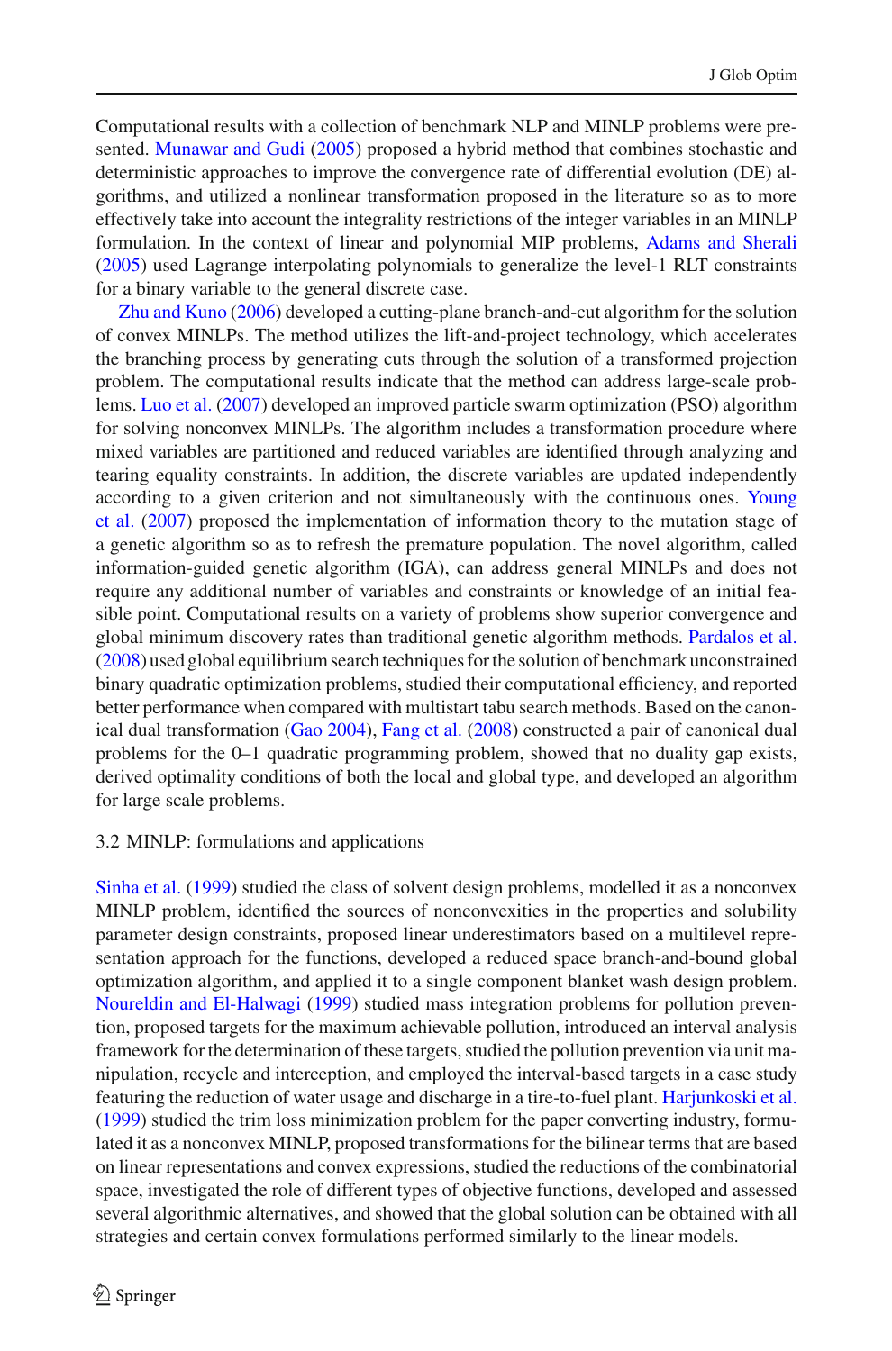Computational results with a collection of benchmark NLP and MINLP problems were presented. Munawar and Gudi (2005) proposed a hybrid method that combines stochastic and deterministic approaches to improve the convergence rate of differential evolution (DE) algorithms, and utilized a nonlinear transformation proposed in the literature so as to more effectively take into account the integrality restrictions of the integer variables in an MINLP formulation. In the context of linear and polynomial MIP problems, Adams and Sherali (2005) used Lagrange interpolating polynomials to generalize the level-1 RLT constraints for a binary variable to the general discrete case.

Zhu and Kuno (2006) developed a cutting-plane branch-and-cut algorithm for the solution of convex MINLPs. The method utilizes the lift-and-project technology, which accelerates the branching process by generating cuts through the solution of a transformed projection problem. The computational results indicate that the method can address large-scale problems. Luo et al. (2007) developed an improved particle swarm optimization (PSO) algorithm for solving nonconvex MINLPs. The algorithm includes a transformation procedure where mixed variables are partitioned and reduced variables are identified through analyzing and tearing equality constraints. In addition, the discrete variables are updated independently according to a given criterion and not simultaneously with the continuous ones. Young et al. (2007) proposed the implementation of information theory to the mutation stage of a genetic algorithm so as to refresh the premature population. The novel algorithm, called information-guided genetic algorithm (IGA), can address general MINLPs and does not require any additional number of variables and constraints or knowledge of an initial feasible point. Computational results on a variety of problems show superior convergence and global minimum discovery rates than traditional genetic algorithm methods. Pardalos et al. (2008) used global equilibrium search techniques for the solution of benchmark unconstrained binary quadratic optimization problems, studied their computational efficiency, and reported better performance when compared with multistart tabu search methods. Based on the canonical dual transformation (Gao 2004), Fang et al. (2008) constructed a pair of canonical dual problems for the 0–1 quadratic programming problem, showed that no duality gap exists, derived optimality conditions of both the local and global type, and developed an algorithm for large scale problems.

### 3.2 MINLP: formulations and applications

Sinha et al. (1999) studied the class of solvent design problems, modelled it as a nonconvex MINLP problem, identified the sources of nonconvexities in the properties and solubility parameter design constraints, proposed linear underestimators based on a multilevel representation approach for the functions, developed a reduced space branch-and-bound global optimization algorithm, and applied it to a single component blanket wash design problem. Noureldin and El-Halwagi (1999) studied mass integration problems for pollution prevention, proposed targets for the maximum achievable pollution, introduced an interval analysis framework for the determination of these targets, studied the pollution prevention via unit manipulation, recycle and interception, and employed the interval-based targets in a case study featuring the reduction of water usage and discharge in a tire-to-fuel plant. Harjunkoski et al. (1999) studied the trim loss minimization problem for the paper converting industry, formulated it as a nonconvex MINLP, proposed transformations for the bilinear terms that are based on linear representations and convex expressions, studied the reductions of the combinatorial space, investigated the role of different types of objective functions, developed and assessed several algorithmic alternatives, and showed that the global solution can be obtained with all strategies and certain convex formulations performed similarly to the linear models.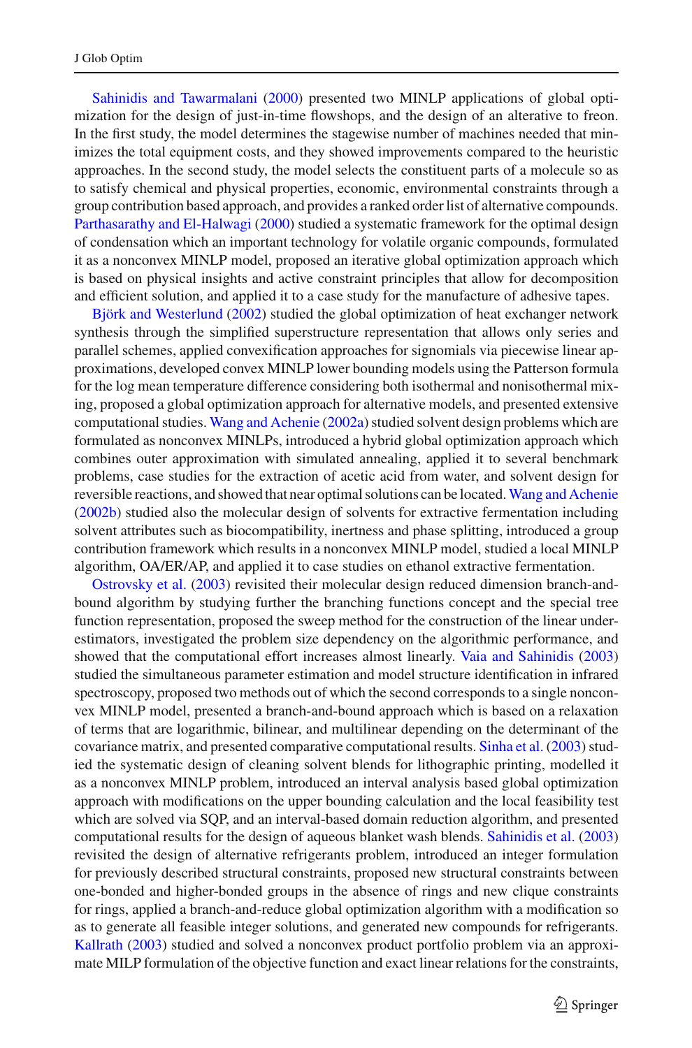Sahinidis and Tawarmalani (2000) presented two MINLP applications of global optimization for the design of just-in-time flowshops, and the design of an alterative to freon. In the first study, the model determines the stagewise number of machines needed that minimizes the total equipment costs, and they showed improvements compared to the heuristic approaches. In the second study, the model selects the constituent parts of a molecule so as to satisfy chemical and physical properties, economic, environmental constraints through a group contribution based approach, and provides a ranked order list of alternative compounds. Parthasarathy and El-Halwagi (2000) studied a systematic framework for the optimal design of condensation which an important technology for volatile organic compounds, formulated it as a nonconvex MINLP model, proposed an iterative global optimization approach which is based on physical insights and active constraint principles that allow for decomposition and efficient solution, and applied it to a case study for the manufacture of adhesive tapes.

Björk and Westerlund (2002) studied the global optimization of heat exchanger network synthesis through the simplified superstructure representation that allows only series and parallel schemes, applied convexification approaches for signomials via piecewise linear approximations, developed convex MINLP lower bounding models using the Patterson formula for the log mean temperature difference considering both isothermal and nonisothermal mixing, proposed a global optimization approach for alternative models, and presented extensive computational studies. Wang and Achenie (2002a) studied solvent design problems which are formulated as nonconvex MINLPs, introduced a hybrid global optimization approach which combines outer approximation with simulated annealing, applied it to several benchmark problems, case studies for the extraction of acetic acid from water, and solvent design for reversible reactions, and showed that near optimal solutions can be located. Wang and Achenie (2002b) studied also the molecular design of solvents for extractive fermentation including solvent attributes such as biocompatibility, inertness and phase splitting, introduced a group contribution framework which results in a nonconvex MINLP model, studied a local MINLP algorithm, OA/ER/AP, and applied it to case studies on ethanol extractive fermentation.

Ostrovsky et al. (2003) revisited their molecular design reduced dimension branch-and-bound algorithm by studying further the branching functions concept and the special tree function representation, proposed the sweep method for the construction of the linear underestimators, investigated the problem size dependency on the algorithmic performance, and showed that the computational effort increases almost linearly. Vaia and Sahinidis (2003) studied the simultaneous parameter estimation and model structure identification in infrared spectroscopy, proposed two methods out of which the second corresponds to a single nonconvex MINLP model, presented a branch-and-bound approach which is based on a relaxation of terms that are logarithmic, bilinear, and multilinear depending on the determinant of the covariance matrix, and presented comparative computational results. Sinha et al. (2003) studied the systematic design of cleaning solvent blends for lithographic printing, modelled it as a nonconvex MINLP problem, introduced an interval analysis based global optimization approach with modifications on the upper bounding calculation and the local feasibility test which are solved via SQP, and an interval-based domain reduction algorithm, and presented computational results for the design of aqueous blanket wash blends. Sahinidis et al. (2003) revisited the design of alternative refrigerants problem, introduced an integer formulation for previously described structural constraints, proposed new structural constraints between one-bonded and higher-bonded groups in the absence of rings and new clique constraints for rings, applied a branch-and-reduce global optimization algorithm with a modification so as to generate all feasible integer solutions, and generated new compounds for refrigerants. Kallrath (2003) studied and solved a nonconvex product portfolio problem via an approximate MILP formulation of the objective function and exact linear relations for the constraints,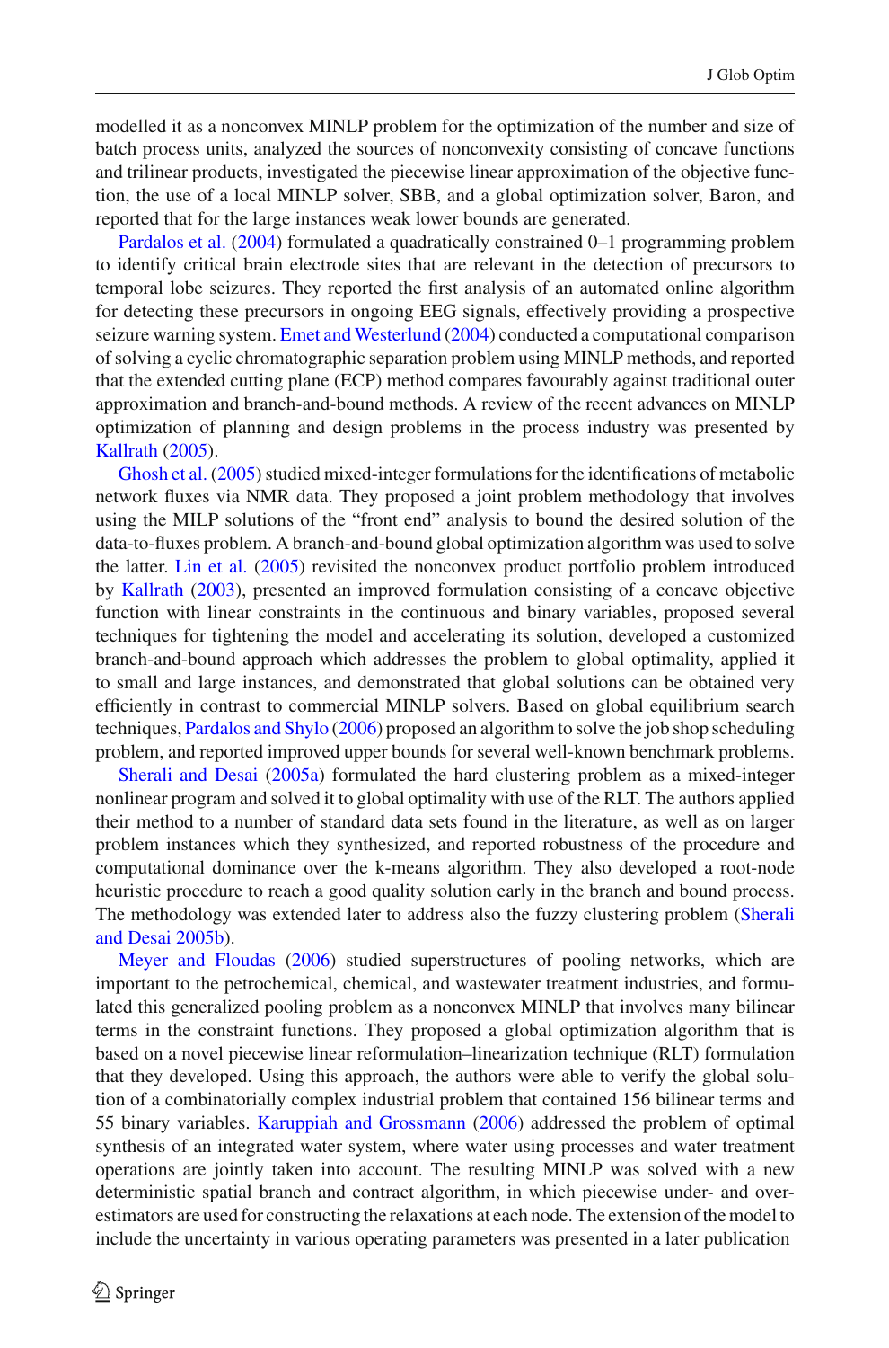modelled it as a nonconvex MINLP problem for the optimization of the number and size of batch process units, analyzed the sources of nonconvexity consisting of concave functions and trilinear products, investigated the piecewise linear approximation of the objective function, the use of a local MINLP solver, SBB, and a global optimization solver, Baron, and reported that for the large instances weak lower bounds are generated.

Pardalos et al. (2004) formulated a quadratically constrained 0–1 programming problem to identify critical brain electrode sites that are relevant in the detection of precursors to temporal lobe seizures. They reported the first analysis of an automated online algorithm for detecting these precursors in ongoing EEG signals, effectively providing a prospective seizure warning system. Emet and Westerlund (2004) conducted a computational comparison of solving a cyclic chromatographic separation problem using MINLP methods, and reported that the extended cutting plane (ECP) method compares favourably against traditional outer approximation and branch-and-bound methods. A review of the recent advances on MINLP optimization of planning and design problems in the process industry was presented by Kallrath (2005).

Ghosh et al. (2005) studied mixed-integer formulations for the identifications of metabolic network fluxes via NMR data. They proposed a joint problem methodology that involves using the MILP solutions of the "front end" analysis to bound the desired solution of the data-to-fluxes problem. A branch-and-bound global optimization algorithm was used to solve the latter. Lin et al. (2005) revisited the nonconvex product portfolio problem introduced by Kallrath (2003), presented an improved formulation consisting of a concave objective function with linear constraints in the continuous and binary variables, proposed several techniques for tightening the model and accelerating its solution, developed a customized branch-and-bound approach which addresses the problem to global optimality, applied it to small and large instances, and demonstrated that global solutions can be obtained very efficiently in contrast to commercial MINLP solvers. Based on global equilibrium search techniques, Pardalos and Shylo (2006) proposed an algorithm to solve the job shop scheduling problem, and reported improved upper bounds for several well-known benchmark problems.

Sherali and Desai (2005a) formulated the hard clustering problem as a mixed-integer nonlinear program and solved it to global optimality with use of the RLT. The authors applied their method to a number of standard data sets found in the literature, as well as on larger problem instances which they synthesized, and reported robustness of the procedure and computational dominance over the k-means algorithm. They also developed a root-node heuristic procedure to reach a good quality solution early in the branch and bound process. The methodology was extended later to address also the fuzzy clustering problem (Sherali and Desai 2005b).

Meyer and Floudas (2006) studied superstructures of pooling networks, which are important to the petrochemical, chemical, and wastewater treatment industries, and formulated this generalized pooling problem as a nonconvex MINLP that involves many bilinear terms in the constraint functions. They proposed a global optimization algorithm that is based on a novel piecewise linear reformulation–linearization technique (RLT) formulation that they developed. Using this approach, the authors were able to verify the global solution of a combinatorially complex industrial problem that contained 156 bilinear terms and 55 binary variables. Karuppiah and Grossmann (2006) addressed the problem of optimal synthesis of an integrated water system, where water using processes and water treatment operations are jointly taken into account. The resulting MINLP was solved with a new deterministic spatial branch and contract algorithm, in which piecewise under- and over-estimators are used for constructing the relaxations at each node. The extension of the model to include the uncertainty in various operating parameters was presented in a later publication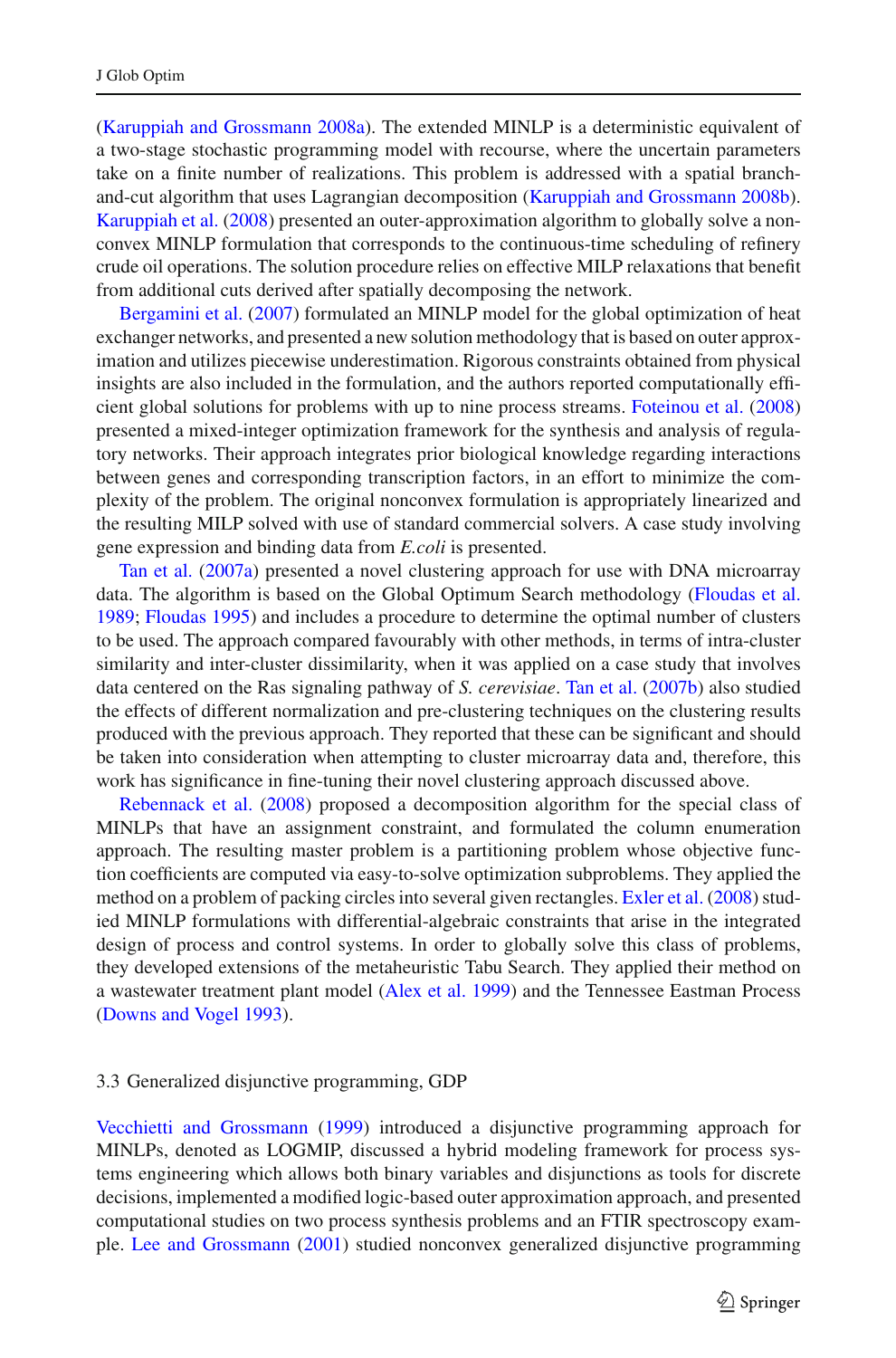(Karuppiah and Grossmann 2008a). The extended MINLP is a deterministic equivalent of a two-stage stochastic programming model with recourse, where the uncertain parameters take on a finite number of realizations. This problem is addressed with a spatial branch-and-cut algorithm that uses Lagrangian decomposition (Karuppiah and Grossmann 2008b). Karuppiah et al. (2008) presented an outer-approximation algorithm to globally solve a nonconvex MINLP formulation that corresponds to the continuous-time scheduling of refinery crude oil operations. The solution procedure relies on effective MILP relaxations that benefit from additional cuts derived after spatially decomposing the network.

Bergamini et al. (2007) formulated an MINLP model for the global optimization of heat exchanger networks, and presented a new solution methodology that is based on outer approximation and utilizes piecewise underestimation. Rigorous constraints obtained from physical insights are also included in the formulation, and the authors reported computationally efficient global solutions for problems with up to nine process streams. Foteinou et al. (2008) presented a mixed-integer optimization framework for the synthesis and analysis of regulatory networks. Their approach integrates prior biological knowledge regarding interactions between genes and corresponding transcription factors, in an effort to minimize the complexity of the problem. The original nonconvex formulation is appropriately linearized and the resulting MILP solved with use of standard commercial solvers. A case study involving gene expression and binding data from *E.coli* is presented.

Tan et al. (2007a) presented a novel clustering approach for use with DNA microarray data. The algorithm is based on the Global Optimum Search methodology (Floudas et al. 1989; Floudas 1995) and includes a procedure to determine the optimal number of clusters to be used. The approach compared favourably with other methods, in terms of intra-cluster similarity and inter-cluster dissimilarity, when it was applied on a case study that involves data centered on the Ras signaling pathway of *S. cerevisiae*. Tan et al. (2007b) also studied the effects of different normalization and pre-clustering techniques on the clustering results produced with the previous approach. They reported that these can be significant and should be taken into consideration when attempting to cluster microarray data and, therefore, this work has significance in fine-tuning their novel clustering approach discussed above.

Rebennack et al. (2008) proposed a decomposition algorithm for the special class of MINLPs that have an assignment constraint, and formulated the column enumeration approach. The resulting master problem is a partitioning problem whose objective function coefficients are computed via easy-to-solve optimization subproblems. They applied the method on a problem of packing circles into several given rectangles. Exler et al. (2008) studied MINLP formulations with differential-algebraic constraints that arise in the integrated design of process and control systems. In order to globally solve this class of problems, they developed extensions of the metaheuristic Tabu Search. They applied their method on a wastewater treatment plant model (Alex et al. 1999) and the Tennessee Eastman Process (Downs and Vogel 1993).

### 3.3 Generalized disjunctive programming, GDP

Vecchietti and Grossmann (1999) introduced a disjunctive programming approach for MINLPs, denoted as LOGMIP, discussed a hybrid modeling framework for process systems engineering which allows both binary variables and disjunctions as tools for discrete decisions, implemented a modified logic-based outer approximation approach, and presented computational studies on two process synthesis problems and an FTIR spectroscopy example. Lee and Grossmann (2001) studied nonconvex generalized disjunctive programming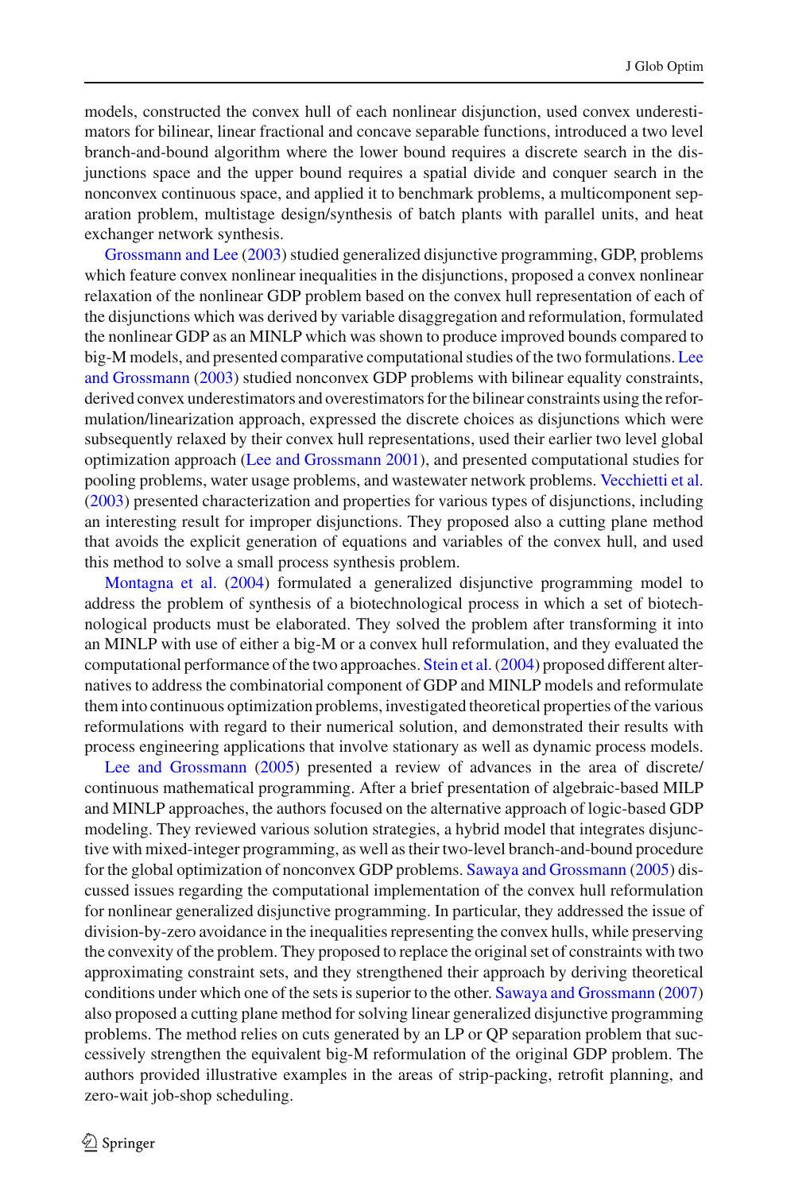models, constructed the convex hull of each nonlinear disjunction, used convex underestimators for bilinear, linear fractional and concave separable functions, introduced a two level branch-and-bound algorithm where the lower bound requires a discrete search in the disjunctions space and the upper bound requires a spatial divide and conquer search in the nonconvex continuous space, and applied it to benchmark problems, a multicomponent separation problem, multistage design/synthesis of batch plants with parallel units, and heat exchanger network synthesis.

Grossmann and Lee (2003) studied generalized disjunctive programming, GDP, problems which feature convex nonlinear inequalities in the disjunctions, proposed a convex nonlinear relaxation of the nonlinear GDP problem based on the convex hull representation of each of the disjunctions which was derived by variable disaggregation and reformulation, formulated the nonlinear GDP as an MINLP which was shown to produce improved bounds compared to big-M models, and presented comparative computational studies of the two formulations. Lee and Grossmann (2003) studied nonconvex GDP problems with bilinear equality constraints, derived convex underestimators and overestimators for the bilinear constraints using the reformulation/linearization approach, expressed the discrete choices as disjunctions which were subsequently relaxed by their convex hull representations, used their earlier two level global optimization approach (Lee and Grossmann 2001), and presented computational studies for pooling problems, water usage problems, and wastewater network problems. Vecchietti et al. (2003) presented characterization and properties for various types of disjunctions, including an interesting result for improper disjunctions. They proposed also a cutting plane method that avoids the explicit generation of equations and variables of the convex hull, and used this method to solve a small process synthesis problem.

Montagna et al. (2004) formulated a generalized disjunctive programming model to address the problem of synthesis of a biotechnological process in which a set of biotechnological products must be elaborated. They solved the problem after transforming it into an MINLP with use of either a big-M or a convex hull reformulation, and they evaluated the computational performance of the two approaches. Stein et al. (2004) proposed different alternatives to address the combinatorial component of GDP and MINLP models and reformulate them into continuous optimization problems, investigated theoretical properties of the various reformulations with regard to their numerical solution, and demonstrated their results with process engineering applications that involve stationary as well as dynamic process models.

Lee and Grossmann (2005) presented a review of advances in the area of discrete/continuous mathematical programming. After a brief presentation of algebraic-based MILP and MINLP approaches, the authors focused on the alternative approach of logic-based GDP modeling. They reviewed various solution strategies, a hybrid model that integrates disjunctive with mixed-integer programming, as well as their two-level branch-and-bound procedure for the global optimization of nonconvex GDP problems. Sawaya and Grossmann (2005) discussed issues regarding the computational implementation of the convex hull reformulation for nonlinear generalized disjunctive programming. In particular, they addressed the issue of division-by-zero avoidance in the inequalities representing the convex hulls, while preserving the convexity of the problem. They proposed to replace the original set of constraints with two approximating constraint sets, and they strengthened their approach by deriving theoretical conditions under which one of the sets is superior to the other. Sawaya and Grossmann (2007) also proposed a cutting plane method for solving linear generalized disjunctive programming problems. The method relies on cuts generated by an LP or QP separation problem that successively strengthen the equivalent big-M reformulation of the original GDP problem. The authors provided illustrative examples in the areas of strip-packing, retrofit planning, and zero-wait job-shop scheduling.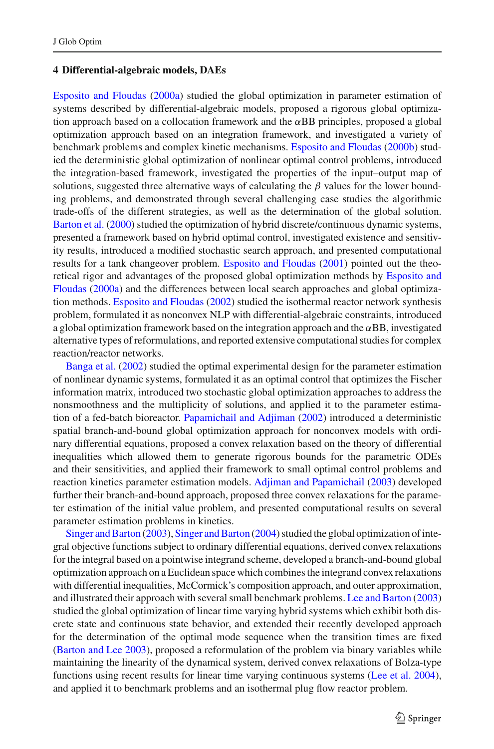## 4 Differential-algebraic models, DAEs

Esposito and Floudas (2000a) studied the global optimization in parameter estimation of systems described by differential-algebraic models, proposed a rigorous global optimization approach based on a collocation framework and the $\alpha$BB principles, proposed a global optimization approach based on an integration framework, and investigated a variety of benchmark problems and complex kinetic mechanisms. Esposito and Floudas (2000b) studied the deterministic global optimization of nonlinear optimal control problems, introduced the integration-based framework, investigated the properties of the input–output map of solutions, suggested three alternative ways of calculating the $\beta$ values for the lower bounding problems, and demonstrated through several challenging case studies the algorithmic trade-offs of the different strategies, as well as the determination of the global solution. Barton et al. (2000) studied the optimization of hybrid discrete/continuous dynamic systems, presented a framework based on hybrid optimal control, investigated existence and sensitivity results, introduced a modified stochastic search approach, and presented computational results for a tank changeover problem. Esposito and Floudas (2001) pointed out the theoretical rigor and advantages of the proposed global optimization methods by Esposito and Floudas (2000a) and the differences between local search approaches and global optimization methods. Esposito and Floudas (2002) studied the isothermal reactor network synthesis problem, formulated it as nonconvex NLP with differential-algebraic constraints, introduced a global optimization framework based on the integration approach and the $\alpha$BB, investigated alternative types of reformulations, and reported extensive computational studies for complex reaction/reactor networks.

Banga et al. (2002) studied the optimal experimental design for the parameter estimation of nonlinear dynamic systems, formulated it as an optimal control that optimizes the Fischer information matrix, introduced two stochastic global optimization approaches to address the nonsmoothness and the multiplicity of solutions, and applied it to the parameter estimation of a fed-batch bioreactor. Papamichail and Adjiman (2002) introduced a deterministic spatial branch-and-bound global optimization approach for nonconvex models with ordinary differential equations, proposed a convex relaxation based on the theory of differential inequalities which allowed them to generate rigorous bounds for the parametric ODEs and their sensitivities, and applied their framework to small optimal control problems and reaction kinetics parameter estimation models. Adjiman and Papamichail (2003) developed further their branch-and-bound approach, proposed three convex relaxations for the parameter estimation of the initial value problem, and presented computational results on several parameter estimation problems in kinetics.

Singer and Barton (2003), Singer and Barton (2004) studied the global optimization of integral objective functions subject to ordinary differential equations, derived convex relaxations for the integral based on a pointwise integrand scheme, developed a branch-and-bound global optimization approach on a Euclidean space which combines the integrand convex relaxations with differential inequalities, McCormick's composition approach, and outer approximation, and illustrated their approach with several small benchmark problems. Lee and Barton (2003) studied the global optimization of linear time varying hybrid systems which exhibit both discrete state and continuous state behavior, and extended their recently developed approach for the determination of the optimal mode sequence when the transition times are fixed (Barton and Lee 2003), proposed a reformulation of the problem via binary variables while maintaining the linearity of the dynamical system, derived convex relaxations of Bolza-type functions using recent results for linear time varying continuous systems (Lee et al. 2004), and applied it to benchmark problems and an isothermal plug flow reactor problem.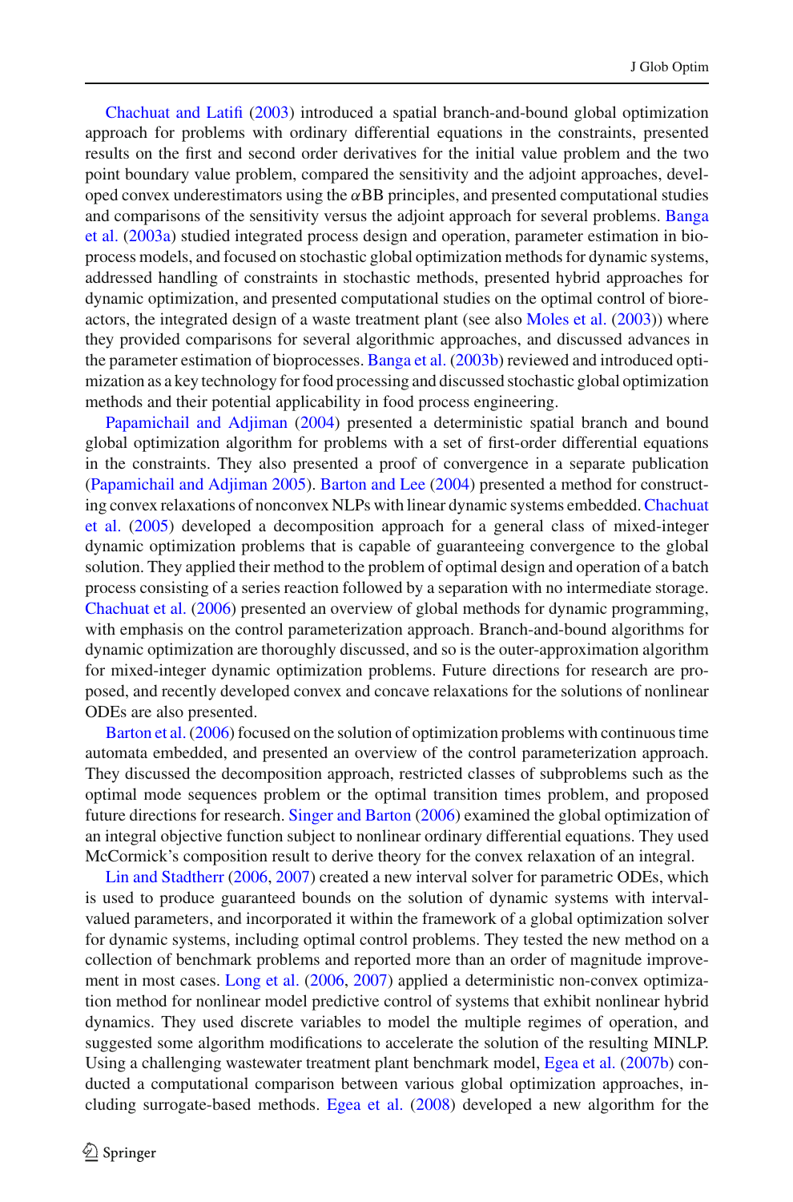Chachuat and Latifi (2003) introduced a spatial branch-and-bound global optimization approach for problems with ordinary differential equations in the constraints, presented results on the first and second order derivatives for the initial value problem and the two point boundary value problem, compared the sensitivity and the adjoint approaches, developed convex underestimators using the $\alpha$BB principles, and presented computational studies and comparisons of the sensitivity versus the adjoint approach for several problems. Banga et al. (2003a) studied integrated process design and operation, parameter estimation in bioprocess models, and focused on stochastic global optimization methods for dynamic systems, addressed handling of constraints in stochastic methods, presented hybrid approaches for dynamic optimization, and presented computational studies on the optimal control of bioreactors, the integrated design of a waste treatment plant (see also Moles et al. (2003)) where they provided comparisons for several algorithmic approaches, and discussed advances in the parameter estimation of bioprocesses. Banga et al. (2003b) reviewed and introduced optimization as a key technology for food processing and discussed stochastic global optimization methods and their potential applicability in food process engineering.

Papamichail and Adjiman (2004) presented a deterministic spatial branch and bound global optimization algorithm for problems with a set of first-order differential equations in the constraints. They also presented a proof of convergence in a separate publication (Papamichail and Adjiman 2005). Barton and Lee (2004) presented a method for constructing convex relaxations of nonconvex NLPs with linear dynamic systems embedded. Chachuat et al. (2005) developed a decomposition approach for a general class of mixed-integer dynamic optimization problems that is capable of guaranteeing convergence to the global solution. They applied their method to the problem of optimal design and operation of a batch process consisting of a series reaction followed by a separation with no intermediate storage. Chachuat et al. (2006) presented an overview of global methods for dynamic programming, with emphasis on the control parameterization approach. Branch-and-bound algorithms for dynamic optimization are thoroughly discussed, and so is the outer-approximation algorithm for mixed-integer dynamic optimization problems. Future directions for research are proposed, and recently developed convex and concave relaxations for the solutions of nonlinear ODEs are also presented.

Barton et al. (2006) focused on the solution of optimization problems with continuous time automata embedded, and presented an overview of the control parameterization approach. They discussed the decomposition approach, restricted classes of subproblems such as the optimal mode sequences problem or the optimal transition times problem, and proposed future directions for research. Singer and Barton (2006) examined the global optimization of an integral objective function subject to nonlinear ordinary differential equations. They used McCormick's composition result to derive theory for the convex relaxation of an integral.

Lin and Stadtherr (2006, 2007) created a new interval solver for parametric ODEs, which is used to produce guaranteed bounds on the solution of dynamic systems with interval-valued parameters, and incorporated it within the framework of a global optimization solver for dynamic systems, including optimal control problems. They tested the new method on a collection of benchmark problems and reported more than an order of magnitude improvement in most cases. Long et al. (2006, 2007) applied a deterministic non-convex optimization method for nonlinear model predictive control of systems that exhibit nonlinear hybrid dynamics. They used discrete variables to model the multiple regimes of operation, and suggested some algorithm modifications to accelerate the solution of the resulting MINLP. Using a challenging wastewater treatment plant benchmark model, Egea et al. (2007b) conducted a computational comparison between various global optimization approaches, including surrogate-based methods. Egea et al. (2008) developed a new algorithm for the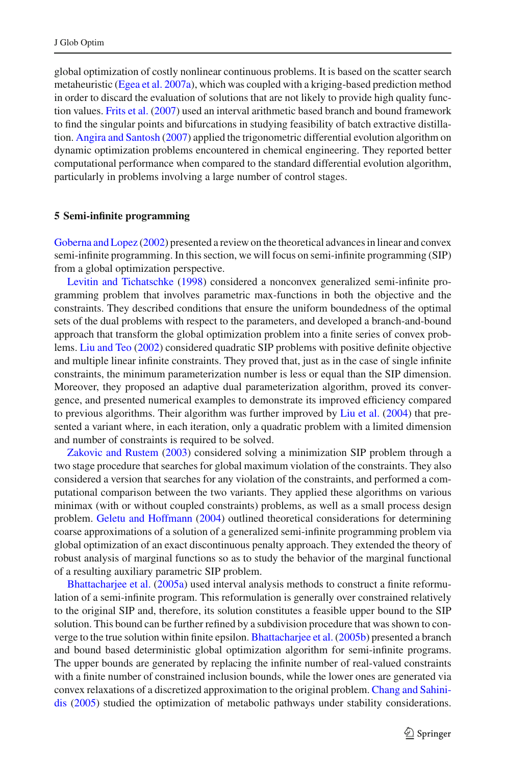global optimization of costly nonlinear continuous problems. It is based on the scatter search metaheuristic (Egea et al. 2007a), which was coupled with a kriging-based prediction method in order to discard the evaluation of solutions that are not likely to provide high quality function values. Frits et al. (2007) used an interval arithmetic based branch and bound framework to find the singular points and bifurcations in studying feasibility of batch extractive distillation. Angira and Santosh (2007) applied the trigonometric differential evolution algorithm on dynamic optimization problems encountered in chemical engineering. They reported better computational performance when compared to the standard differential evolution algorithm, particularly in problems involving a large number of control stages.

## 5 Semi-infinite programming

Goberna and Lopez (2002) presented a review on the theoretical advances in linear and convex semi-infinite programming. In this section, we will focus on semi-infinite programming (SIP) from a global optimization perspective.

Levitin and Tichatschke (1998) considered a nonconvex generalized semi-infinite programming problem that involves parametric max-functions in both the objective and the constraints. They described conditions that ensure the uniform boundedness of the optimal sets of the dual problems with respect to the parameters, and developed a branch-and-bound approach that transform the global optimization problem into a finite series of convex problems. Liu and Teo (2002) considered quadratic SIP problems with positive definite objective and multiple linear infinite constraints. They proved that, just as in the case of single infinite constraints, the minimum parameterization number is less or equal than the SIP dimension. Moreover, they proposed an adaptive dual parameterization algorithm, proved its convergence, and presented numerical examples to demonstrate its improved efficiency compared to previous algorithms. Their algorithm was further improved by Liu et al. (2004) that presented a variant where, in each iteration, only a quadratic problem with a limited dimension and number of constraints is required to be solved.

Zakovic and Rustem (2003) considered solving a minimization SIP problem through a two stage procedure that searches for global maximum violation of the constraints. They also considered a version that searches for any violation of the constraints, and performed a computational comparison between the two variants. They applied these algorithms on various minimax (with or without coupled constraints) problems, as well as a small process design problem. Geletu and Hoffmann (2004) outlined theoretical considerations for determining coarse approximations of a solution of a generalized semi-infinite programming problem via global optimization of an exact discontinuous penalty approach. They extended the theory of robust analysis of marginal functions so as to study the behavior of the marginal functional of a resulting auxiliary parametric SIP problem.

Bhattacharjee et al. (2005a) used interval analysis methods to construct a finite reformulation of a semi-infinite program. This reformulation is generally over constrained relatively to the original SIP and, therefore, its solution constitutes a feasible upper bound to the SIP solution. This bound can be further refined by a subdivision procedure that was shown to converge to the true solution within finite epsilon. Bhattacharjee et al. (2005b) presented a branch and bound based deterministic global optimization algorithm for semi-infinite programs. The upper bounds are generated by replacing the infinite number of real-valued constraints with a finite number of constrained inclusion bounds, while the lower ones are generated via convex relaxations of a discretized approximation to the original problem. Chang and Sahinidis (2005) studied the optimization of metabolic pathways under stability considerations.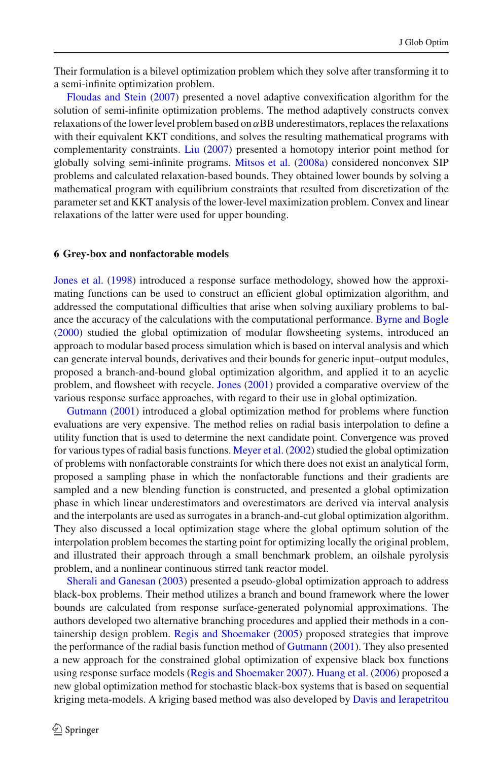Their formulation is a bilevel optimization problem which they solve after transforming it to a semi-infinite optimization problem.

Floudas and Stein (2007) presented a novel adaptive convexification algorithm for the solution of semi-infinite optimization problems. The method adaptively constructs convex relaxations of the lower level problem based on $\alpha$BB underestimators, replaces the relaxations with their equivalent KKT conditions, and solves the resulting mathematical programs with complementarity constraints. Liu (2007) presented a homotopy interior point method for globally solving semi-infinite programs. Mitsos et al. (2008a) considered nonconvex SIP problems and calculated relaxation-based bounds. They obtained lower bounds by solving a mathematical program with equilibrium constraints that resulted from discretization of the parameter set and KKT analysis of the lower-level maximization problem. Convex and linear relaxations of the latter were used for upper bounding.

## 6 Grey-box and nonfactorable models

Jones et al. (1998) introduced a response surface methodology, showed how the approximating functions can be used to construct an efficient global optimization algorithm, and addressed the computational difficulties that arise when solving auxiliary problems to balance the accuracy of the calculations with the computational performance. Byrne and Bogle (2000) studied the global optimization of modular flowsheeting systems, introduced an approach to modular based process simulation which is based on interval analysis and which can generate interval bounds, derivatives and their bounds for generic input–output modules, proposed a branch-and-bound global optimization algorithm, and applied it to an acyclic problem, and flowsheet with recycle. Jones (2001) provided a comparative overview of the various response surface approaches, with regard to their use in global optimization.

Gutmann (2001) introduced a global optimization method for problems where function evaluations are very expensive. The method relies on radial basis interpolation to define a utility function that is used to determine the next candidate point. Convergence was proved for various types of radial basis functions. Meyer et al. (2002) studied the global optimization of problems with nonfactorable constraints for which there does not exist an analytical form, proposed a sampling phase in which the nonfactorable functions and their gradients are sampled and a new blending function is constructed, and presented a global optimization phase in which linear underestimators and overestimators are derived via interval analysis and the interpolants are used as surrogates in a branch-and-cut global optimization algorithm. They also discussed a local optimization stage where the global optimum solution of the interpolation problem becomes the starting point for optimizing locally the original problem, and illustrated their approach through a small benchmark problem, an oilshale pyrolysis problem, and a nonlinear continuous stirred tank reactor model.

Sherali and Ganesan (2003) presented a pseudo-global optimization approach to address black-box problems. Their method utilizes a branch and bound framework where the lower bounds are calculated from response surface-generated polynomial approximations. The authors developed two alternative branching procedures and applied their methods in a containership design problem. Regis and Shoemaker (2005) proposed strategies that improve the performance of the radial basis function method of Gutmann (2001). They also presented a new approach for the constrained global optimization of expensive black box functions using response surface models (Regis and Shoemaker 2007). Huang et al. (2006) proposed a new global optimization method for stochastic black-box systems that is based on sequential kriging meta-models. A kriging based method was also developed by Davis and Ierapetritou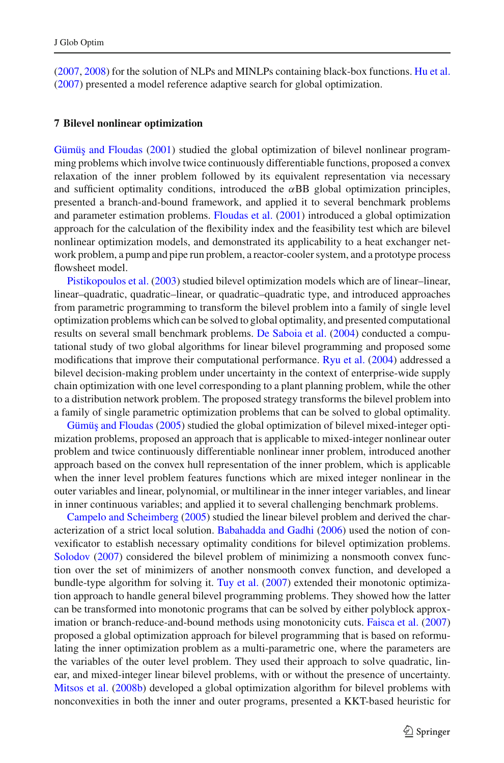(2007, 2008) for the solution of NLPs and MINLPs containing black-box functions. Hu et al. (2007) presented a model reference adaptive search for global optimization.

## 7 Bilevel nonlinear optimization

Gümüş and Floudas (2001) studied the global optimization of bilevel nonlinear programming problems which involve twice continuously differentiable functions, proposed a convex relaxation of the inner problem followed by its equivalent representation via necessary and sufficient optimality conditions, introduced the $\alpha$BB global optimization principles, presented a branch-and-bound framework, and applied it to several benchmark problems and parameter estimation problems. Floudas et al. (2001) introduced a global optimization approach for the calculation of the flexibility index and the feasibility test which are bilevel nonlinear optimization models, and demonstrated its applicability to a heat exchanger network problem, a pump and pipe run problem, a reactor-cooler system, and a prototype process flowsheet model.

Pistikopoulos et al. (2003) studied bilevel optimization models which are of linear–linear, linear–quadratic, quadratic–linear, or quadratic–quadratic type, and introduced approaches from parametric programming to transform the bilevel problem into a family of single level optimization problems which can be solved to global optimality, and presented computational results on several small benchmark problems. De Saboia et al. (2004) conducted a computational study of two global algorithms for linear bilevel programming and proposed some modifications that improve their computational performance. Ryu et al. (2004) addressed a bilevel decision-making problem under uncertainty in the context of enterprise-wide supply chain optimization with one level corresponding to a plant planning problem, while the other to a distribution network problem. The proposed strategy transforms the bilevel problem into a family of single parametric optimization problems that can be solved to global optimality.

Gümüş and Floudas (2005) studied the global optimization of bilevel mixed-integer optimization problems, proposed an approach that is applicable to mixed-integer nonlinear outer problem and twice continuously differentiable nonlinear inner problem, introduced another approach based on the convex hull representation of the inner problem, which is applicable when the inner level problem features functions which are mixed integer nonlinear in the outer variables and linear, polynomial, or multilinear in the inner integer variables, and linear in inner continuous variables; and applied it to several challenging benchmark problems.

Campelo and Scheimberg (2005) studied the linear bilevel problem and derived the characterization of a strict local solution. Babahadda and Gadhi (2006) used the notion of convexificator to establish necessary optimality conditions for bilevel optimization problems. Solodov (2007) considered the bilevel problem of minimizing a nonsmooth convex function over the set of minimizers of another nonsmooth convex function, and developed a bundle-type algorithm for solving it. Tuy et al. (2007) extended their monotonic optimization approach to handle general bilevel programming problems. They showed how the latter can be transformed into monotonic programs that can be solved by either polyblock approximation or branch-reduce-and-bound methods using monotonicity cuts. Faisca et al. (2007) proposed a global optimization approach for bilevel programming that is based on reformulating the inner optimization problem as a multi-parametric one, where the parameters are the variables of the outer level problem. They used their approach to solve quadratic, linear, and mixed-integer linear bilevel problems, with or without the presence of uncertainty. Mitsos et al. (2008b) developed a global optimization algorithm for bilevel problems with nonconvexities in both the inner and outer programs, presented a KKT-based heuristic for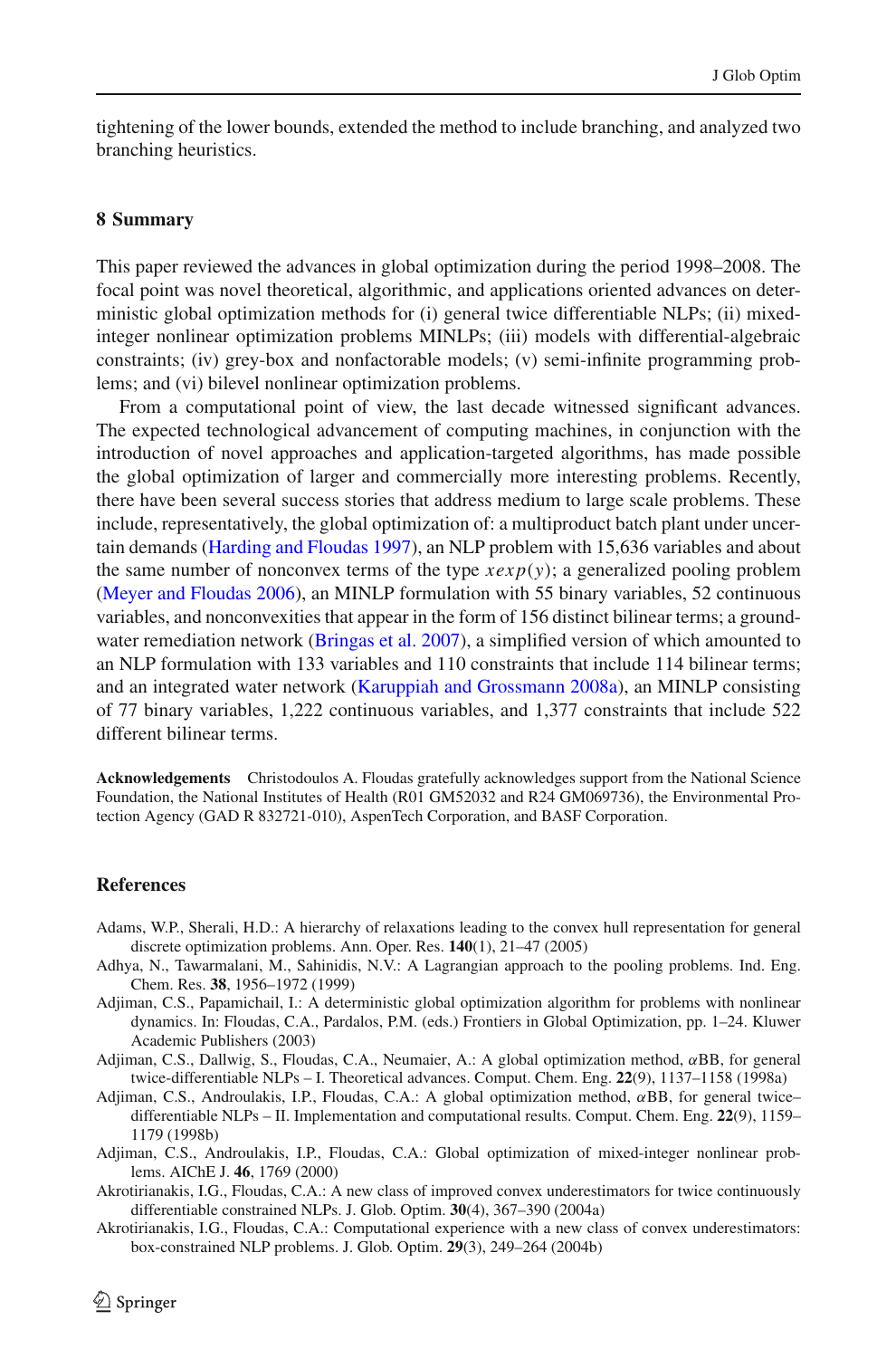tightening of the lower bounds, extended the method to include branching, and analyzed two branching heuristics.

## 8 Summary

This paper reviewed the advances in global optimization during the period 1998–2008. The focal point was novel theoretical, algorithmic, and applications oriented advances on deterministic global optimization methods for (i) general twice differentiable NLPs; (ii) mixed-integer nonlinear optimization problems MINLPs; (iii) models with differential-algebraic constraints; (iv) grey-box and nonfactorable models; (v) semi-infinite programming problems; and (vi) bilevel nonlinear optimization problems.

From a computational point of view, the last decade witnessed significant advances. The expected technological advancement of computing machines, in conjunction with the introduction of novel approaches and application-targeted algorithms, has made possible the global optimization of larger and commercially more interesting problems. Recently, there have been several success stories that address medium to large scale problems. These include, representatively, the global optimization of: a multiproduct batch plant under uncertain demands (Harding and Floudas 1997), an NLP problem with 15,636 variables and about the same number of nonconvex terms of the type $xexp(y)$; a generalized pooling problem (Meyer and Floudas 2006), an MINLP formulation with 55 binary variables, 52 continuous variables, and nonconvexities that appear in the form of 156 distinct bilinear terms; a groundwater remediation network (Bringas et al. 2007), a simplified version of which amounted to an NLP formulation with 133 variables and 110 constraints that include 114 bilinear terms; and an integrated water network (Karuppiah and Grossmann 2008a), an MINLP consisting of 77 binary variables, 1,222 continuous variables, and 1,377 constraints that include 522 different bilinear terms.

**Acknowledgements** Christodoulos A. Floudas gratefully acknowledges support from the National Science Foundation, the National Institutes of Health (R01 GM52032 and R24 GM069736), the Environmental Protection Agency (GAD R 832721-010), AspenTech Corporation, and BASF Corporation.

## References

Adams, W.P., Sherali, H.D.: A hierarchy of relaxations leading to the convex hull representation for general discrete optimization problems. Ann. Oper. Res. **140**(1), 21–47 (2005)

Adhya, N., Tawarmalani, M., Sahinidis, N.V.: A Lagrangian approach to the pooling problems. Ind. Eng. Chem. Res. **38**, 1956–1972 (1999)

Adjiman, C.S., Papamichail, I.: A deterministic global optimization algorithm for problems with nonlinear dynamics. In: Floudas, C.A., Pardalos, P.M. (eds.) Frontiers in Global Optimization, pp. 1–24. Kluwer Academic Publishers (2003)

Adjiman, C.S., Dallwig, S., Floudas, C.A., Neumaier, A.: A global optimization method, $\alpha$BB, for general twice-differentiable NLPs – I. Theoretical advances. Comput. Chem. Eng. **22**(9), 1137–1158 (1998a)

Adjiman, C.S., Androulakis, I.P., Floudas, C.A.: A global optimization method, $\alpha$BB, for general twice–differentiable NLPs – II. Implementation and computational results. Comput. Chem. Eng. **22**(9), 1159–1179 (1998b)

Adjiman, C.S., Androulakis, I.P., Floudas, C.A.: Global optimization of mixed-integer nonlinear problems. AIChE J. **46**, 1769 (2000)

Akrotirianakis, I.G., Floudas, C.A.: A new class of improved convex underestimators for twice continuously differentiable constrained NLPs. J. Glob. Optim. **30**(4), 367–390 (2004a)

Akrotirianakis, I.G., Floudas, C.A.: Computational experience with a new class of convex underestimators: box-constrained NLP problems. J. Glob. Optim. **29**(3), 249–264 (2004b)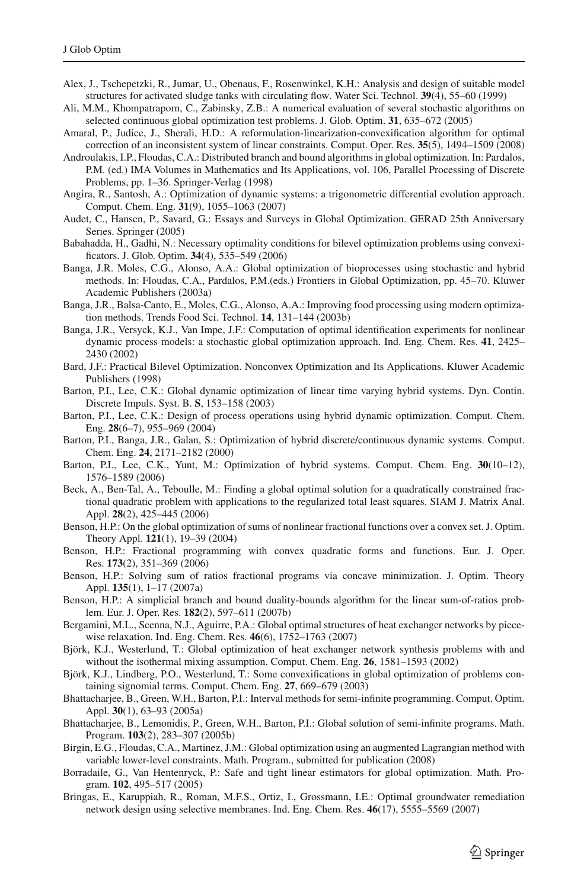Alex, J., Tschepetzki, R., Jumar, U., Obenaus, F., Rosenwinkel, K.H.: Analysis and design of suitable model structures for activated sludge tanks with circulating flow. Water Sci. Technol. **39**(4), 55–60 (1999)

Ali, M.M., Khompatraporn, C., Zabinsky, Z.B.: A numerical evaluation of several stochastic algorithms on selected continuous global optimization test problems. J. Glob. Optim. **31**, 635–672 (2005)

Amaral, P., Judice, J., Sherali, H.D.: A reformulation-linearization-convexification algorithm for optimal correction of an inconsistent system of linear constraints. Comput. Oper. Res. **35**(5), 1494–1509 (2008)

Androulakis, I.P., Floudas, C.A.: Distributed branch and bound algorithms in global optimization. In: Pardalos, P.M. (ed.) IMA Volumes in Mathematics and Its Applications, vol. 106, Parallel Processing of Discrete Problems, pp. 1–36. Springer-Verlag (1998)

Angira, R., Santosh, A.: Optimization of dynamic systems: a trigonometric differential evolution approach. Comput. Chem. Eng. **31**(9), 1055–1063 (2007)

Audet, C., Hansen, P., Savard, G.: Essays and Surveys in Global Optimization. GERAD 25th Anniversary Series. Springer (2005)

Babahadda, H., Gadhi, N.: Necessary optimality conditions for bilevel optimization problems using convexificators. J. Glob. Optim. **34**(4), 535–549 (2006)

Banga, J.R. Moles, C.G., Alonso, A.A.: Global optimization of bioprocesses using stochastic and hybrid methods. In: Floudas, C.A., Pardalos, P.M.(eds.) Frontiers in Global Optimization, pp. 45–70. Kluwer Academic Publishers (2003a)

Banga, J.R., Balsa-Canto, E., Moles, C.G., Alonso, A.A.: Improving food processing using modern optimization methods. Trends Food Sci. Technol. **14**, 131–144 (2003b)

Banga, J.R., Versyck, K.J., Van Impe, J.F.: Computation of optimal identification experiments for nonlinear dynamic process models: a stochastic global optimization approach. Ind. Eng. Chem. Res. **41**, 2425–2430 (2002)

Bard, J.F.: Practical Bilevel Optimization. Nonconvex Optimization and Its Applications. Kluwer Academic Publishers (1998)

Barton, P.I., Lee, C.K.: Global dynamic optimization of linear time varying hybrid systems. Dyn. Contin. Discrete Impuls. Syst. B. **S**, 153–158 (2003)

Barton, P.I., Lee, C.K.: Design of process operations using hybrid dynamic optimization. Comput. Chem. Eng. **28**(6–7), 955–969 (2004)

Barton, P.I., Banga, J.R., Galan, S.: Optimization of hybrid discrete/continuous dynamic systems. Comput. Chem. Eng. **24**, 2171–2182 (2000)

Barton, P.I., Lee, C.K., Yunt, M.: Optimization of hybrid systems. Comput. Chem. Eng. **30**(10–12), 1576–1589 (2006)

Beck, A., Ben-Tal, A., Teboulle, M.: Finding a global optimal solution for a quadratically constrained fractional quadratic problem with applications to the regularized total least squares. SIAM J. Matrix Anal. Appl. **28**(2), 425–445 (2006)

Benson, H.P.: On the global optimization of sums of nonlinear fractional functions over a convex set. J. Optim. Theory Appl. **121**(1), 19–39 (2004)

Benson, H.P.: Fractional programming with convex quadratic forms and functions. Eur. J. Oper. Res. **173**(2), 351–369 (2006)

Benson, H.P.: Solving sum of ratios fractional programs via concave minimization. J. Optim. Theory Appl. **135**(1), 1–17 (2007a)

Benson, H.P.: A simplicial branch and bound duality-bounds algorithm for the linear sum-of-ratios problem. Eur. J. Oper. Res. **182**(2), 597–611 (2007b)

Bergamini, M.L., Scenna, N.J., Aguirre, P.A.: Global optimal structures of heat exchanger networks by piecewise relaxation. Ind. Eng. Chem. Res. **46**(6), 1752–1763 (2007)

Björk, K.J., Westerlund, T.: Global optimization of heat exchanger network synthesis problems with and without the isothermal mixing assumption. Comput. Chem. Eng. **26**, 1581–1593 (2002)

Björk, K.J., Lindberg, P.O., Westerlund, T.: Some convexifications in global optimization of problems containing signomial terms. Comput. Chem. Eng. **27**, 669–679 (2003)

Bhattacharjee, B., Green, W.H., Barton, P.I.: Interval methods for semi-infinite programming. Comput. Optim. Appl. **30**(1), 63–93 (2005a)

Bhattacharjee, B., Lemonidis, P., Green, W.H., Barton, P.I.: Global solution of semi-infinite programs. Math. Program. **103**(2), 283–307 (2005b)

Birgin, E.G., Floudas, C.A., Martinez, J.M.: Global optimization using an augmented Lagrangian method with variable lower-level constraints. Math. Program., submitted for publication (2008)

Borradaile, G., Van Hentenryck, P.: Safe and tight linear estimators for global optimization. Math. Program. **102**, 495–517 (2005)

Bringas, E., Karuppiah, R., Roman, M.F.S., Ortiz, I., Grossmann, I.E.: Optimal groundwater remediation network design using selective membranes. Ind. Eng. Chem. Res. **46**(17), 5555–5569 (2007)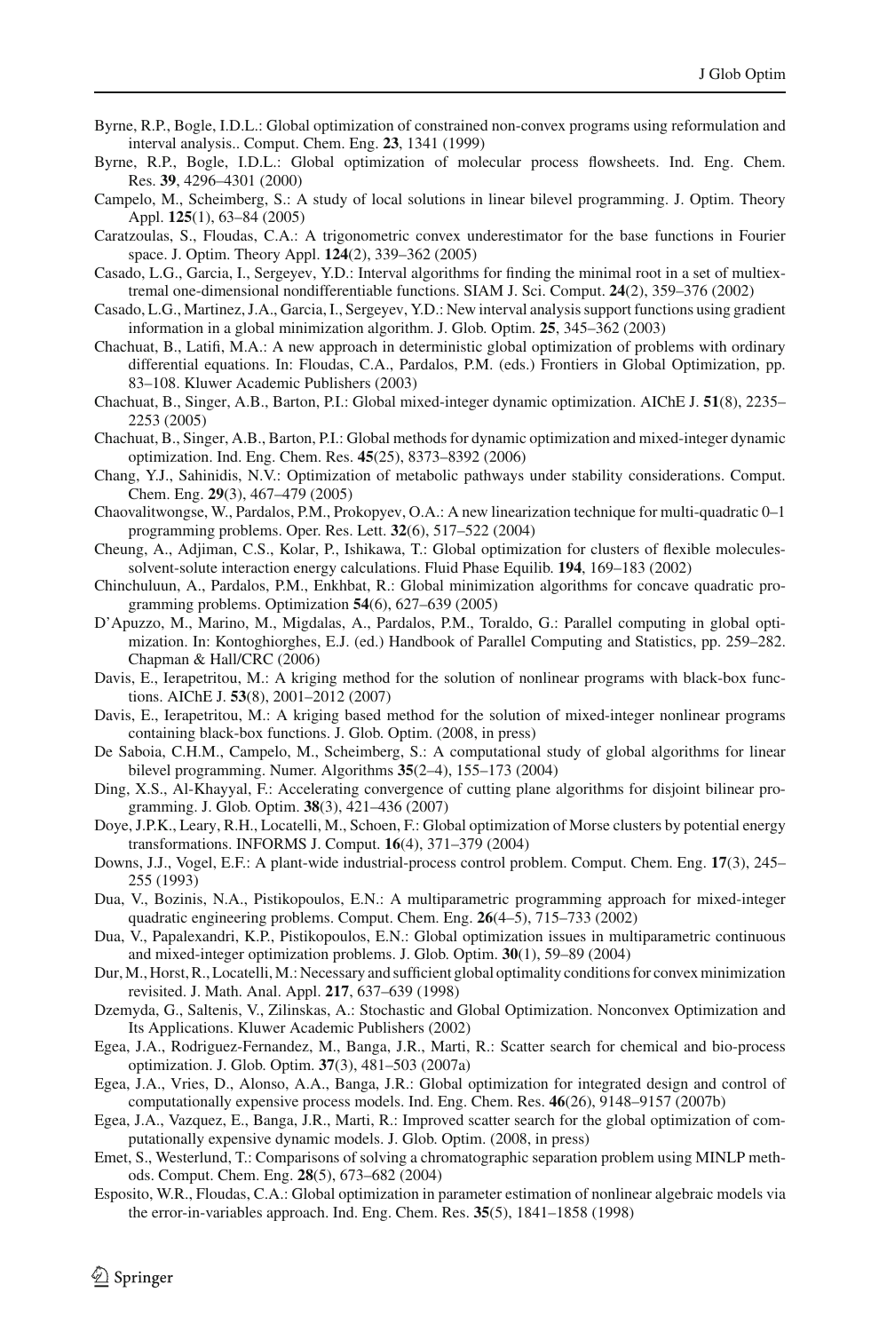Byrne, R.P., Bogle, I.D.L.: Global optimization of constrained non-convex programs using reformulation and interval analysis.. Comput. Chem. Eng. **23**, 1341 (1999)

Byrne, R.P., Bogle, I.D.L.: Global optimization of molecular process flowsheets. Ind. Eng. Chem. Res. **39**, 4296–4301 (2000)

Campelo, M., Scheimberg, S.: A study of local solutions in linear bilevel programming. J. Optim. Theory Appl. **125**(1), 63–84 (2005)

Caratzoulas, S., Floudas, C.A.: A trigonometric convex underestimator for the base functions in Fourier space. J. Optim. Theory Appl. **124**(2), 339–362 (2005)

Casado, L.G., Garcia, I., Sergeyev, Y.D.: Interval algorithms for finding the minimal root in a set of multiextremal one-dimensional nondifferentiable functions. SIAM J. Sci. Comput. **24**(2), 359–376 (2002)

Casado, L.G., Martinez, J.A., Garcia, I., Sergeyev, Y.D.: New interval analysis support functions using gradient information in a global minimization algorithm. J. Glob. Optim. **25**, 345–362 (2003)

Chachuat, B., Latifi, M.A.: A new approach in deterministic global optimization of problems with ordinary differential equations. In: Floudas, C.A., Pardalos, P.M. (eds.) Frontiers in Global Optimization, pp. 83–108. Kluwer Academic Publishers (2003)

Chachuat, B., Singer, A.B., Barton, P.I.: Global mixed-integer dynamic optimization. AIChE J. **51**(8), 2235–2253 (2005)

Chachuat, B., Singer, A.B., Barton, P.I.: Global methods for dynamic optimization and mixed-integer dynamic optimization. Ind. Eng. Chem. Res. **45**(25), 8373–8392 (2006)

Chang, Y.J., Sahinidis, N.V.: Optimization of metabolic pathways under stability considerations. Comput. Chem. Eng. **29**(3), 467–479 (2005)

Chaovalitwongse, W., Pardalos, P.M., Prokopyev, O.A.: A new linearization technique for multi-quadratic 0–1 programming problems. Oper. Res. Lett. **32**(6), 517–522 (2004)

Cheung, A., Adjiman, C.S., Kolar, P., Ishikawa, T.: Global optimization for clusters of flexible molecules-solvent-solute interaction energy calculations. Fluid Phase Equilib. **194**, 169–183 (2002)

Chinchuluun, A., Pardalos, P.M., Enkhbat, R.: Global minimization algorithms for concave quadratic programming problems. Optimization **54**(6), 627–639 (2005)

D'Apuzzo, M., Marino, M., Migdalas, A., Pardalos, P.M., Toraldo, G.: Parallel computing in global optimization. In: Kontoghiorghes, E.J. (ed.) Handbook of Parallel Computing and Statistics, pp. 259–282. Chapman & Hall/CRC (2006)

Davis, E., Ierapetritou, M.: A kriging method for the solution of nonlinear programs with black-box functions. AIChE J. **53**(8), 2001–2012 (2007)

Davis, E., Ierapetritou, M.: A kriging based method for the solution of mixed-integer nonlinear programs containing black-box functions. J. Glob. Optim. (2008, in press)

De Saboia, C.H.M., Campelo, M., Scheimberg, S.: A computational study of global algorithms for linear bilevel programming. Numer. Algorithms **35**(2–4), 155–173 (2004)

Ding, X.S., Al-Khayyal, F.: Accelerating convergence of cutting plane algorithms for disjoint bilinear programming. J. Glob. Optim. **38**(3), 421–436 (2007)

Doye, J.P.K., Leary, R.H., Locatelli, M., Schoen, F.: Global optimization of Morse clusters by potential energy transformations. INFORMS J. Comput. **16**(4), 371–379 (2004)

Downs, J.J., Vogel, E.F.: A plant-wide industrial-process control problem. Comput. Chem. Eng. **17**(3), 245–255 (1993)

Dua, V., Bozinis, N.A., Pistikopoulos, E.N.: A multiparametric programming approach for mixed-integer quadratic engineering problems. Comput. Chem. Eng. **26**(4–5), 715–733 (2002)

Dua, V., Papalexandri, K.P., Pistikopoulos, E.N.: Global optimization issues in multiparametric continuous and mixed-integer optimization problems. J. Glob. Optim. **30**(1), 59–89 (2004)

Dur, M., Horst, R., Locatelli, M.: Necessary and sufficient global optimality conditions for convex minimization revisited. J. Math. Anal. Appl. **217**, 637–639 (1998)

Dzemyda, G., Saltenis, V., Zilinskas, A.: Stochastic and Global Optimization. Nonconvex Optimization and Its Applications. Kluwer Academic Publishers (2002)

Egea, J.A., Rodriguez-Fernandez, M., Banga, J.R., Marti, R.: Scatter search for chemical and bio-process optimization. J. Glob. Optim. **37**(3), 481–503 (2007a)

Egea, J.A., Vries, D., Alonso, A.A., Banga, J.R.: Global optimization for integrated design and control of computationally expensive process models. Ind. Eng. Chem. Res. **46**(26), 9148–9157 (2007b)

Egea, J.A., Vazquez, E., Banga, J.R., Marti, R.: Improved scatter search for the global optimization of computationally expensive dynamic models. J. Glob. Optim. (2008, in press)

Emet, S., Westerlund, T.: Comparisons of solving a chromatographic separation problem using MINLP methods. Comput. Chem. Eng. **28**(5), 673–682 (2004)

Esposito, W.R., Floudas, C.A.: Global optimization in parameter estimation of nonlinear algebraic models via the error-in-variables approach. Ind. Eng. Chem. Res. **35**(5), 1841–1858 (1998)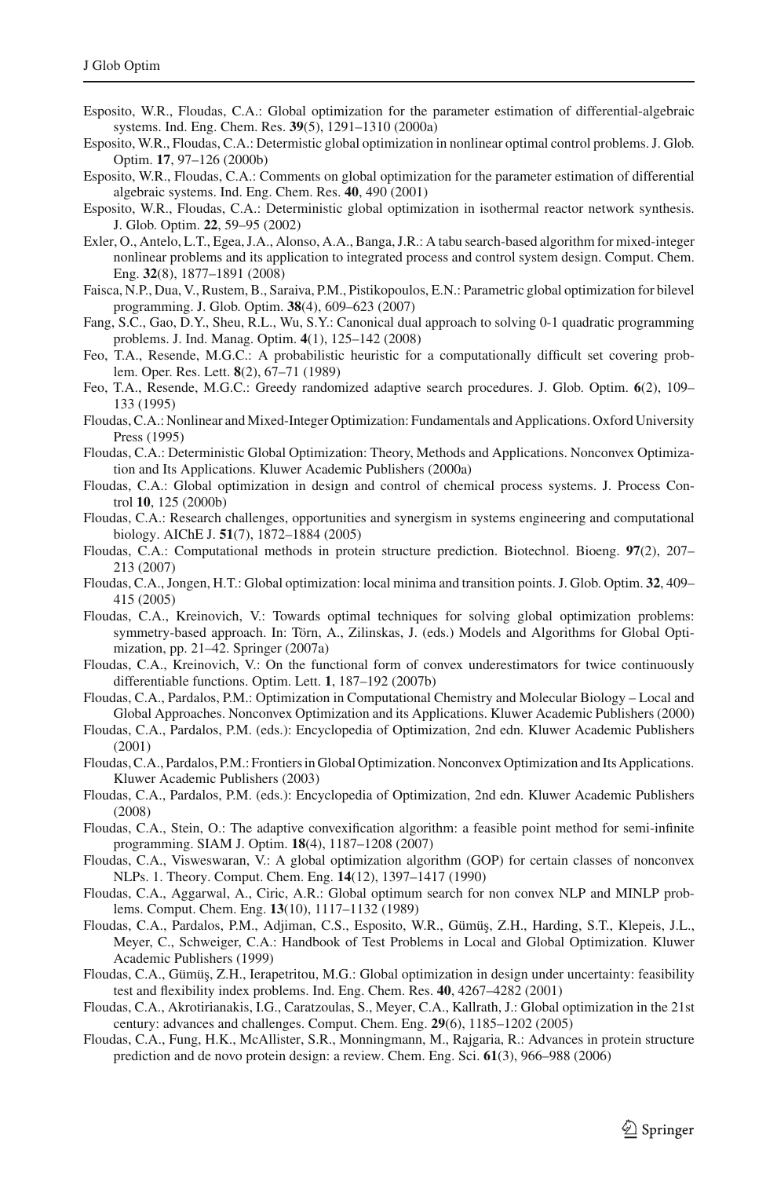Esposito, W.R., Floudas, C.A.: Global optimization for the parameter estimation of differential-algebraic systems. Ind. Eng. Chem. Res. **39**(5), 1291–1310 (2000a)

Esposito, W.R., Floudas, C.A.: Determistic global optimization in nonlinear optimal control problems. J. Glob. Optim. **17**, 97–126 (2000b)

Esposito, W.R., Floudas, C.A.: Comments on global optimization for the parameter estimation of differential algebraic systems. Ind. Eng. Chem. Res. **40**, 490 (2001)

Esposito, W.R., Floudas, C.A.: Deterministic global optimization in isothermal reactor network synthesis. J. Glob. Optim. **22**, 59–95 (2002)

Exler, O., Antelo, L.T., Egea, J.A., Alonso, A.A., Banga, J.R.: A tabu search-based algorithm for mixed-integer nonlinear problems and its application to integrated process and control system design. Comput. Chem. Eng. **32**(8), 1877–1891 (2008)

Faisca, N.P., Dua, V., Rustem, B., Saraiva, P.M., Pistikopoulos, E.N.: Parametric global optimization for bilevel programming. J. Glob. Optim. **38**(4), 609–623 (2007)

Fang, S.C., Gao, D.Y., Sheu, R.L., Wu, S.Y.: Canonical dual approach to solving 0-1 quadratic programming problems. J. Ind. Manag. Optim. **4**(1), 125–142 (2008)

Feo, T.A., Resende, M.G.C.: A probabilistic heuristic for a computationally difficult set covering problem. Oper. Res. Lett. **8**(2), 67–71 (1989)

Feo, T.A., Resende, M.G.C.: Greedy randomized adaptive search procedures. J. Glob. Optim. **6**(2), 109–133 (1995)

Floudas, C.A.: Nonlinear and Mixed-Integer Optimization: Fundamentals and Applications. Oxford University Press (1995)

Floudas, C.A.: Deterministic Global Optimization: Theory, Methods and Applications. Nonconvex Optimization and Its Applications. Kluwer Academic Publishers (2000a)

Floudas, C.A.: Global optimization in design and control of chemical process systems. J. Process Control **10**, 125 (2000b)

Floudas, C.A.: Research challenges, opportunities and synergism in systems engineering and computational biology. AIChE J. **51**(7), 1872–1884 (2005)

Floudas, C.A.: Computational methods in protein structure prediction. Biotechnol. Bioeng. **97**(2), 207–213 (2007)

Floudas, C.A., Jongen, H.T.: Global optimization: local minima and transition points. J. Glob. Optim. **32**, 409–415 (2005)

Floudas, C.A., Kreinovich, V.: Towards optimal techniques for solving global optimization problems: symmetry-based approach. In: Törn, A., Zilinskas, J. (eds.) Models and Algorithms for Global Optimization, pp. 21–42. Springer (2007a)

Floudas, C.A., Kreinovich, V.: On the functional form of convex underestimators for twice continuously differentiable functions. Optim. Lett. **1**, 187–192 (2007b)

Floudas, C.A., Pardalos, P.M.: Optimization in Computational Chemistry and Molecular Biology – Local and Global Approaches. Nonconvex Optimization and its Applications. Kluwer Academic Publishers (2000)

Floudas, C.A., Pardalos, P.M. (eds.): Encyclopedia of Optimization, 2nd edn. Kluwer Academic Publishers (2001)

Floudas, C.A., Pardalos, P.M.: Frontiers in Global Optimization. Nonconvex Optimization and Its Applications. Kluwer Academic Publishers (2003)

Floudas, C.A., Pardalos, P.M. (eds.): Encyclopedia of Optimization, 2nd edn. Kluwer Academic Publishers (2008)

Floudas, C.A., Stein, O.: The adaptive convexification algorithm: a feasible point method for semi-infinite programming. SIAM J. Optim. **18**(4), 1187–1208 (2007)

Floudas, C.A., Visweswaran, V.: A global optimization algorithm (GOP) for certain classes of nonconvex NLPs. 1. Theory. Comput. Chem. Eng. **14**(12), 1397–1417 (1990)

Floudas, C.A., Aggarwal, A., Ciric, A.R.: Global optimum search for non convex NLP and MINLP problems. Comput. Chem. Eng. **13**(10), 1117–1132 (1989)

Floudas, C.A., Pardalos, P.M., Adjiman, C.S., Esposito, W.R., Gümüş, Z.H., Harding, S.T., Klepeis, J.L., Meyer, C., Schweiger, C.A.: Handbook of Test Problems in Local and Global Optimization. Kluwer Academic Publishers (1999)

Floudas, C.A., Gümüş, Z.H., Ierapetritou, M.G.: Global optimization in design under uncertainty: feasibility test and flexibility index problems. Ind. Eng. Chem. Res. **40**, 4267–4282 (2001)

Floudas, C.A., Akrotirianakis, I.G., Caratzoulas, S., Meyer, C.A., Kallrath, J.: Global optimization in the 21st century: advances and challenges. Comput. Chem. Eng. **29**(6), 1185–1202 (2005)

Floudas, C.A., Fung, H.K., McAllister, S.R., Monningmann, M., Rajgaria, R.: Advances in protein structure prediction and de novo protein design: a review. Chem. Eng. Sci. **61**(3), 966–988 (2006)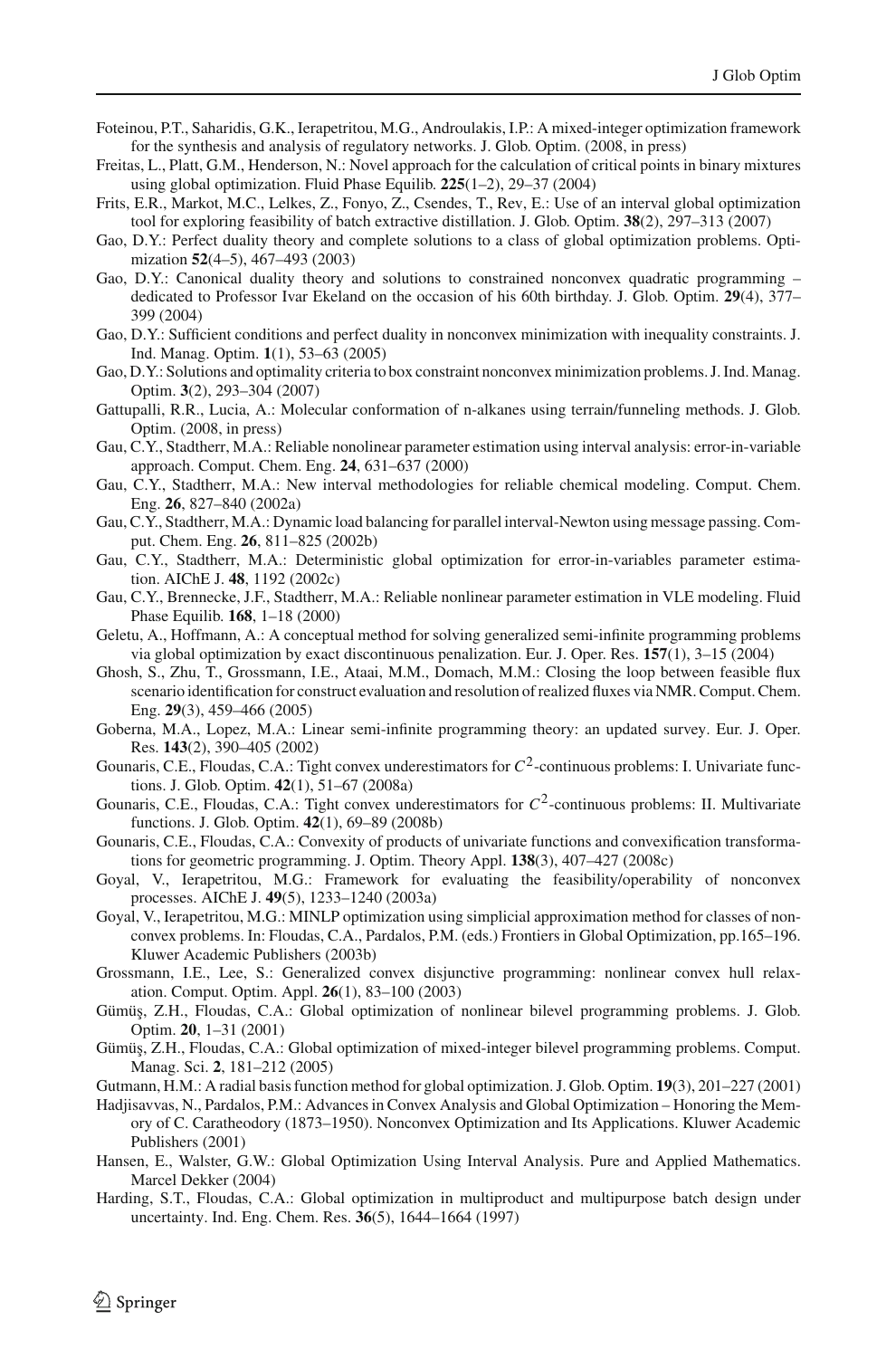Foteinou, P.T., Saharidis, G.K., Ierapetritou, M.G., Androulakis, I.P.: A mixed-integer optimization framework for the synthesis and analysis of regulatory networks. J. Glob. Optim. (2008, in press)

Freitas, L., Platt, G.M., Henderson, N.: Novel approach for the calculation of critical points in binary mixtures using global optimization. Fluid Phase Equilib. **225**(1–2), 29–37 (2004)

Frits, E.R., Markot, M.C., Lelkes, Z., Fonyo, Z., Csendes, T., Rev, E.: Use of an interval global optimization tool for exploring feasibility of batch extractive distillation. J. Glob. Optim. **38**(2), 297–313 (2007)

Gao, D.Y.: Perfect duality theory and complete solutions to a class of global optimization problems. Optimization **52**(4–5), 467–493 (2003)

Gao, D.Y.: Canonical duality theory and solutions to constrained nonconvex quadratic programming – dedicated to Professor Ivar Ekeland on the occasion of his 60th birthday. J. Glob. Optim. **29**(4), 377–399 (2004)

Gao, D.Y.: Sufficient conditions and perfect duality in nonconvex minimization with inequality constraints. J. Ind. Manag. Optim. **1**(1), 53–63 (2005)

Gao, D.Y.: Solutions and optimality criteria to box constraint nonconvex minimization problems. J. Ind. Manag. Optim. **3**(2), 293–304 (2007)

Gattupalli, R.R., Lucia, A.: Molecular conformation of n-alkanes using terrain/funneling methods. J. Glob. Optim. (2008, in press)

Gau, C.Y., Stadtherr, M.A.: Reliable nonlinear parameter estimation using interval analysis: error-in-variable approach. Comput. Chem. Eng. **24**, 631–637 (2000)

Gau, C.Y., Stadtherr, M.A.: New interval methodologies for reliable chemical modeling. Comput. Chem. Eng. **26**, 827–840 (2002a)

Gau, C.Y., Stadtherr, M.A.: Dynamic load balancing for parallel interval-Newton using message passing. Comput. Chem. Eng. **26**, 811–825 (2002b)

Gau, C.Y., Stadtherr, M.A.: Deterministic global optimization for error-in-variables parameter estimation. AIChE J. **48**, 1192 (2002c)

Gau, C.Y., Brennecke, J.F., Stadtherr, M.A.: Reliable nonlinear parameter estimation in VLE modeling. Fluid Phase Equilib. **168**, 1–18 (2000)

Geletu, A., Hoffmann, A.: A conceptual method for solving generalized semi-infinite programming problems via global optimization by exact discontinuous penalization. Eur. J. Oper. Res. **157**(1), 3–15 (2004)

Ghosh, S., Zhu, T., Grossmann, I.E., Ataai, M.M., Domach, M.M.: Closing the loop between feasible flux scenario identification for construct evaluation and resolution of realized fluxes via NMR. Comput. Chem. Eng. **29**(3), 459–466 (2005)

Goberna, M.A., Lopez, M.A.: Linear semi-infinite programming theory: an updated survey. Eur. J. Oper. Res. **143**(2), 390–405 (2002)

Gounaris, C.E., Floudas, C.A.: Tight convex underestimators for $C^2$-continuous problems: I. Univariate functions. J. Glob. Optim. **42**(1), 51–67 (2008a)

Gounaris, C.E., Floudas, C.A.: Tight convex underestimators for $C^2$-continuous problems: II. Multivariate functions. J. Glob. Optim. **42**(1), 69–89 (2008b)

Gounaris, C.E., Floudas, C.A.: Convexity of products of univariate functions and convexification transformations for geometric programming. J. Optim. Theory Appl. **138**(3), 407–427 (2008c)

Goyal, V., Ierapetritou, M.G.: Framework for evaluating the feasibility/operability of nonconvex processes. AIChE J. **49**(5), 1233–1240 (2003a)

Goyal, V., Ierapetritou, M.G.: MINLP optimization using simplicial approximation method for classes of nonconvex problems. In: Floudas, C.A., Pardalos, P.M. (eds.) Frontiers in Global Optimization, pp.165–196. Kluwer Academic Publishers (2003b)

Grossmann, I.E., Lee, S.: Generalized convex disjunctive programming: nonlinear convex hull relaxation. Comput. Optim. Appl. **26**(1), 83–100 (2003)

Gümüş, Z.H., Floudas, C.A.: Global optimization of nonlinear bilevel programming problems. J. Glob. Optim. **20**, 1–31 (2001)

Gümüş, Z.H., Floudas, C.A.: Global optimization of mixed-integer bilevel programming problems. Comput. Manag. Sci. **2**, 181–212 (2005)

Gutmann, H.M.: A radial basis function method for global optimization. J. Glob. Optim. **19**(3), 201–227 (2001)

Hadjisavvas, N., Pardalos, P.M.: Advances in Convex Analysis and Global Optimization – Honoring the Memory of C. Caratheodory (1873–1950). Nonconvex Optimization and Its Applications. Kluwer Academic Publishers (2001)

Hansen, E., Walster, G.W.: Global Optimization Using Interval Analysis. Pure and Applied Mathematics. Marcel Dekker (2004)

Harding, S.T., Floudas, C.A.: Global optimization in multiproduct and multipurpose batch design under uncertainty. Ind. Eng. Chem. Res. **36**(5), 1644–1664 (1997)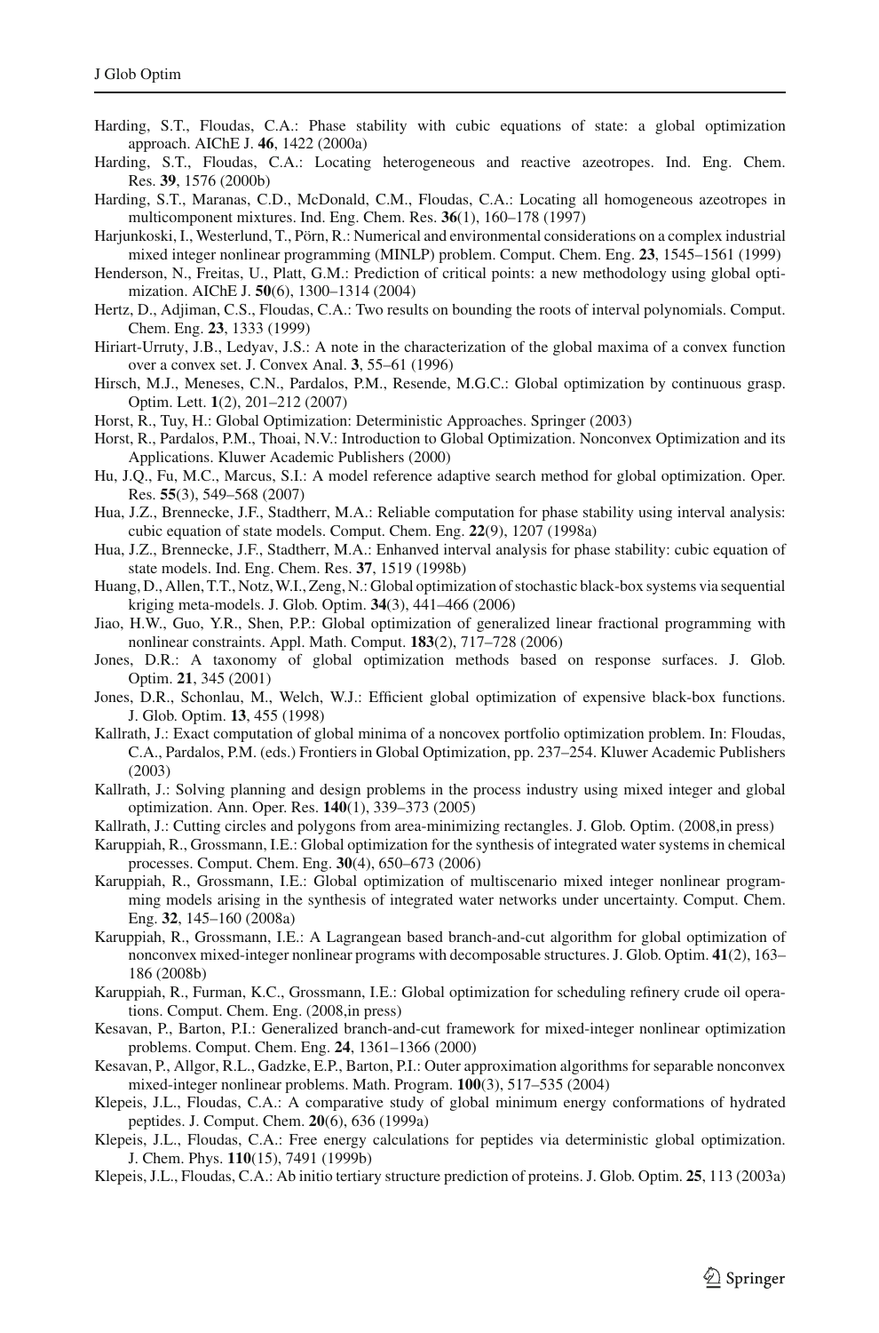Harding, S.T., Floudas, C.A.: Phase stability with cubic equations of state: a global optimization approach. AIChE J. **46**, 1422 (2000a)

Harding, S.T., Floudas, C.A.: Locating heterogeneous and reactive azeotropes. Ind. Eng. Chem. Res. **39**, 1576 (2000b)

Harding, S.T., Maranas, C.D., McDonald, C.M., Floudas, C.A.: Locating all homogeneous azeotropes in multicomponent mixtures. Ind. Eng. Chem. Res. **36**(1), 160–178 (1997)

Harjunkoski, I., Westerlund, T., Pörn, R.: Numerical and environmental considerations on a complex industrial mixed integer nonlinear programming (MINLP) problem. Comput. Chem. Eng. **23**, 1545–1561 (1999)

Henderson, N., Freitas, U., Platt, G.M.: Prediction of critical points: a new methodology using global optimization. AIChE J. **50**(6), 1300–1314 (2004)

Hertz, D., Adjiman, C.S., Floudas, C.A.: Two results on bounding the roots of interval polynomials. Comput. Chem. Eng. **23**, 1333 (1999)

Hiriart-Urruty, J.B., Ledyav, J.S.: A note in the characterization of the global maxima of a convex function over a convex set. J. Convex Anal. **3**, 55–61 (1996)

Hirsch, M.J., Meneses, C.N., Pardalos, P.M., Resende, M.G.C.: Global optimization by continuous grasp. Optim. Lett. **1**(2), 201–212 (2007)

Horst, R., Tuy, H.: Global Optimization: Deterministic Approaches. Springer (2003)

Horst, R., Pardalos, P.M., Thoai, N.V.: Introduction to Global Optimization. Nonconvex Optimization and its Applications. Kluwer Academic Publishers (2000)

Hu, J.Q., Fu, M.C., Marcus, S.I.: A model reference adaptive search method for global optimization. Oper. Res. **55**(3), 549–568 (2007)

Hua, J.Z., Brennecke, J.F., Stadtherr, M.A.: Reliable computation for phase stability using interval analysis: cubic equation of state models. Comput. Chem. Eng. **22**(9), 1207 (1998a)

Hua, J.Z., Brennecke, J.F., Stadtherr, M.A.: Enhanved interval analysis for phase stability: cubic equation of state models. Ind. Eng. Chem. Res. **37**, 1519 (1998b)

Huang, D., Allen, T.T., Notz, W.I., Zeng, N.: Global optimization of stochastic black-box systems via sequential kriging meta-models. J. Glob. Optim. **34**(3), 441–466 (2006)

Jiao, H.W., Guo, Y.R., Shen, P.P.: Global optimization of generalized linear fractional programming with nonlinear constraints. Appl. Math. Comput. **183**(2), 717–728 (2006)

Jones, D.R.: A taxonomy of global optimization methods based on response surfaces. J. Glob. Optim. **21**, 345 (2001)

Jones, D.R., Schonlau, M., Welch, W.J.: Efficient global optimization of expensive black-box functions. J. Glob. Optim. **13**, 455 (1998)

Kallrath, J.: Exact computation of global minima of a noncovex portfolio optimization problem. In: Floudas, C.A., Pardalos, P.M. (eds.) Frontiers in Global Optimization, pp. 237–254. Kluwer Academic Publishers (2003)

Kallrath, J.: Solving planning and design problems in the process industry using mixed integer and global optimization. Ann. Oper. Res. **140**(1), 339–373 (2005)

Kallrath, J.: Cutting circles and polygons from area-minimizing rectangles. J. Glob. Optim. (2008,in press)

Karuppiah, R., Grossmann, I.E.: Global optimization for the synthesis of integrated water systems in chemical processes. Comput. Chem. Eng. **30**(4), 650–673 (2006)

Karuppiah, R., Grossmann, I.E.: Global optimization of multiscenario mixed integer nonlinear programming models arising in the synthesis of integrated water networks under uncertainty. Comput. Chem. Eng. **32**, 145–160 (2008a)

Karuppiah, R., Grossmann, I.E.: A Lagrangean based branch-and-cut algorithm for global optimization of nonconvex mixed-integer nonlinear programs with decomposable structures. J. Glob. Optim. **41**(2), 163–186 (2008b)

Karuppiah, R., Furman, K.C., Grossmann, I.E.: Global optimization for scheduling refinery crude oil operations. Comput. Chem. Eng. (2008,in press)

Kesavan, P., Barton, P.I.: Generalized branch-and-cut framework for mixed-integer nonlinear optimization problems. Comput. Chem. Eng. **24**, 1361–1366 (2000)

Kesavan, P., Allgor, R.L., Gadzke, E.P., Barton, P.I.: Outer approximation algorithms for separable nonconvex mixed-integer nonlinear problems. Math. Program. **100**(3), 517–535 (2004)

Klepeis, J.L., Floudas, C.A.: A comparative study of global minimum energy conformations of hydrated peptides. J. Comput. Chem. **20**(6), 636 (1999a)

Klepeis, J.L., Floudas, C.A.: Free energy calculations for peptides via deterministic global optimization. J. Chem. Phys. **110**(15), 7491 (1999b)

Klepeis, J.L., Floudas, C.A.: Ab initio tertiary structure prediction of proteins. J. Glob. Optim. **25**, 113 (2003a)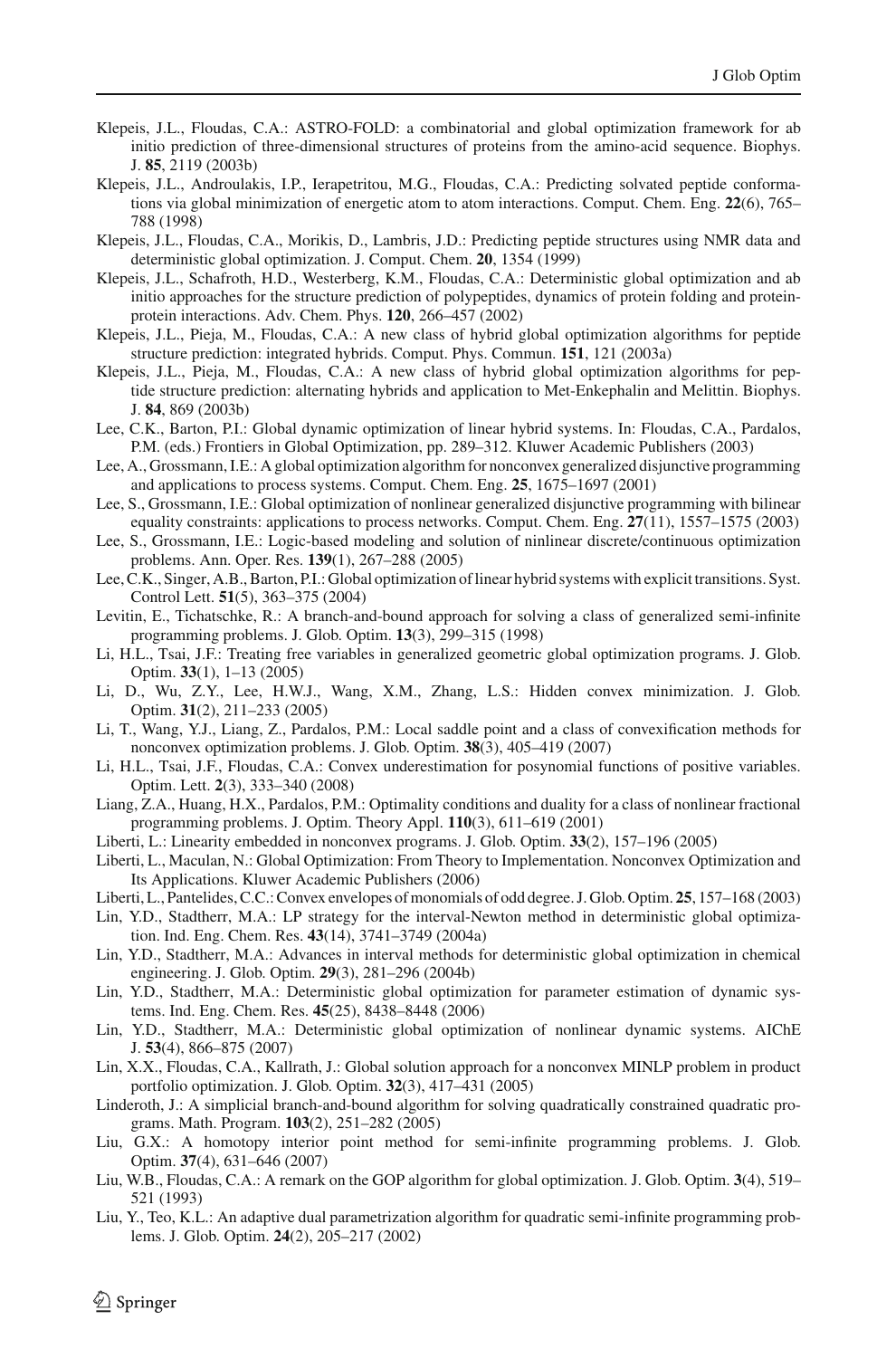Klepeis, J.L., Floudas, C.A.: ASTRO-FOLD: a combinatorial and global optimization framework for ab initio prediction of three-dimensional structures of proteins from the amino-acid sequence. Biophys. J. **85**, 2119 (2003b)

Klepeis, J.L., Androulakis, I.P., Ierapetritou, M.G., Floudas, C.A.: Predicting solvated peptide conformations via global minimization of energetic atom to atom interactions. Comput. Chem. Eng. **22**(6), 765–788 (1998)

Klepeis, J.L., Floudas, C.A., Morikis, D., Lambris, J.D.: Predicting peptide structures using NMR data and deterministic global optimization. J. Comput. Chem. **20**, 1354 (1999)

Klepeis, J.L., Schafroth, H.D., Westerberg, K.M., Floudas, C.A.: Deterministic global optimization and ab initio approaches for the structure prediction of polypeptides, dynamics of protein folding and protein-protein interactions. Adv. Chem. Phys. **120**, 266–457 (2002)

Klepeis, J.L., Pieja, M., Floudas, C.A.: A new class of hybrid global optimization algorithms for peptide structure prediction: integrated hybrids. Comput. Phys. Commun. **151**, 121 (2003a)

Klepeis, J.L., Pieja, M., Floudas, C.A.: A new class of hybrid global optimization algorithms for peptide structure prediction: alternating hybrids and application to Met-Enkephalin and Melittin. Biophys. J. **84**, 869 (2003b)

Lee, C.K., Barton, P.I.: Global dynamic optimization of linear hybrid systems. In: Floudas, C.A., Pardalos, P.M. (eds.) Frontiers in Global Optimization, pp. 289–312. Kluwer Academic Publishers (2003)

Lee, A., Grossmann, I.E.: A global optimization algorithm for nonconvex generalized disjunctive programming and applications to process systems. Comput. Chem. Eng. **25**, 1675–1697 (2001)

Lee, S., Grossmann, I.E.: Global optimization of nonlinear generalized disjunctive programming with bilinear equality constraints: applications to process networks. Comput. Chem. Eng. **27**(11), 1557–1575 (2003)

Lee, S., Grossmann, I.E.: Logic-based modeling and solution of ninlinear discrete/continuous optimization problems. Ann. Oper. Res. **139**(1), 267–288 (2005)

Lee, C.K., Singer, A.B., Barton, P.I.: Global optimization of linear hybrid systems with explicit transitions. Syst. Control Lett. **51**(5), 363–375 (2004)

Levitin, E., Tichatschke, R.: A branch-and-bound approach for solving a class of generalized semi-infinite programming problems. J. Glob. Optim. **13**(3), 299–315 (1998)

Li, H.L., Tsai, J.F.: Treating free variables in generalized geometric global optimization programs. J. Glob. Optim. **33**(1), 1–13 (2005)

Li, D., Wu, Z.Y., Lee, H.W.J., Wang, X.M., Zhang, L.S.: Hidden convex minimization. J. Glob. Optim. **31**(2), 211–233 (2005)

Li, T., Wang, Y.J., Liang, Z., Pardalos, P.M.: Local saddle point and a class of convexification methods for nonconvex optimization problems. J. Glob. Optim. **38**(3), 405–419 (2007)

Li, H.L., Tsai, J.F., Floudas, C.A.: Convex underestimation for posynomial functions of positive variables. Optim. Lett. **2**(3), 333–340 (2008)

Liang, Z.A., Huang, H.X., Pardalos, P.M.: Optimality conditions and duality for a class of nonlinear fractional programming problems. J. Optim. Theory Appl. **110**(3), 611–619 (2001)

Liberti, L.: Linearity embedded in nonconvex programs. J. Glob. Optim. **33**(2), 157–196 (2005)

Liberti, L., Maculan, N.: Global Optimization: From Theory to Implementation. Nonconvex Optimization and Its Applications. Kluwer Academic Publishers (2006)

Liberti, L., Pantelides, C.C.: Convex envelopes of monomials of odd degree. J. Glob. Optim. **25**, 157–168 (2003)

Lin, Y.D., Stadtherr, M.A.: LP strategy for the interval-Newton method in deterministic global optimization. Ind. Eng. Chem. Res. **43**(14), 3741–3749 (2004a)

Lin, Y.D., Stadtherr, M.A.: Advances in interval methods for deterministic global optimization in chemical engineering. J. Glob. Optim. **29**(3), 281–296 (2004b)

Lin, Y.D., Stadtherr, M.A.: Deterministic global optimization for parameter estimation of dynamic systems. Ind. Eng. Chem. Res. **45**(25), 8438–8448 (2006)

Lin, Y.D., Stadtherr, M.A.: Deterministic global optimization of nonlinear dynamic systems. AIChE J. **53**(4), 866–875 (2007)

Lin, X.X., Floudas, C.A., Kallrath, J.: Global solution approach for a nonconvex MINLP problem in product portfolio optimization. J. Glob. Optim. **32**(3), 417–431 (2005)

Linderoth, J.: A simplicial branch-and-bound algorithm for solving quadratically constrained quadratic programs. Math. Program. **103**(2), 251–282 (2005)

Liu, G.X.: A homotopy interior point method for semi-infinite programming problems. J. Glob. Optim. **37**(4), 631–646 (2007)

Liu, W.B., Floudas, C.A.: A remark on the GOP algorithm for global optimization. J. Glob. Optim. **3**(4), 519–521 (1993)

Liu, Y., Teo, K.L.: An adaptive dual parametrization algorithm for quadratic semi-infinite programming problems. J. Glob. Optim. **24**(2), 205–217 (2002)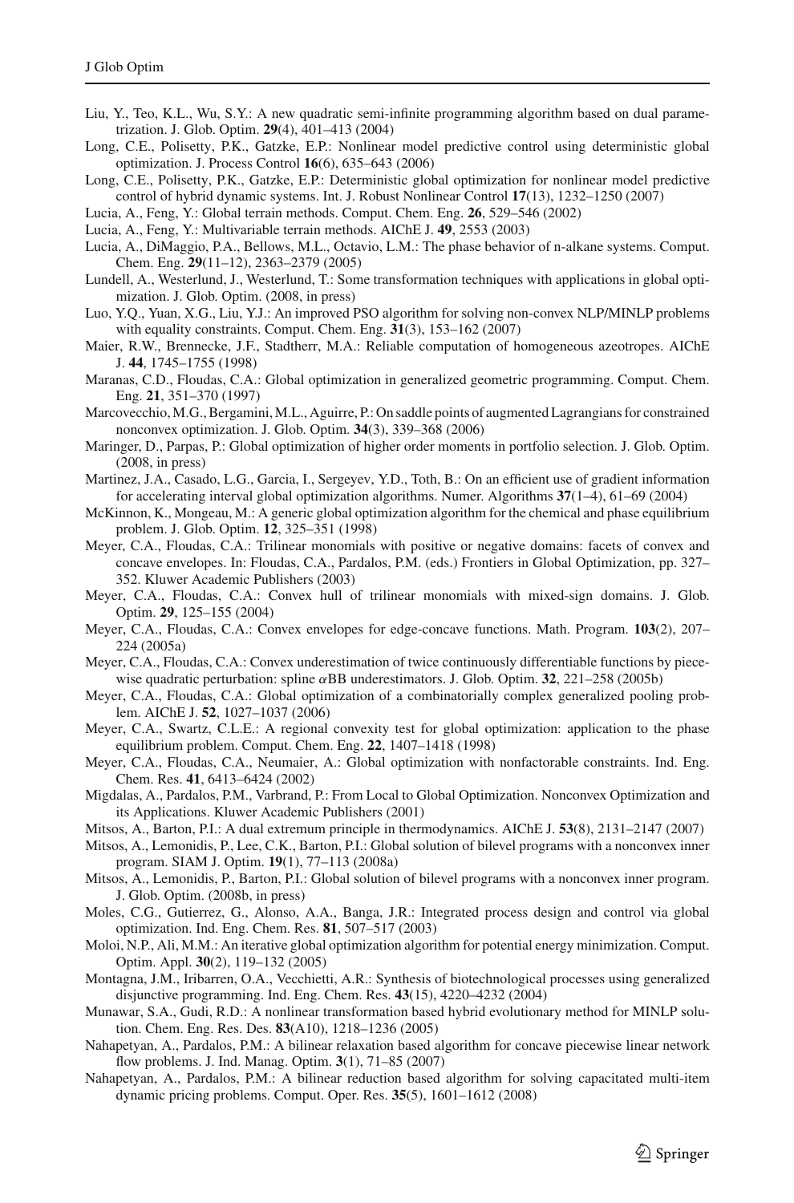Liu, Y., Teo, K.L., Wu, S.Y.: A new quadratic semi-infinite programming algorithm based on dual parametrization. J. Glob. Optim. **29**(4), 401–413 (2004)

Long, C.E., Polisetty, P.K., Gatzke, E.P.: Nonlinear model predictive control using deterministic global optimization. J. Process Control **16**(6), 635–643 (2006)

Long, C.E., Polisetty, P.K., Gatzke, E.P.: Deterministic global optimization for nonlinear model predictive control of hybrid dynamic systems. Int. J. Robust Nonlinear Control **17**(13), 1232–1250 (2007)

Lucia, A., Feng, Y.: Global terrain methods. Comput. Chem. Eng. **26**, 529–546 (2002)

Lucia, A., Feng, Y.: Multivariable terrain methods. AIChE J. **49**, 2553 (2003)

Lucia, A., DiMaggio, P.A., Bellows, M.L., Octavio, L.M.: The phase behavior of n-alkane systems. Comput. Chem. Eng. **29**(11–12), 2363–2379 (2005)

Lundell, A., Westerlund, J., Westerlund, T.: Some transformation techniques with applications in global optimization. J. Glob. Optim. (2008, in press)

Luo, Y.Q., Yuan, X.G., Liu, Y.J.: An improved PSO algorithm for solving non-convex NLP/MINLP problems with equality constraints. Comput. Chem. Eng. **31**(3), 153–162 (2007)

Maier, R.W., Brennecke, J.F., Stadtherr, M.A.: Reliable computation of homogeneous azeotropes. AIChE J. **44**, 1745–1755 (1998)

Maranas, C.D., Floudas, C.A.: Global optimization in generalized geometric programming. Comput. Chem. Eng. **21**, 351–370 (1997)

Marcovecchio, M.G., Bergamini, M.L., Aguirre, P.: On saddle points of augmented Lagrangians for constrained nonconvex optimization. J. Glob. Optim. **34**(3), 339–368 (2006)

Maringer, D., Parpas, P.: Global optimization of higher order moments in portfolio selection. J. Glob. Optim. (2008, in press)

Martinez, J.A., Casado, L.G., Garcia, I., Sergeyev, Y.D., Toth, B.: On an efficient use of gradient information for accelerating interval global optimization algorithms. Numer. Algorithms **37**(1–4), 61–69 (2004)

McKinnon, K., Mongeau, M.: A generic global optimization algorithm for the chemical and phase equilibrium problem. J. Glob. Optim. **12**, 325–351 (1998)

Meyer, C.A., Floudas, C.A.: Trilinear monomials with positive or negative domains: facets of convex and concave envelopes. In: Floudas, C.A., Pardalos, P.M. (eds.) Frontiers in Global Optimization, pp. 327–352. Kluwer Academic Publishers (2003)

Meyer, C.A., Floudas, C.A.: Convex hull of trilinear monomials with mixed-sign domains. J. Glob. Optim. **29**, 125–155 (2004)

Meyer, C.A., Floudas, C.A.: Convex envelopes for edge-concave functions. Math. Program. **103**(2), 207–224 (2005a)

Meyer, C.A., Floudas, C.A.: Convex underestimation of twice continuously differentiable functions by piecewise quadratic perturbation: spline $\alpha$BB underestimators. J. Glob. Optim. **32**, 221–258 (2005b)

Meyer, C.A., Floudas, C.A.: Global optimization of a combinatorially complex generalized pooling problem. AIChE J. **52**, 1027–1037 (2006)

Meyer, C.A., Swartz, C.L.E.: A regional convexity test for global optimization: application to the phase equilibrium problem. Comput. Chem. Eng. **22**, 1407–1418 (1998)

Meyer, C.A., Floudas, C.A., Neumaier, A.: Global optimization with nonfactorable constraints. Ind. Eng. Chem. Res. **41**, 6413–6424 (2002)

Migdalas, A., Pardalos, P.M., Varbrand, P.: From Local to Global Optimization. Nonconvex Optimization and its Applications. Kluwer Academic Publishers (2001)

Mitsos, A., Barton, P.I.: A dual extremum principle in thermodynamics. AIChE J. **53**(8), 2131–2147 (2007)

Mitsos, A., Lemonidis, P., Lee, C.K., Barton, P.I.: Global solution of bilevel programs with a nonconvex inner program. SIAM J. Optim. **19**(1), 77–113 (2008a)

Mitsos, A., Lemonidis, P., Barton, P.I.: Global solution of bilevel programs with a nonconvex inner program. J. Glob. Optim. (2008b, in press)

Moles, C.G., Gutierrez, G., Alonso, A.A., Banga, J.R.: Integrated process design and control via global optimization. Ind. Eng. Chem. Res. **81**, 507–517 (2003)

Moloi, N.P., Ali, M.M.: An iterative global optimization algorithm for potential energy minimization. Comput. Optim. Appl. **30**(2), 119–132 (2005)

Montagna, J.M., Iribarren, O.A., Vecchietti, A.R.: Synthesis of biotechnological processes using generalized disjunctive programming. Ind. Eng. Chem. Res. **43**(15), 4220–4232 (2004)

Munawar, S.A., Gudi, R.D.: A nonlinear transformation based hybrid evolutionary method for MINLP solution. Chem. Eng. Res. Des. **83**(A10), 1218–1236 (2005)

Nahapetyan, A., Pardalos, P.M.: A bilinear relaxation based algorithm for concave piecewise linear network flow problems. J. Ind. Manag. Optim. **3**(1), 71–85 (2007)

Nahapetyan, A., Pardalos, P.M.: A bilinear reduction based algorithm for solving capacitated multi-item dynamic pricing problems. Comput. Oper. Res. **35**(5), 1601–1612 (2008)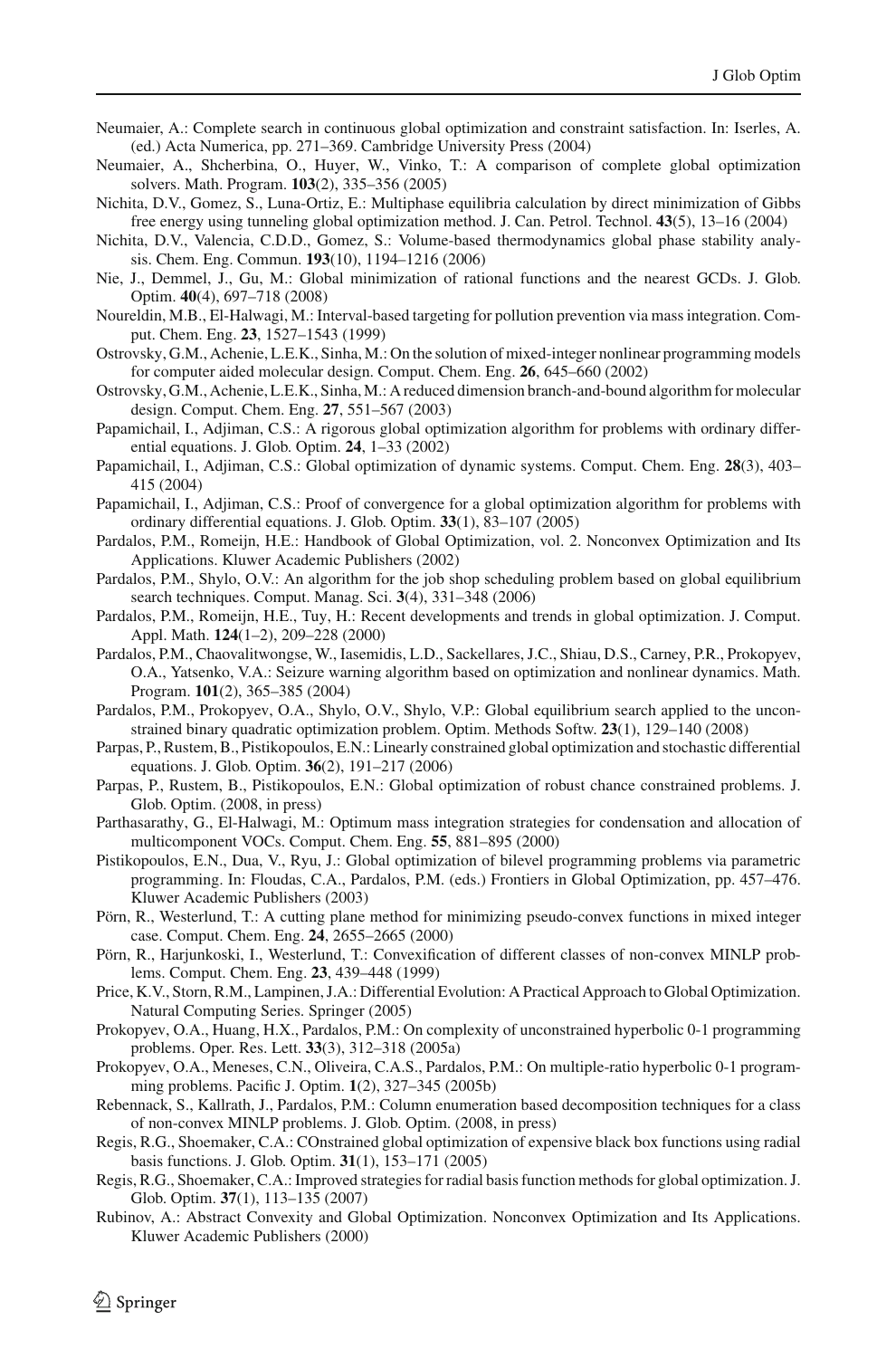Neumaier, A.: Complete search in continuous global optimization and constraint satisfaction. In: Iserles, A. (ed.) Acta Numerica, pp. 271–369. Cambridge University Press (2004)

Neumaier, A., Shcherbina, O., Huyer, W., Vinko, T.: A comparison of complete global optimization solvers. Math. Program. **103**(2), 335–356 (2005)

Nichita, D.V., Gomez, S., Luna-Ortiz, E.: Multiphase equilibria calculation by direct minimization of Gibbs free energy using tunneling global optimization method. J. Can. Petrol. Technol. **43**(5), 13–16 (2004)

Nichita, D.V., Valencia, C.D.D., Gomez, S.: Volume-based thermodynamics global phase stability analysis. Chem. Eng. Commun. **193**(10), 1194–1216 (2006)

Nie, J., Demmel, J., Gu, M.: Global minimization of rational functions and the nearest GCDs. J. Glob. Optim. **40**(4), 697–718 (2008)

Noureldin, M.B., El-Halwagi, M.: Interval-based targeting for pollution prevention via mass integration. Comput. Chem. Eng. **23**, 1527–1543 (1999)

Ostrovsky, G.M., Achenie, L.E.K., Sinha, M.: On the solution of mixed-integer nonlinear programming models for computer aided molecular design. Comput. Chem. Eng. **26**, 645–660 (2002)

Ostrovsky, G.M., Achenie, L.E.K., Sinha, M.: A reduced dimension branch-and-bound algorithm for molecular design. Comput. Chem. Eng. **27**, 551–567 (2003)

Papamichail, I., Adjiman, C.S.: A rigorous global optimization algorithm for problems with ordinary differential equations. J. Glob. Optim. **24**, 1–33 (2002)

Papamichail, I., Adjiman, C.S.: Global optimization of dynamic systems. Comput. Chem. Eng. **28**(3), 403–415 (2004)

Papamichail, I., Adjiman, C.S.: Proof of convergence for a global optimization algorithm for problems with ordinary differential equations. J. Glob. Optim. **33**(1), 83–107 (2005)

Pardalos, P.M., Romeijn, H.E.: Handbook of Global Optimization, vol. 2. Nonconvex Optimization and Its Applications. Kluwer Academic Publishers (2002)

Pardalos, P.M., Shylo, O.V.: An algorithm for the job shop scheduling problem based on global equilibrium search techniques. Comput. Manag. Sci. **3**(4), 331–348 (2006)

Pardalos, P.M., Romeijn, H.E., Tuy, H.: Recent developments and trends in global optimization. J. Comput. Appl. Math. **124**(1–2), 209–228 (2000)

Pardalos, P.M., Chaovalitwongse, W., Iasemidis, L.D., Sackellares, J.C., Shiau, D.S., Carney, P.R., Prokopyev, O.A., Yatsenko, V.A.: Seizure warning algorithm based on optimization and nonlinear dynamics. Math. Program. **101**(2), 365–385 (2004)

Pardalos, P.M., Prokopyev, O.A., Shylo, O.V., Shylo, V.P.: Global equilibrium search applied to the unconstrained binary quadratic optimization problem. Optim. Methods Softw. **23**(1), 129–140 (2008)

Parpas, P., Rustem, B., Pistikopoulos, E.N.: Linearly constrained global optimization and stochastic differential equations. J. Glob. Optim. **36**(2), 191–217 (2006)

Parpas, P., Rustem, B., Pistikopoulos, E.N.: Global optimization of robust chance constrained problems. J. Glob. Optim. (2008, in press)

Parthasarathy, G., El-Halwagi, M.: Optimum mass integration strategies for condensation and allocation of multicomponent VOCs. Comput. Chem. Eng. **55**, 881–895 (2000)

Pistikopoulos, E.N., Dua, V., Ryu, J.: Global optimization of bilevel programming problems via parametric programming. In: Floudas, C.A., Pardalos, P.M. (eds.) Frontiers in Global Optimization, pp. 457–476. Kluwer Academic Publishers (2003)

Pörn, R., Westerlund, T.: A cutting plane method for minimizing pseudo-convex functions in mixed integer case. Comput. Chem. Eng. **24**, 2655–2665 (2000)

Pörn, R., Harjunkoski, I., Westerlund, T.: Convexification of different classes of non-convex MINLP problems. Comput. Chem. Eng. **23**, 439–448 (1999)

Price, K.V., Storn, R.M., Lampinen, J.A.: Differential Evolution: A Practical Approach to Global Optimization. Natural Computing Series. Springer (2005)

Prokopyev, O.A., Huang, H.X., Pardalos, P.M.: On complexity of unconstrained hyperbolic 0-1 programming problems. Oper. Res. Lett. **33**(3), 312–318 (2005a)

Prokopyev, O.A., Meneses, C.N., Oliveira, C.A.S., Pardalos, P.M.: On multiple-ratio hyperbolic 0-1 programming problems. Pacific J. Optim. **1**(2), 327–345 (2005b)

Rebennack, S., Kallrath, J., Pardalos, P.M.: Column enumeration based decomposition techniques for a class of non-convex MINLP problems. J. Glob. Optim. (2008, in press)

Regis, R.G., Shoemaker, C.A.: COnstrained global optimization of expensive black box functions using radial basis functions. J. Glob. Optim. **31**(1), 153–171 (2005)

Regis, R.G., Shoemaker, C.A.: Improved strategies for radial basis function methods for global optimization. J. Glob. Optim. **37**(1), 113–135 (2007)

Rubinov, A.: Abstract Convexity and Global Optimization. Nonconvex Optimization and Its Applications. Kluwer Academic Publishers (2000)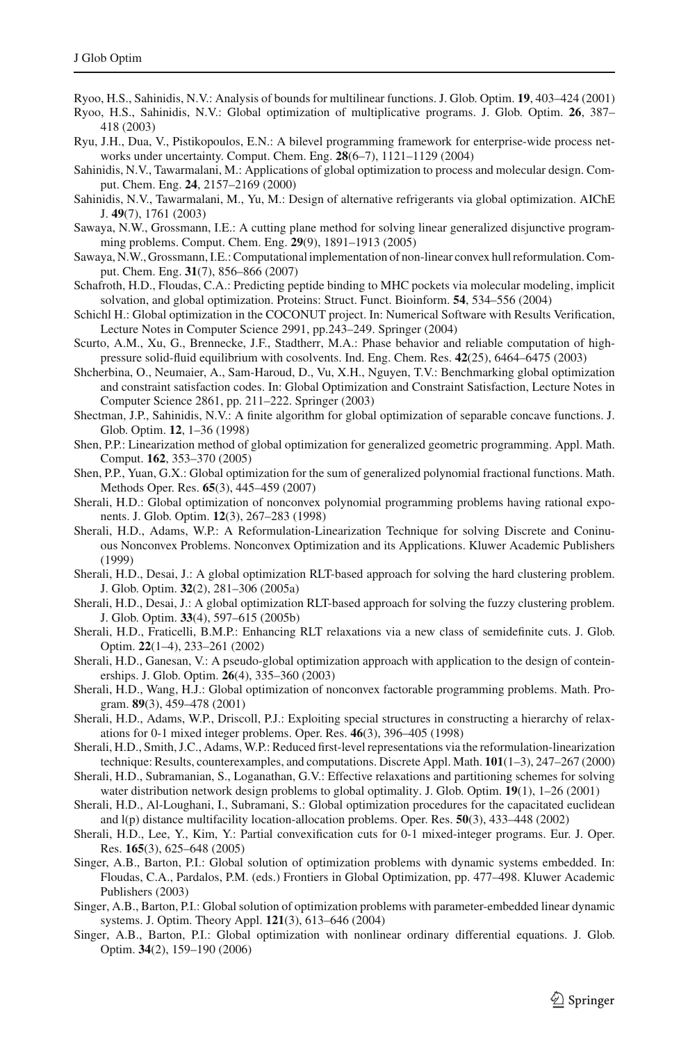Ryoo, H.S., Sahinidis, N.V.: Analysis of bounds for multilinear functions. J. Glob. Optim. **19**, 403–424 (2001)

Ryoo, H.S., Sahinidis, N.V.: Global optimization of multiplicative programs. J. Glob. Optim. **26**, 387–418 (2003)

Ryu, J.H., Dua, V., Pistikopoulos, E.N.: A bilevel programming framework for enterprise-wide process networks under uncertainty. Comput. Chem. Eng. **28**(6–7), 1121–1129 (2004)

Sahinidis, N.V., Tawarmalani, M.: Applications of global optimization to process and molecular design. Comput. Chem. Eng. **24**, 2157–2169 (2000)

Sahinidis, N.V., Tawarmalani, M., Yu, M.: Design of alternative refrigerants via global optimization. AIChE J. **49**(7), 1761 (2003)

Sawaya, N.W., Grossmann, I.E.: A cutting plane method for solving linear generalized disjunctive programming problems. Comput. Chem. Eng. **29**(9), 1891–1913 (2005)

Sawaya, N.W., Grossmann, I.E.: Computational implementation of non-linear convex hull reformulation. Comput. Chem. Eng. **31**(7), 856–866 (2007)

Schafroth, H.D., Floudas, C.A.: Predicting peptide binding to MHC pockets via molecular modeling, implicit solvation, and global optimization. Proteins: Struct. Funct. Bioinform. **54**, 534–556 (2004)

Schichl H.: Global optimization in the COCONUT project. In: Numerical Software with Results Verification, Lecture Notes in Computer Science 2991, pp.243–249. Springer (2004)

Scurto, A.M., Xu, G., Brennecke, J.F., Stadtherr, M.A.: Phase behavior and reliable computation of high-pressure solid-fluid equilibrium with cosolvents. Ind. Eng. Chem. Res. **42**(25), 6464–6475 (2003)

Shcherbina, O., Neumaier, A., Sam-Haroud, D., Vu, X.H., Nguyen, T.V.: Benchmarking global optimization and constraint satisfaction codes. In: Global Optimization and Constraint Satisfaction, Lecture Notes in Computer Science 2861, pp. 211–222. Springer (2003)

Shectman, J.P., Sahinidis, N.V.: A finite algorithm for global optimization of separable concave functions. J. Glob. Optim. **12**, 1–36 (1998)

Shen, P.P.: Linearization method of global optimization for generalized geometric programming. Appl. Math. Comput. **162**, 353–370 (2005)

Shen, P.P., Yuan, G.X.: Global optimization for the sum of generalized polynomial fractional functions. Math. Methods Oper. Res. **65**(3), 445–459 (2007)

Sherali, H.D.: Global optimization of nonconvex polynomial programming problems having rational exponents. J. Glob. Optim. **12**(3), 267–283 (1998)

Sherali, H.D., Adams, W.P.: A Reformulation-Linearization Technique for solving Discrete and Coninuous Nonconvex Problems. Nonconvex Optimization and its Applications. Kluwer Academic Publishers (1999)

Sherali, H.D., Desai, J.: A global optimization RLT-based approach for solving the hard clustering problem. J. Glob. Optim. **32**(2), 281–306 (2005a)

Sherali, H.D., Desai, J.: A global optimization RLT-based approach for solving the fuzzy clustering problem. J. Glob. Optim. **33**(4), 597–615 (2005b)

Sherali, H.D., Fraticelli, B.M.P.: Enhancing RLT relaxations via a new class of semidefinite cuts. J. Glob. Optim. **22**(1–4), 233–261 (2002)

Sherali, H.D., Ganesan, V.: A pseudo-global optimization approach with application to the design of conteinerships. J. Glob. Optim. **26**(4), 335–360 (2003)

Sherali, H.D., Wang, H.J.: Global optimization of nonconvex factorable programming problems. Math. Program. **89**(3), 459–478 (2001)

Sherali, H.D., Adams, W.P., Driscoll, P.J.: Exploiting special structures in constructing a hierarchy of relaxations for 0-1 mixed integer problems. Oper. Res. **46**(3), 396–405 (1998)

Sherali, H.D., Smith, J.C., Adams, W.P.: Reduced first-level representations via the reformulation-linearization technique: Results, counterexamples, and computations. Discrete Appl. Math. **101**(1–3), 247–267 (2000)

Sherali, H.D., Subramanian, S., Loganathan, G.V.: Effective relaxations and partitioning schemes for solving water distribution network design problems to global optimality. J. Glob. Optim. **19**(1), 1–26 (2001)

Sherali, H.D., Al-Loughani, I., Subramani, S.: Global optimization procedures for the capacitated euclidean and l(p) distance multifacility location-allocation problems. Oper. Res. **50**(3), 433–448 (2002)

Sherali, H.D., Lee, Y., Kim, Y.: Partial convexification cuts for 0-1 mixed-integer programs. Eur. J. Oper. Res. **165**(3), 625–648 (2005)

Singer, A.B., Barton, P.I.: Global solution of optimization problems with dynamic systems embedded. In: Floudas, C.A., Pardalos, P.M. (eds.) Frontiers in Global Optimization, pp. 477–498. Kluwer Academic Publishers (2003)

Singer, A.B., Barton, P.I.: Global solution of optimization problems with parameter-embedded linear dynamic systems. J. Optim. Theory Appl. **121**(3), 613–646 (2004)

Singer, A.B., Barton, P.I.: Global optimization with nonlinear ordinary differential equations. J. Glob. Optim. **34**(2), 159–190 (2006)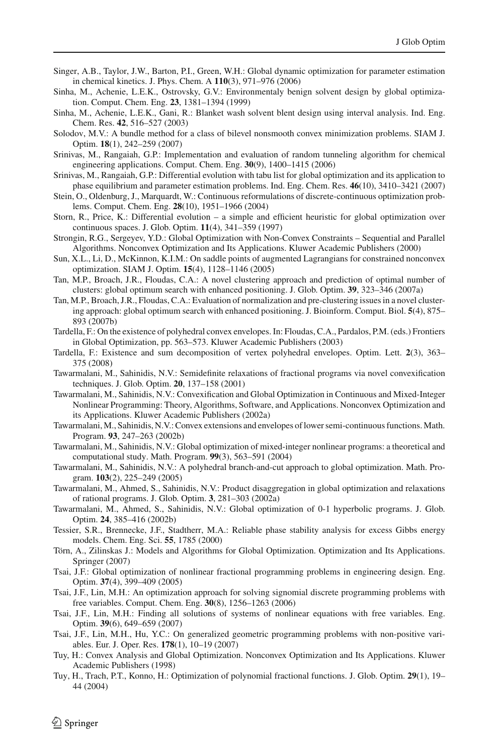Singer, A.B., Taylor, J.W., Barton, P.I., Green, W.H.: Global dynamic optimization for parameter estimation in chemical kinetics. J. Phys. Chem. A **110**(3), 971–976 (2006)

Sinha, M., Achenie, L.E.K., Ostrovsky, G.V.: Environmentaly benign solvent design by global optimization. Comput. Chem. Eng. **23**, 1381–1394 (1999)

Sinha, M., Achenie, L.E.K., Gani, R.: Blanket wash solvent blent design using interval analysis. Ind. Eng. Chem. Res. **42**, 516–527 (2003)

Solodov, M.V.: A bundle method for a class of bilevel nonsmooth convex minimization problems. SIAM J. Optim. **18**(1), 242–259 (2007)

Srinivas, M., Rangaiah, G.P.: Implementation and evaluation of random tunneling algorithm for chemical engineering applications. Comput. Chem. Eng. **30**(9), 1400–1415 (2006)

Srinivas, M., Rangaiah, G.P.: Differential evolution with tabu list for global optimization and its application to phase equilibrium and parameter estimation problems. Ind. Eng. Chem. Res. **46**(10), 3410–3421 (2007)

Stein, O., Oldenburg, J., Marquardt, W.: Continuous reformulations of discrete-continuous optimization problems. Comput. Chem. Eng. **28**(10), 1951–1966 (2004)

Storn, R., Price, K.: Differential evolution – a simple and efficient heuristic for global optimization over continuous spaces. J. Glob. Optim. **11**(4), 341–359 (1997)

Strongin, R.G., Sergeyev, Y.D.: Global Optimization with Non-Convex Constraints – Sequential and Parallel Algorithms. Nonconvex Optimization and Its Applications. Kluwer Academic Publishers (2000)

Sun, X.L., Li, D., McKinnon, K.I.M.: On saddle points of augmented Lagrangians for constrained nonconvex optimization. SIAM J. Optim. **15**(4), 1128–1146 (2005)

Tan, M.P., Broach, J.R., Floudas, C.A.: A novel clustering approach and prediction of optimal number of clusters: global optimum search with enhanced positioning. J. Glob. Optim. **39**, 323–346 (2007a)

Tan, M.P., Broach, J.R., Floudas, C.A.: Evaluation of normalization and pre-clustering issues in a novel clustering approach: global optimum search with enhanced positioning. J. Bioinform. Comput. Biol. **5**(4), 875–893 (2007b)

Tardella, F.: On the existence of polyhedral convex envelopes. In: Floudas, C.A., Pardalos, P.M. (eds.) Frontiers in Global Optimization, pp. 563–573. Kluwer Academic Publishers (2003)

Tardella, F.: Existence and sum decomposition of vertex polyhedral envelopes. Optim. Lett. **2**(3), 363–375 (2008)

Tawarmalani, M., Sahinidis, N.V.: Semidefinite relaxations of fractional programs via novel convexification techniques. J. Glob. Optim. **20**, 137–158 (2001)

Tawarmalani, M., Sahinidis, N.V.: Convexification and Global Optimization in Continuous and Mixed-Integer Nonlinear Programming: Theory, Algorithms, Software, and Applications. Nonconvex Optimization and its Applications. Kluwer Academic Publishers (2002a)

Tawarmalani, M., Sahinidis, N.V.: Convex extensions and envelopes of lower semi-continuous functions. Math. Program. **93**, 247–263 (2002b)

Tawarmalani, M., Sahinidis, N.V.: Global optimization of mixed-integer nonlinear programs: a theoretical and computational study. Math. Program. **99**(3), 563–591 (2004)

Tawarmalani, M., Sahinidis, N.V.: A polyhedral branch-and-cut approach to global optimization. Math. Program. **103**(2), 225–249 (2005)

Tawarmalani, M., Ahmed, S., Sahinidis, N.V.: Product disaggregation in global optimization and relaxations of rational programs. J. Glob. Optim. **3**, 281–303 (2002a)

Tawarmalani, M., Ahmed, S., Sahinidis, N.V.: Global optimization of 0-1 hyperbolic programs. J. Glob. Optim. **24**, 385–416 (2002b)

Tessier, S.R., Brennecke, J.F., Stadtherr, M.A.: Reliable phase stability analysis for excess Gibbs energy models. Chem. Eng. Sci. **55**, 1785 (2000)

Törn, A., Zilinskas J.: Models and Algorithms for Global Optimization. Optimization and Its Applications. Springer (2007)

Tsai, J.F.: Global optimization of nonlinear fractional programming problems in engineering design. Eng. Optim. **37**(4), 399–409 (2005)

Tsai, J.F., Lin, M.H.: An optimization approach for solving signomial discrete programming problems with free variables. Comput. Chem. Eng. **30**(8), 1256–1263 (2006)

Tsai, J.F., Lin, M.H.: Finding all solutions of systems of nonlinear equations with free variables. Eng. Optim. **39**(6), 649–659 (2007)

Tsai, J.F., Lin, M.H., Hu, Y.C.: On generalized geometric programming problems with non-positive variables. Eur. J. Oper. Res. **178**(1), 10–19 (2007)

Tuy, H.: Convex Analysis and Global Optimization. Nonconvex Optimization and Its Applications. Kluwer Academic Publishers (1998)

Tuy, H., Trach, P.T., Konno, H.: Optimization of polynomial fractional functions. J. Glob. Optim. **29**(1), 19–44 (2004)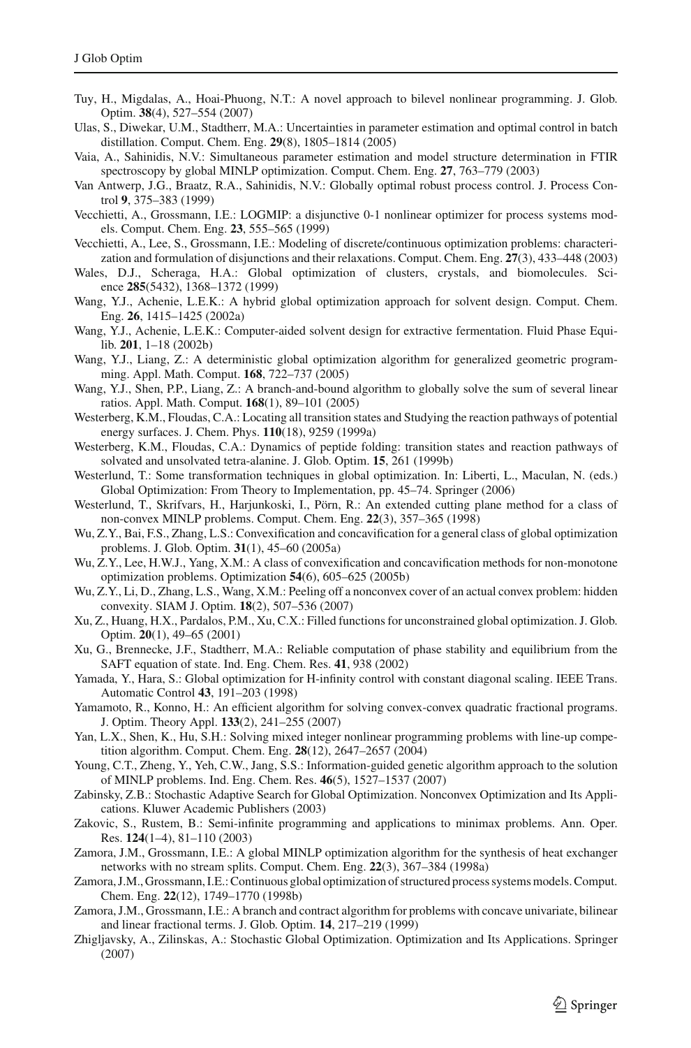Tuy, H., Migdalas, A., Hoai-Phuong, N.T.: A novel approach to bilevel nonlinear programming. J. Glob. Optim. **38**(4), 527–554 (2007)

Ulas, S., Diwekar, U.M., Stadtherr, M.A.: Uncertainties in parameter estimation and optimal control in batch distillation. Comput. Chem. Eng. **29**(8), 1805–1814 (2005)

Vaia, A., Sahinidis, N.V.: Simultaneous parameter estimation and model structure determination in FTIR spectroscopy by global MINLP optimization. Comput. Chem. Eng. **27**, 763–779 (2003)

Van Antwerp, J.G., Braatz, R.A., Sahinidis, N.V.: Globally optimal robust process control. J. Process Control **9**, 375–383 (1999)

Vecchietti, A., Grossmann, I.E.: LOGMIP: a disjunctive 0-1 nonlinear optimizer for process systems models. Comput. Chem. Eng. **23**, 555–565 (1999)

Vecchietti, A., Lee, S., Grossmann, I.E.: Modeling of discrete/continuous optimization problems: characterization and formulation of disjunctions and their relaxations. Comput. Chem. Eng. **27**(3), 433–448 (2003)

Wales, D.J., Scheraga, H.A.: Global optimization of clusters, crystals, and biomolecules. Science **285**(5432), 1368–1372 (1999)

Wang, Y.J., Achenie, L.E.K.: A hybrid global optimization approach for solvent design. Comput. Chem. Eng. **26**, 1415–1425 (2002a)

Wang, Y.J., Achenie, L.E.K.: Computer-aided solvent design for extractive fermentation. Fluid Phase Equilib. **201**, 1–18 (2002b)

Wang, Y.J., Liang, Z.: A deterministic global optimization algorithm for generalized geometric programming. Appl. Math. Comput. **168**, 722–737 (2005)

Wang, Y.J., Shen, P.P., Liang, Z.: A branch-and-bound algorithm to globally solve the sum of several linear ratios. Appl. Math. Comput. **168**(1), 89–101 (2005)

Westerberg, K.M., Floudas, C.A.: Locating all transition states and Studying the reaction pathways of potential energy surfaces. J. Chem. Phys. **110**(18), 9259 (1999a)

Westerberg, K.M., Floudas, C.A.: Dynamics of peptide folding: transition states and reaction pathways of solvated and unsolvated tetra-alanine. J. Glob. Optim. **15**, 261 (1999b)

Westerlund, T.: Some transformation techniques in global optimization. In: Liberti, L., Maculan, N. (eds.) Global Optimization: From Theory to Implementation, pp. 45–74. Springer (2006)

Westerlund, T., Skrifvars, H., Harjunkoski, I., Pörn, R.: An extended cutting plane method for a class of non-convex MINLP problems. Comput. Chem. Eng. **22**(3), 357–365 (1998)

Wu, Z.Y., Bai, F.S., Zhang, L.S.: Convexification and concavification for a general class of global optimization problems. J. Glob. Optim. **31**(1), 45–60 (2005a)

Wu, Z.Y., Lee, H.W.J., Yang, X.M.: A class of convexification and concavification methods for non-monotone optimization problems. Optimization **54**(6), 605–625 (2005b)

Wu, Z.Y., Li, D., Zhang, L.S., Wang, X.M.: Peeling off a nonconvex cover of an actual convex problem: hidden convexity. SIAM J. Optim. **18**(2), 507–536 (2007)

Xu, Z., Huang, H.X., Pardalos, P.M., Xu, C.X.: Filled functions for unconstrained global optimization. J. Glob. Optim. **20**(1), 49–65 (2001)

Xu, G., Brennecke, J.F., Stadtherr, M.A.: Reliable computation of phase stability and equilibrium from the SAFT equation of state. Ind. Eng. Chem. Res. **41**, 938 (2002)

Yamada, Y., Hara, S.: Global optimization for H-infinity control with constant diagonal scaling. IEEE Trans. Automatic Control **43**, 191–203 (1998)

Yamamoto, R., Konno, H.: An efficient algorithm for solving convex-convex quadratic fractional programs. J. Optim. Theory Appl. **133**(2), 241–255 (2007)

Yan, L.X., Shen, K., Hu, S.H.: Solving mixed integer nonlinear programming problems with line-up competition algorithm. Comput. Chem. Eng. **28**(12), 2647–2657 (2004)

Young, C.T., Zheng, Y., Yeh, C.W., Jang, S.S.: Information-guided genetic algorithm approach to the solution of MINLP problems. Ind. Eng. Chem. Res. **46**(5), 1527–1537 (2007)

Zabinsky, Z.B.: Stochastic Adaptive Search for Global Optimization. Nonconvex Optimization and Its Applications. Kluwer Academic Publishers (2003)

Zakovic, S., Rustem, B.: Semi-infinite programming and applications to minimax problems. Ann. Oper. Res. **124**(1–4), 81–110 (2003)

Zamora, J.M., Grossmann, I.E.: A global MINLP optimization algorithm for the synthesis of heat exchanger networks with no stream splits. Comput. Chem. Eng. **22**(3), 367–384 (1998a)

Zamora, J.M., Grossmann, I.E.: Continuous global optimization of structured process systems models. Comput. Chem. Eng. **22**(12), 1749–1770 (1998b)

Zamora, J.M., Grossmann, I.E.: A branch and contract algorithm for problems with concave univariate, bilinear and linear fractional terms. J. Glob. Optim. **14**, 217–219 (1999)

Zhigljavsky, A., Zilinskas, A.: Stochastic Global Optimization. Optimization and Its Applications. Springer (2007)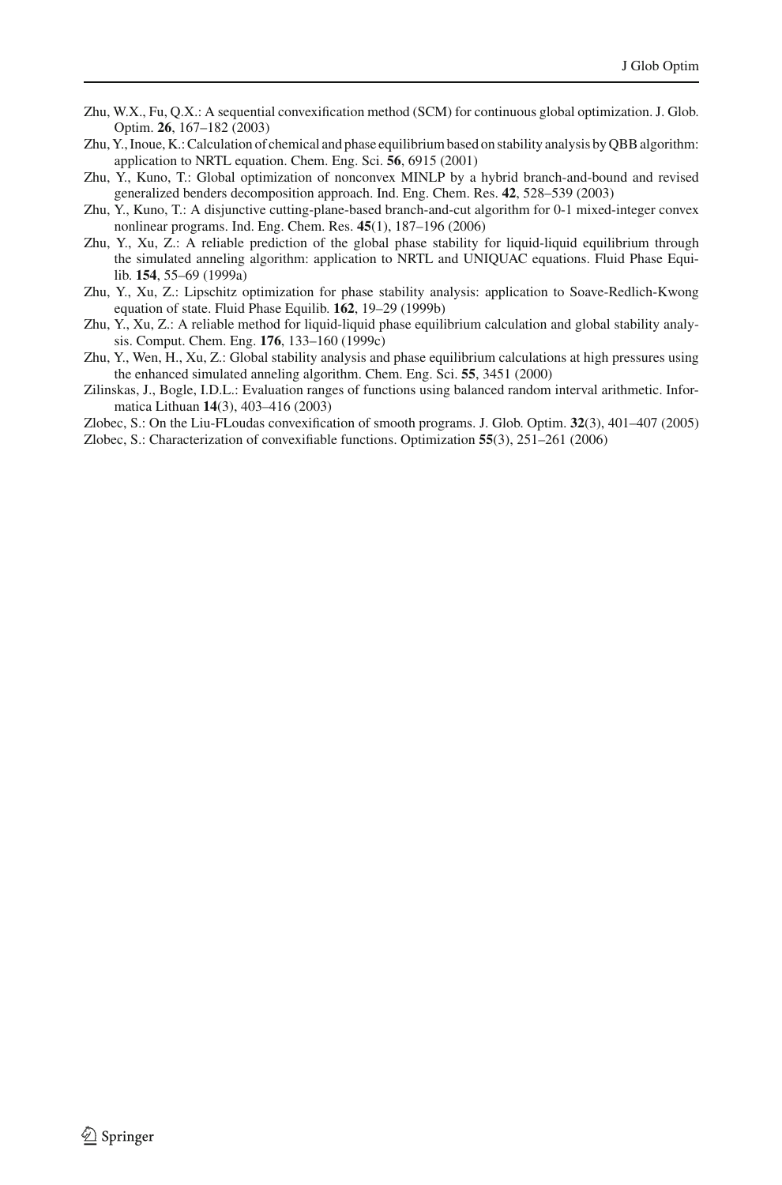Zhu, W.X., Fu, Q.X.: A sequential convexification method (SCM) for continuous global optimization. J. Glob. Optim. **26**, 167–182 (2003)

Zhu, Y., Inoue, K.: Calculation of chemical and phase equilibrium based on stability analysis by QBB algorithm: application to NRTL equation. Chem. Eng. Sci. **56**, 6915 (2001)

Zhu, Y., Kuno, T.: Global optimization of nonconvex MINLP by a hybrid branch-and-bound and revised generalized benders decomposition approach. Ind. Eng. Chem. Res. **42**, 528–539 (2003)

Zhu, Y., Kuno, T.: A disjunctive cutting-plane-based branch-and-cut algorithm for 0-1 mixed-integer convex nonlinear programs. Ind. Eng. Chem. Res. **45**(1), 187–196 (2006)

Zhu, Y., Xu, Z.: A reliable prediction of the global phase stability for liquid-liquid equilibrium through the simulated anneling algorithm: application to NRTL and UNIQUAC equations. Fluid Phase Equilib. **154**, 55–69 (1999a)

Zhu, Y., Xu, Z.: Lipschitz optimization for phase stability analysis: application to Soave-Redlich-Kwong equation of state. Fluid Phase Equilib. **162**, 19–29 (1999b)

Zhu, Y., Xu, Z.: A reliable method for liquid-liquid phase equilibrium calculation and global stability analysis. Comput. Chem. Eng. **176**, 133–160 (1999c)

Zhu, Y., Wen, H., Xu, Z.: Global stability analysis and phase equilibrium calculations at high pressures using the enhanced simulated anneling algorithm. Chem. Eng. Sci. **55**, 3451 (2000)

Zilinskas, J., Bogle, I.D.L.: Evaluation ranges of functions using balanced random interval arithmetic. Informatica Lithuan **14**(3), 403–416 (2003)

Zlobec, S.: On the Liu-FLoudas convexification of smooth programs. J. Glob. Optim. **32**(3), 401–407 (2005)

Zlobec, S.: Characterization of convexifiable functions. Optimization **55**(3), 251–261 (2006)